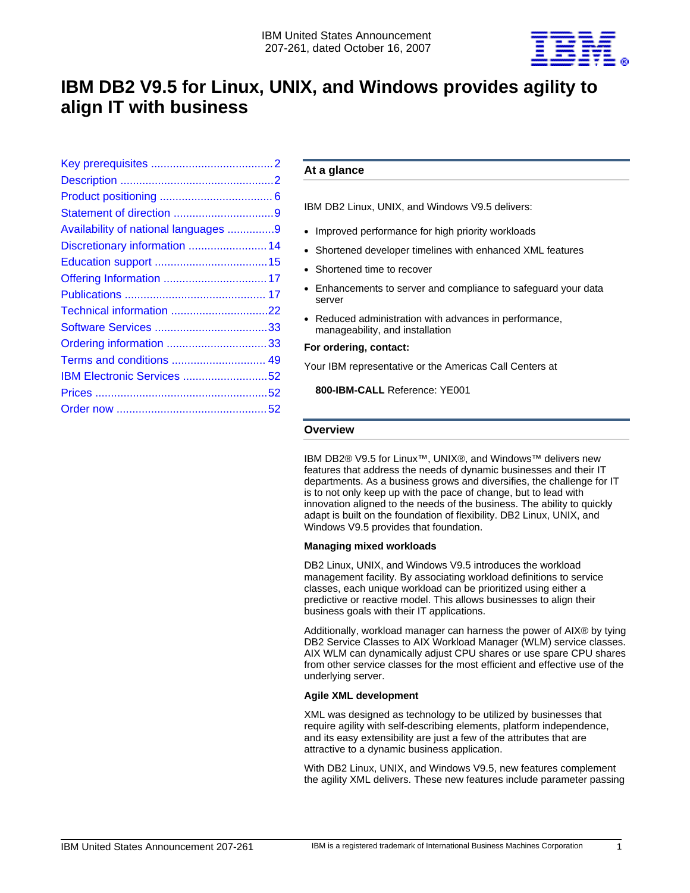IBM United States Announcement
207-261, dated October 16, 2007

# IBM DB2 V9.5 for Linux, UNIX, and Windows provides agility to align IT with business

- Key prerequisites ....................................... 2
- Description ................................................. 2
- Product positioning .................................... 6
- Statement of direction ................................ 9
- Availability of national languages ............... 9
- Discretionary information ......................... 14
- Education support .................................... 15
- Offering Information ................................. 17
- Publications ............................................. 17
- Technical information ............................... 22
- Software Services .................................... 33
- Ordering information ................................ 33
- Terms and conditions .............................. 49
- IBM Electronic Services ........................... 52
- Prices ....................................................... 52
- Order now ................................................ 52

## At a glance

IBM DB2 Linux, UNIX, and Windows V9.5 delivers:

- Improved performance for high priority workloads
- Shortened developer timelines with enhanced XML features
- Shortened time to recover
- Enhancements to server and compliance to safeguard your data server
- Reduced administration with advances in performance, manageability, and installation

**For ordering, contact:**

Your IBM representative or the Americas Call Centers at

**800-IBM-CALL** Reference: YE001

## Overview

IBM DB2® V9.5 for Linux™, UNIX®, and Windows™ delivers new features that address the needs of dynamic businesses and their IT departments. As a business grows and diversifies, the challenge for IT is to not only keep up with the pace of change, but to lead with innovation aligned to the needs of the business. The ability to quickly adapt is built on the foundation of flexibility. DB2 Linux, UNIX, and Windows V9.5 provides that foundation.

**Managing mixed workloads**

DB2 Linux, UNIX, and Windows V9.5 introduces the workload management facility. By associating workload definitions to service classes, each unique workload can be prioritized using either a predictive or reactive model. This allows businesses to align their business goals with their IT applications.

Additionally, workload manager can harness the power of AIX® by tying DB2 Service Classes to AIX Workload Manager (WLM) service classes. AIX WLM can dynamically adjust CPU shares or use spare CPU shares from other service classes for the most efficient and effective use of the underlying server.

**Agile XML development**

XML was designed as technology to be utilized by businesses that require agility with self-describing elements, platform independence, and its easy extensibility are just a few of the attributes that are attractive to a dynamic business application.

With DB2 Linux, UNIX, and Windows V9.5, new features complement the agility XML delivers. These new features include parameter passing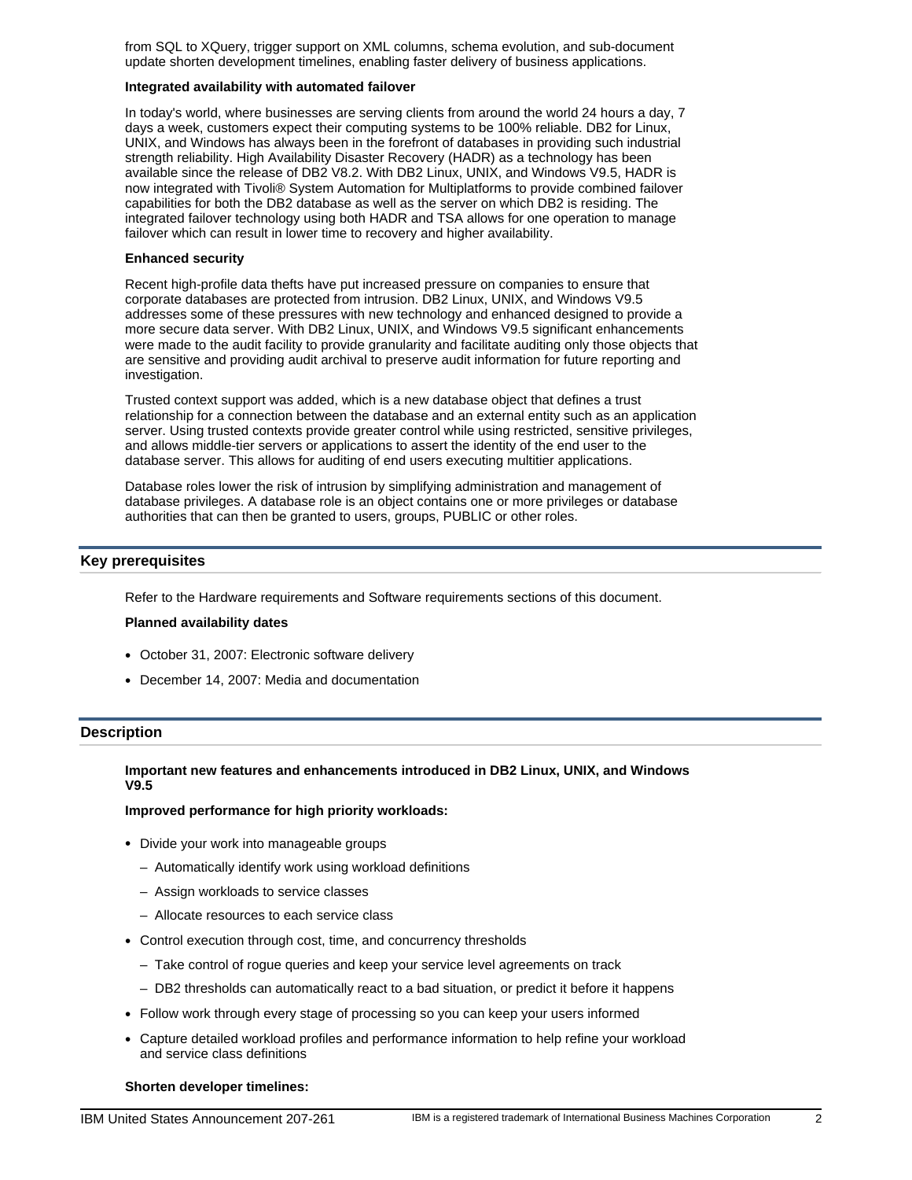from SQL to XQuery, trigger support on XML columns, schema evolution, and sub-document update shorten development timelines, enabling faster delivery of business applications.

**Integrated availability with automated failover**

In today's world, where businesses are serving clients from around the world 24 hours a day, 7 days a week, customers expect their computing systems to be 100% reliable. DB2 for Linux, UNIX, and Windows has always been in the forefront of databases in providing such industrial strength reliability. High Availability Disaster Recovery (HADR) as a technology has been available since the release of DB2 V8.2. With DB2 Linux, UNIX, and Windows V9.5, HADR is now integrated with Tivoli® System Automation for Multiplatforms to provide combined failover capabilities for both the DB2 database as well as the server on which DB2 is residing. The integrated failover technology using both HADR and TSA allows for one operation to manage failover which can result in lower time to recovery and higher availability.

**Enhanced security**

Recent high-profile data thefts have put increased pressure on companies to ensure that corporate databases are protected from intrusion. DB2 Linux, UNIX, and Windows V9.5 addresses some of these pressures with new technology and enhanced designed to provide a more secure data server. With DB2 Linux, UNIX, and Windows V9.5 significant enhancements were made to the audit facility to provide granularity and facilitate auditing only those objects that are sensitive and providing audit archival to preserve audit information for future reporting and investigation.

Trusted context support was added, which is a new database object that defines a trust relationship for a connection between the database and an external entity such as an application server. Using trusted contexts provide greater control while using restricted, sensitive privileges, and allows middle-tier servers or applications to assert the identity of the end user to the database server. This allows for auditing of end users executing multitier applications.

Database roles lower the risk of intrusion by simplifying administration and management of database privileges. A database role is an object contains one or more privileges or database authorities that can then be granted to users, groups, PUBLIC or other roles.

## Key prerequisites

Refer to the Hardware requirements and Software requirements sections of this document.

**Planned availability dates**

- October 31, 2007: Electronic software delivery
- December 14, 2007: Media and documentation

## Description

**Important new features and enhancements introduced in DB2 Linux, UNIX, and Windows V9.5**

**Improved performance for high priority workloads:**

- Divide your work into manageable groups
  - Automatically identify work using workload definitions
  - Assign workloads to service classes
  - Allocate resources to each service class
- Control execution through cost, time, and concurrency thresholds
  - Take control of rogue queries and keep your service level agreements on track
  - DB2 thresholds can automatically react to a bad situation, or predict it before it happens
- Follow work through every stage of processing so you can keep your users informed
- Capture detailed workload profiles and performance information to help refine your workload and service class definitions

**Shorten developer timelines:**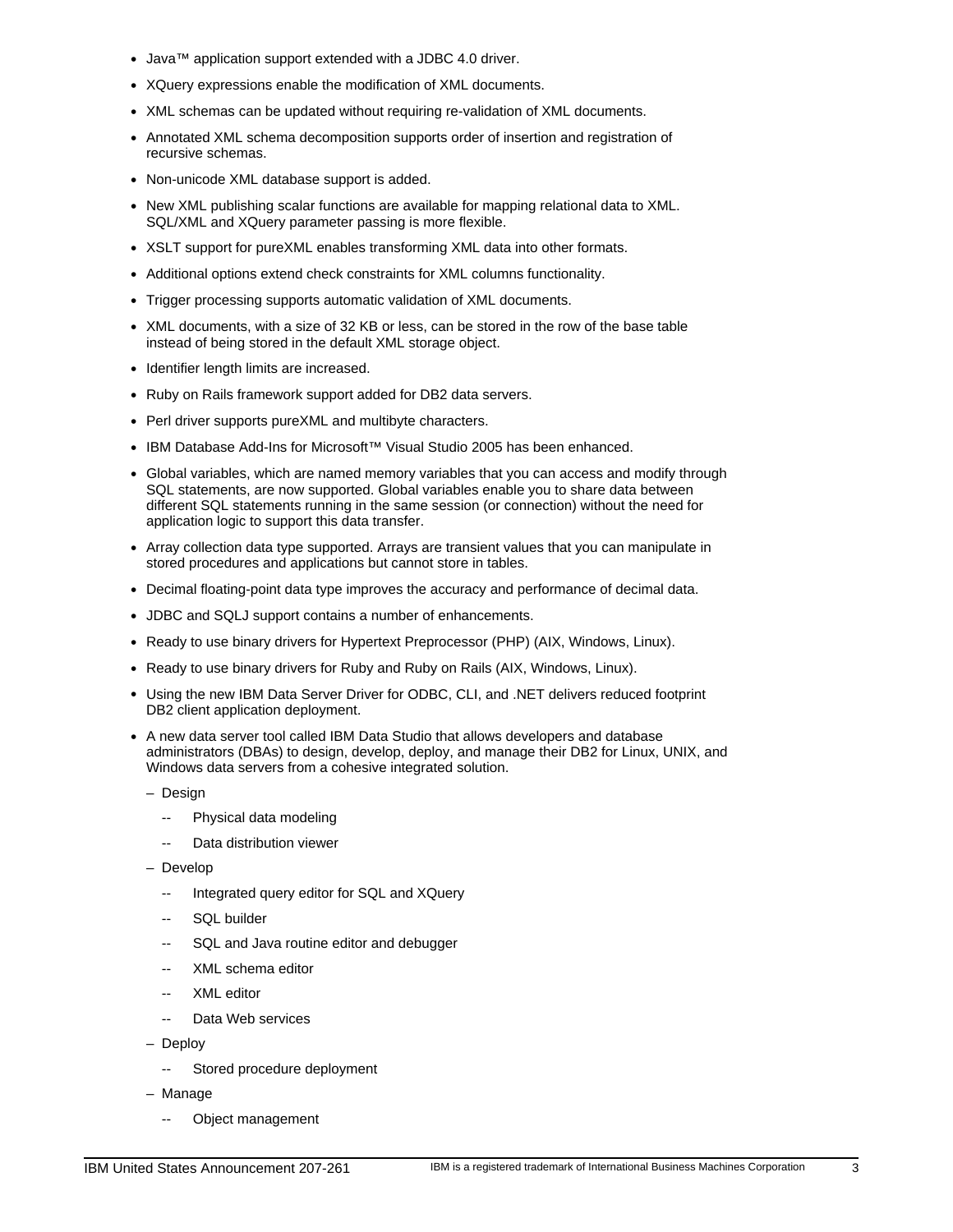- Java™ application support extended with a JDBC 4.0 driver.
- XQuery expressions enable the modification of XML documents.
- XML schemas can be updated without requiring re-validation of XML documents.
- Annotated XML schema decomposition supports order of insertion and registration of recursive schemas.
- Non-unicode XML database support is added.
- New XML publishing scalar functions are available for mapping relational data to XML. SQL/XML and XQuery parameter passing is more flexible.
- XSLT support for pureXML enables transforming XML data into other formats.
- Additional options extend check constraints for XML columns functionality.
- Trigger processing supports automatic validation of XML documents.
- XML documents, with a size of 32 KB or less, can be stored in the row of the base table instead of being stored in the default XML storage object.
- Identifier length limits are increased.
- Ruby on Rails framework support added for DB2 data servers.
- Perl driver supports pureXML and multibyte characters.
- IBM Database Add-Ins for Microsoft™ Visual Studio 2005 has been enhanced.
- Global variables, which are named memory variables that you can access and modify through SQL statements, are now supported. Global variables enable you to share data between different SQL statements running in the same session (or connection) without the need for application logic to support this data transfer.
- Array collection data type supported. Arrays are transient values that you can manipulate in stored procedures and applications but cannot store in tables.
- Decimal floating-point data type improves the accuracy and performance of decimal data.
- JDBC and SQLJ support contains a number of enhancements.
- Ready to use binary drivers for Hypertext Preprocessor (PHP) (AIX, Windows, Linux).
- Ready to use binary drivers for Ruby and Ruby on Rails (AIX, Windows, Linux).
- Using the new IBM Data Server Driver for ODBC, CLI, and .NET delivers reduced footprint DB2 client application deployment.
- A new data server tool called IBM Data Studio that allows developers and database administrators (DBAs) to design, develop, deploy, and manage their DB2 for Linux, UNIX, and Windows data servers from a cohesive integrated solution.
  - Design
    - Physical data modeling
    - Data distribution viewer
  - Develop
    - Integrated query editor for SQL and XQuery
    - SQL builder
    - SQL and Java routine editor and debugger
    - XML schema editor
    - XML editor
    - Data Web services
  - Deploy
    - Stored procedure deployment
  - Manage
    - Object management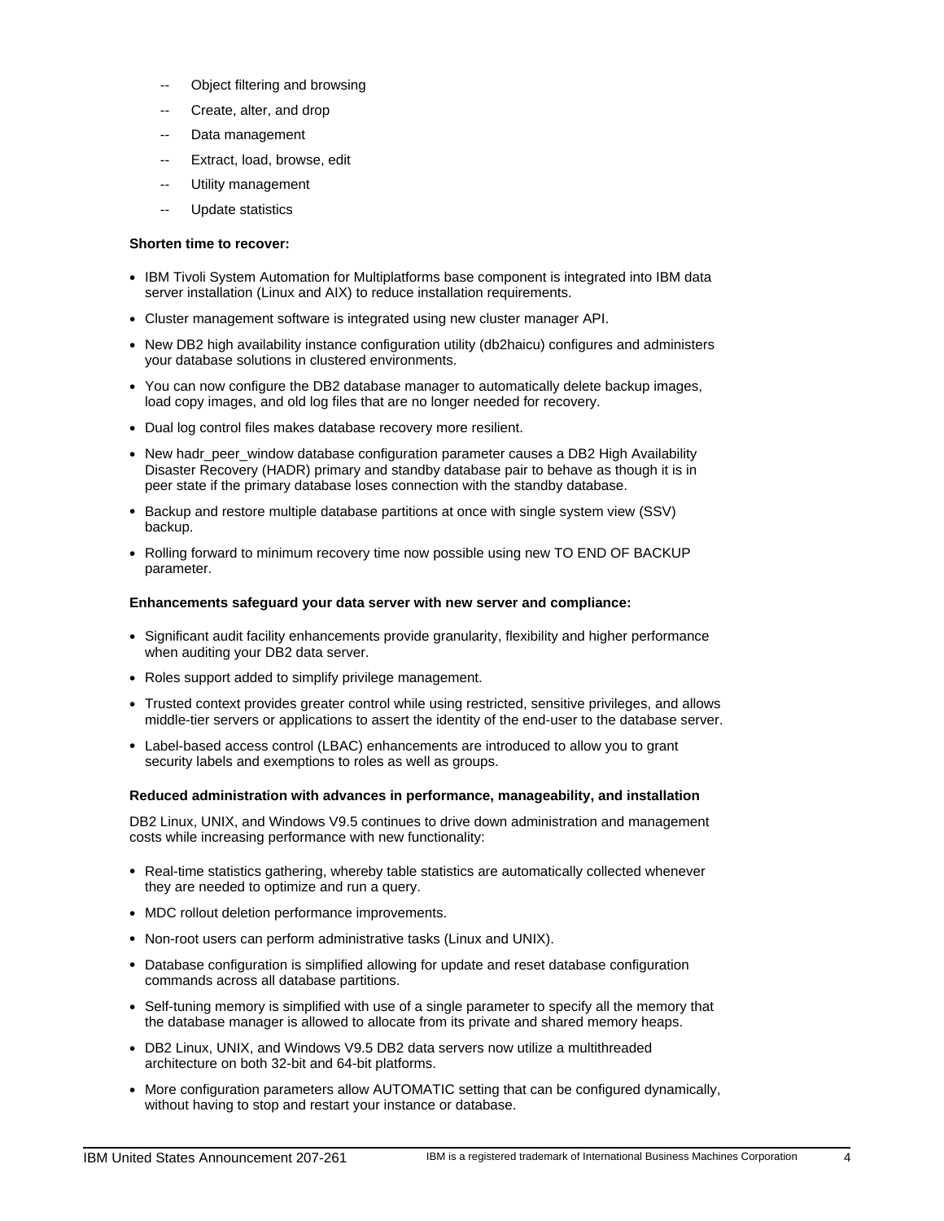- Object filtering and browsing
  - Create, alter, and drop
  - Data management
  - Extract, load, browse, edit
  - Utility management
  - Update statistics

**Shorten time to recover:**

- IBM Tivoli System Automation for Multiplatforms base component is integrated into IBM data server installation (Linux and AIX) to reduce installation requirements.
- Cluster management software is integrated using new cluster manager API.
- New DB2 high availability instance configuration utility (db2haicu) configures and administers your database solutions in clustered environments.
- You can now configure the DB2 database manager to automatically delete backup images, load copy images, and old log files that are no longer needed for recovery.
- Dual log control files makes database recovery more resilient.
- New hadr_peer_window database configuration parameter causes a DB2 High Availability Disaster Recovery (HADR) primary and standby database pair to behave as though it is in peer state if the primary database loses connection with the standby database.
- Backup and restore multiple database partitions at once with single system view (SSV) backup.
- Rolling forward to minimum recovery time now possible using new TO END OF BACKUP parameter.

**Enhancements safeguard your data server with new server and compliance:**

- Significant audit facility enhancements provide granularity, flexibility and higher performance when auditing your DB2 data server.
- Roles support added to simplify privilege management.
- Trusted context provides greater control while using restricted, sensitive privileges, and allows middle-tier servers or applications to assert the identity of the end-user to the database server.
- Label-based access control (LBAC) enhancements are introduced to allow you to grant security labels and exemptions to roles as well as groups.

**Reduced administration with advances in performance, manageability, and installation**

DB2 Linux, UNIX, and Windows V9.5 continues to drive down administration and management costs while increasing performance with new functionality:

- Real-time statistics gathering, whereby table statistics are automatically collected whenever they are needed to optimize and run a query.
- MDC rollout deletion performance improvements.
- Non-root users can perform administrative tasks (Linux and UNIX).
- Database configuration is simplified allowing for update and reset database configuration commands across all database partitions.
- Self-tuning memory is simplified with use of a single parameter to specify all the memory that the database manager is allowed to allocate from its private and shared memory heaps.
- DB2 Linux, UNIX, and Windows V9.5 DB2 data servers now utilize a multithreaded architecture on both 32-bit and 64-bit platforms.
- More configuration parameters allow AUTOMATIC setting that can be configured dynamically, without having to stop and restart your instance or database.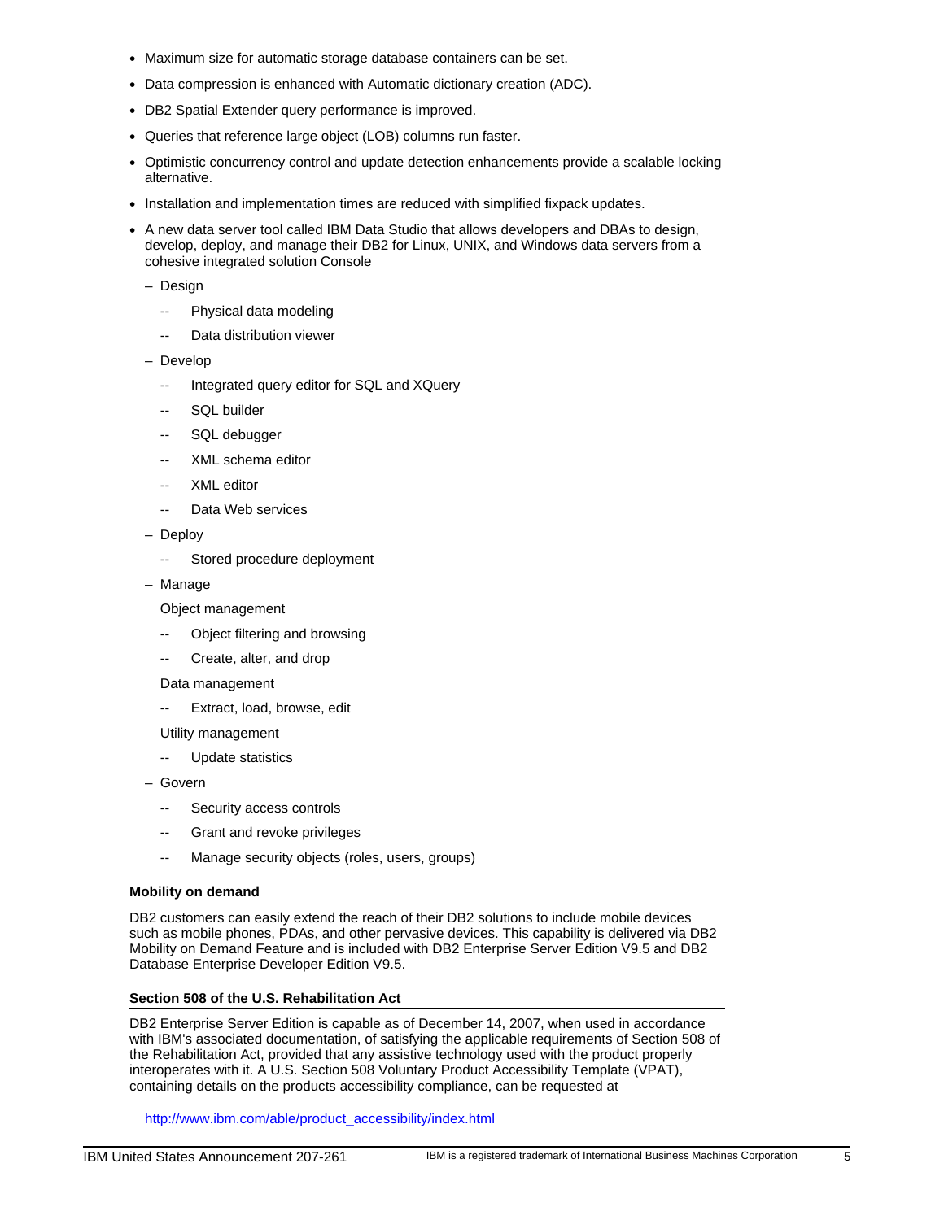- Maximum size for automatic storage database containers can be set.
- Data compression is enhanced with Automatic dictionary creation (ADC).
- DB2 Spatial Extender query performance is improved.
- Queries that reference large object (LOB) columns run faster.
- Optimistic concurrency control and update detection enhancements provide a scalable locking alternative.
- Installation and implementation times are reduced with simplified fixpack updates.
- A new data server tool called IBM Data Studio that allows developers and DBAs to design, develop, deploy, and manage their DB2 for Linux, UNIX, and Windows data servers from a cohesive integrated solution Console
  - Design
    - Physical data modeling
    - Data distribution viewer
  - Develop
    - Integrated query editor for SQL and XQuery
    - SQL builder
    - SQL debugger
    - XML schema editor
    - XML editor
    - Data Web services
  - Deploy
    - Stored procedure deployment
  - Manage

    Object management
    - Object filtering and browsing
    - Create, alter, and drop

    Data management
    - Extract, load, browse, edit

    Utility management
    - Update statistics
  - Govern
    - Security access controls
    - Grant and revoke privileges
    - Manage security objects (roles, users, groups)

**Mobility on demand**

DB2 customers can easily extend the reach of their DB2 solutions to include mobile devices such as mobile phones, PDAs, and other pervasive devices. This capability is delivered via DB2 Mobility on Demand Feature and is included with DB2 Enterprise Server Edition V9.5 and DB2 Database Enterprise Developer Edition V9.5.

**Section 508 of the U.S. Rehabilitation Act**

DB2 Enterprise Server Edition is capable as of December 14, 2007, when used in accordance with IBM's associated documentation, of satisfying the applicable requirements of Section 508 of the Rehabilitation Act, provided that any assistive technology used with the product properly interoperates with it. A U.S. Section 508 Voluntary Product Accessibility Template (VPAT), containing details on the products accessibility compliance, can be requested at

http://www.ibm.com/able/product_accessibility/index.html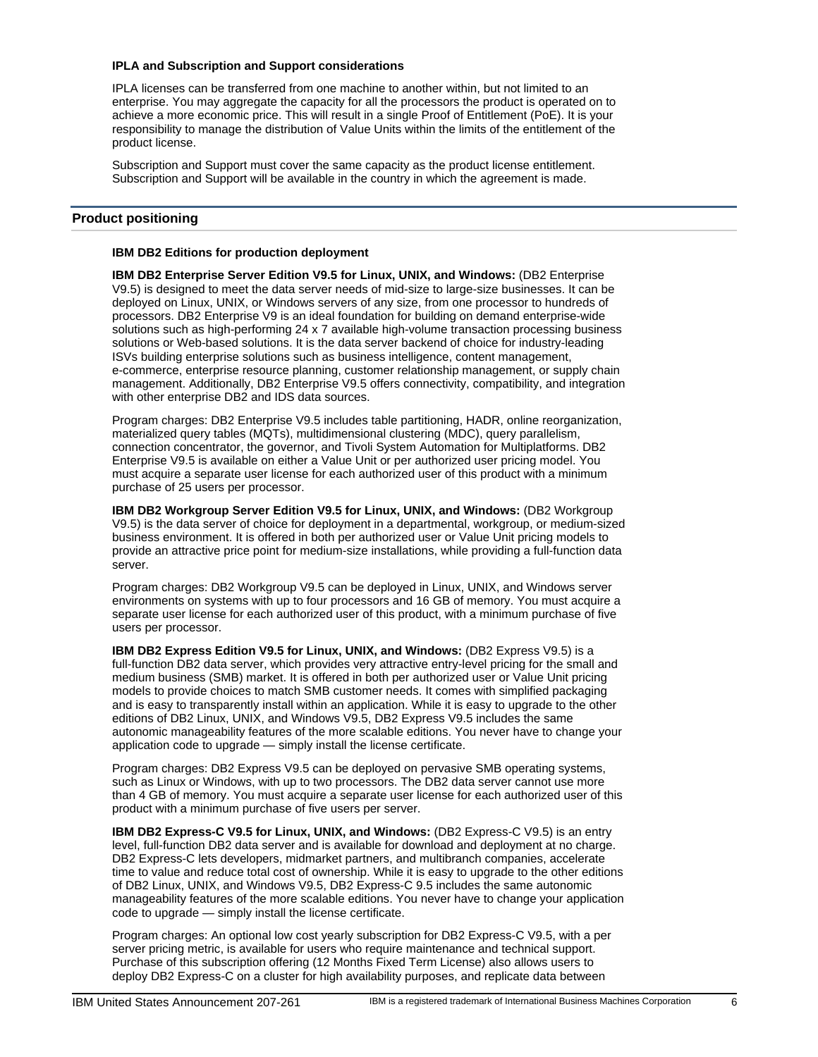**IPLA and Subscription and Support considerations**

IPLA licenses can be transferred from one machine to another within, but not limited to an enterprise. You may aggregate the capacity for all the processors the product is operated on to achieve a more economic price. This will result in a single Proof of Entitlement (PoE). It is your responsibility to manage the distribution of Value Units within the limits of the entitlement of the product license.

Subscription and Support must cover the same capacity as the product license entitlement. Subscription and Support will be available in the country in which the agreement is made.

## Product positioning

**IBM DB2 Editions for production deployment**

**IBM DB2 Enterprise Server Edition V9.5 for Linux, UNIX, and Windows:** (DB2 Enterprise V9.5) is designed to meet the data server needs of mid-size to large-size businesses. It can be deployed on Linux, UNIX, or Windows servers of any size, from one processor to hundreds of processors. DB2 Enterprise V9 is an ideal foundation for building on demand enterprise-wide solutions such as high-performing 24 x 7 available high-volume transaction processing business solutions or Web-based solutions. It is the data server backend of choice for industry-leading ISVs building enterprise solutions such as business intelligence, content management, e-commerce, enterprise resource planning, customer relationship management, or supply chain management. Additionally, DB2 Enterprise V9.5 offers connectivity, compatibility, and integration with other enterprise DB2 and IDS data sources.

Program charges: DB2 Enterprise V9.5 includes table partitioning, HADR, online reorganization, materialized query tables (MQTs), multidimensional clustering (MDC), query parallelism, connection concentrator, the governor, and Tivoli System Automation for Multiplatforms. DB2 Enterprise V9.5 is available on either a Value Unit or per authorized user pricing model. You must acquire a separate user license for each authorized user of this product with a minimum purchase of 25 users per processor.

**IBM DB2 Workgroup Server Edition V9.5 for Linux, UNIX, and Windows:** (DB2 Workgroup V9.5) is the data server of choice for deployment in a departmental, workgroup, or medium-sized business environment. It is offered in both per authorized user or Value Unit pricing models to provide an attractive price point for medium-size installations, while providing a full-function data server.

Program charges: DB2 Workgroup V9.5 can be deployed in Linux, UNIX, and Windows server environments on systems with up to four processors and 16 GB of memory. You must acquire a separate user license for each authorized user of this product, with a minimum purchase of five users per processor.

**IBM DB2 Express Edition V9.5 for Linux, UNIX, and Windows:** (DB2 Express V9.5) is a full-function DB2 data server, which provides very attractive entry-level pricing for the small and medium business (SMB) market. It is offered in both per authorized user or Value Unit pricing models to provide choices to match SMB customer needs. It comes with simplified packaging and is easy to transparently install within an application. While it is easy to upgrade to the other editions of DB2 Linux, UNIX, and Windows V9.5, DB2 Express V9.5 includes the same autonomic manageability features of the more scalable editions. You never have to change your application code to upgrade — simply install the license certificate.

Program charges: DB2 Express V9.5 can be deployed on pervasive SMB operating systems, such as Linux or Windows, with up to two processors. The DB2 data server cannot use more than 4 GB of memory. You must acquire a separate user license for each authorized user of this product with a minimum purchase of five users per server.

**IBM DB2 Express-C V9.5 for Linux, UNIX, and Windows:** (DB2 Express-C V9.5) is an entry level, full-function DB2 data server and is available for download and deployment at no charge. DB2 Express-C lets developers, midmarket partners, and multibranch companies, accelerate time to value and reduce total cost of ownership. While it is easy to upgrade to the other editions of DB2 Linux, UNIX, and Windows V9.5, DB2 Express-C 9.5 includes the same autonomic manageability features of the more scalable editions. You never have to change your application code to upgrade — simply install the license certificate.

Program charges: An optional low cost yearly subscription for DB2 Express-C V9.5, with a per server pricing metric, is available for users who require maintenance and technical support. Purchase of this subscription offering (12 Months Fixed Term License) also allows users to deploy DB2 Express-C on a cluster for high availability purposes, and replicate data between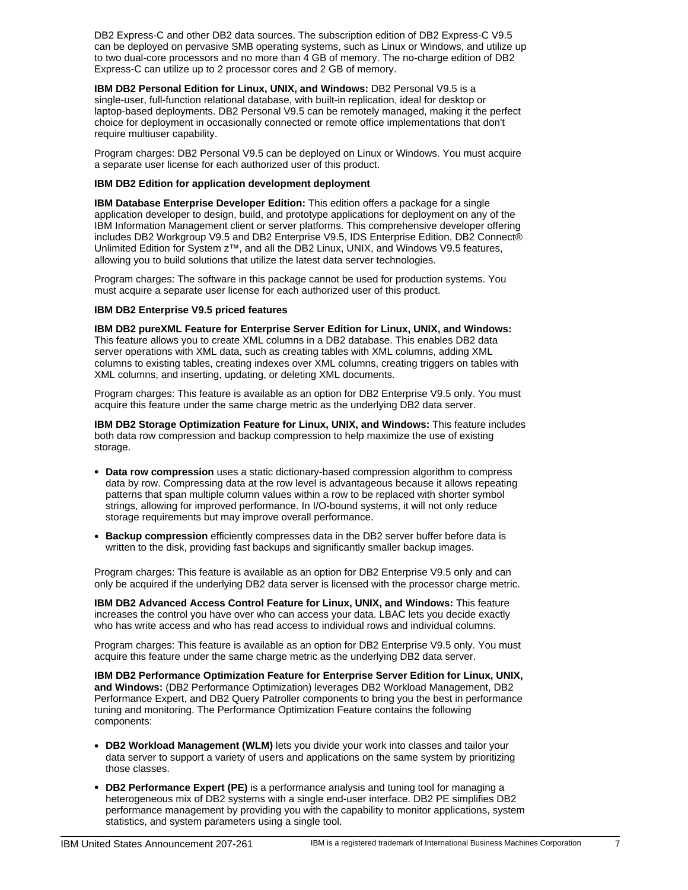DB2 Express-C and other DB2 data sources. The subscription edition of DB2 Express-C V9.5 can be deployed on pervasive SMB operating systems, such as Linux or Windows, and utilize up to two dual-core processors and no more than 4 GB of memory. The no-charge edition of DB2 Express-C can utilize up to 2 processor cores and 2 GB of memory.

**IBM DB2 Personal Edition for Linux, UNIX, and Windows:** DB2 Personal V9.5 is a single-user, full-function relational database, with built-in replication, ideal for desktop or laptop-based deployments. DB2 Personal V9.5 can be remotely managed, making it the perfect choice for deployment in occasionally connected or remote office implementations that don't require multiuser capability.

Program charges: DB2 Personal V9.5 can be deployed on Linux or Windows. You must acquire a separate user license for each authorized user of this product.

**IBM DB2 Edition for application development deployment**

**IBM Database Enterprise Developer Edition:** This edition offers a package for a single application developer to design, build, and prototype applications for deployment on any of the IBM Information Management client or server platforms. This comprehensive developer offering includes DB2 Workgroup V9.5 and DB2 Enterprise V9.5, IDS Enterprise Edition, DB2 Connect® Unlimited Edition for System z™, and all the DB2 Linux, UNIX, and Windows V9.5 features, allowing you to build solutions that utilize the latest data server technologies.

Program charges: The software in this package cannot be used for production systems. You must acquire a separate user license for each authorized user of this product.

**IBM DB2 Enterprise V9.5 priced features**

**IBM DB2 pureXML Feature for Enterprise Server Edition for Linux, UNIX, and Windows:** This feature allows you to create XML columns in a DB2 database. This enables DB2 data server operations with XML data, such as creating tables with XML columns, adding XML columns to existing tables, creating indexes over XML columns, creating triggers on tables with XML columns, and inserting, updating, or deleting XML documents.

Program charges: This feature is available as an option for DB2 Enterprise V9.5 only. You must acquire this feature under the same charge metric as the underlying DB2 data server.

**IBM DB2 Storage Optimization Feature for Linux, UNIX, and Windows:** This feature includes both data row compression and backup compression to help maximize the use of existing storage.

- **Data row compression** uses a static dictionary-based compression algorithm to compress data by row. Compressing data at the row level is advantageous because it allows repeating patterns that span multiple column values within a row to be replaced with shorter symbol strings, allowing for improved performance. In I/O-bound systems, it will not only reduce storage requirements but may improve overall performance.
- **Backup compression** efficiently compresses data in the DB2 server buffer before data is written to the disk, providing fast backups and significantly smaller backup images.

Program charges: This feature is available as an option for DB2 Enterprise V9.5 only and can only be acquired if the underlying DB2 data server is licensed with the processor charge metric.

**IBM DB2 Advanced Access Control Feature for Linux, UNIX, and Windows:** This feature increases the control you have over who can access your data. LBAC lets you decide exactly who has write access and who has read access to individual rows and individual columns.

Program charges: This feature is available as an option for DB2 Enterprise V9.5 only. You must acquire this feature under the same charge metric as the underlying DB2 data server.

**IBM DB2 Performance Optimization Feature for Enterprise Server Edition for Linux, UNIX, and Windows:** (DB2 Performance Optimization) leverages DB2 Workload Management, DB2 Performance Expert, and DB2 Query Patroller components to bring you the best in performance tuning and monitoring. The Performance Optimization Feature contains the following components:

- **DB2 Workload Management (WLM)** lets you divide your work into classes and tailor your data server to support a variety of users and applications on the same system by prioritizing those classes.
- **DB2 Performance Expert (PE)** is a performance analysis and tuning tool for managing a heterogeneous mix of DB2 systems with a single end-user interface. DB2 PE simplifies DB2 performance management by providing you with the capability to monitor applications, system statistics, and system parameters using a single tool.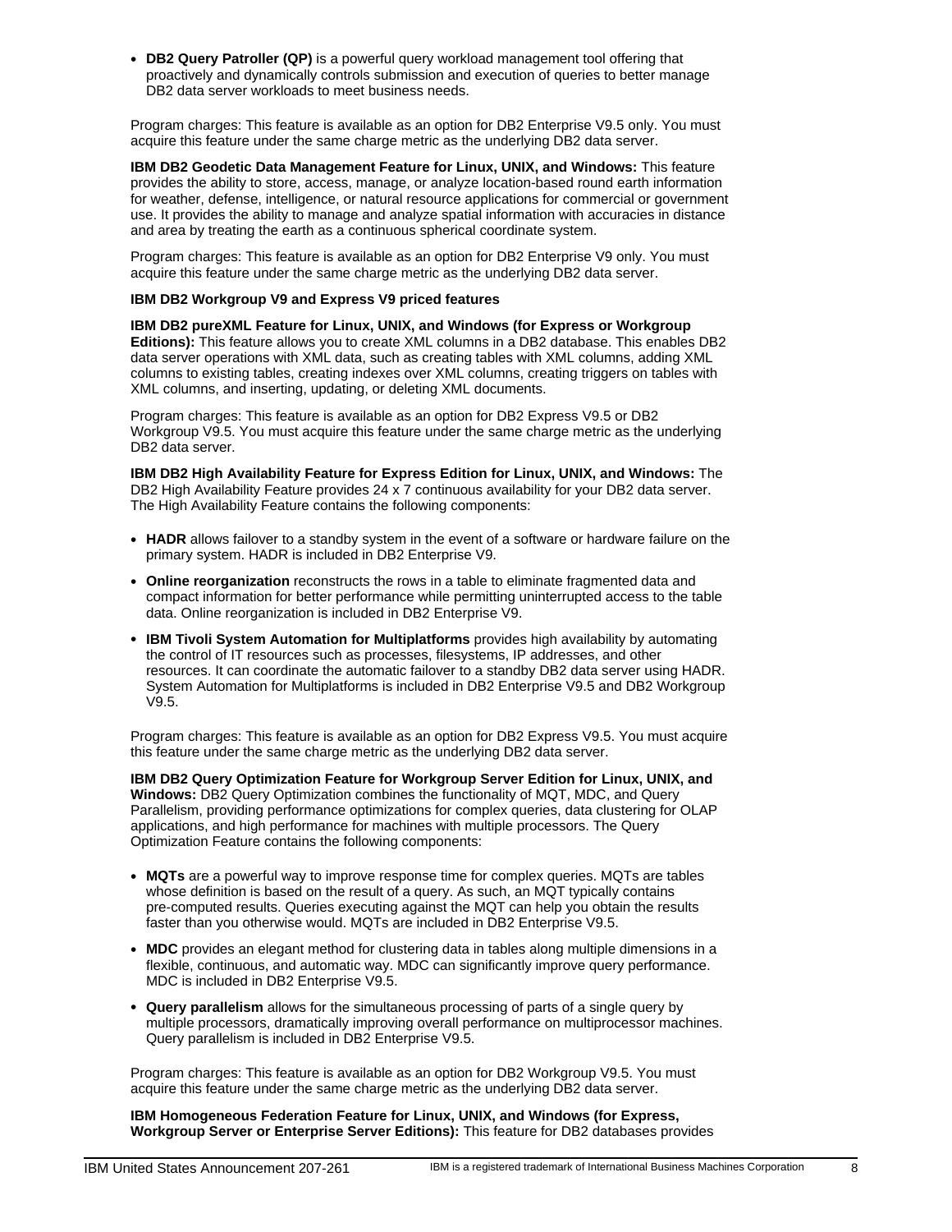- **DB2 Query Patroller (QP)** is a powerful query workload management tool offering that proactively and dynamically controls submission and execution of queries to better manage DB2 data server workloads to meet business needs.

Program charges: This feature is available as an option for DB2 Enterprise V9.5 only. You must acquire this feature under the same charge metric as the underlying DB2 data server.

**IBM DB2 Geodetic Data Management Feature for Linux, UNIX, and Windows:** This feature provides the ability to store, access, manage, or analyze location-based round earth information for weather, defense, intelligence, or natural resource applications for commercial or government use. It provides the ability to manage and analyze spatial information with accuracies in distance and area by treating the earth as a continuous spherical coordinate system.

Program charges: This feature is available as an option for DB2 Enterprise V9 only. You must acquire this feature under the same charge metric as the underlying DB2 data server.

**IBM DB2 Workgroup V9 and Express V9 priced features**

**IBM DB2 pureXML Feature for Linux, UNIX, and Windows (for Express or Workgroup Editions):** This feature allows you to create XML columns in a DB2 database. This enables DB2 data server operations with XML data, such as creating tables with XML columns, adding XML columns to existing tables, creating indexes over XML columns, creating triggers on tables with XML columns, and inserting, updating, or deleting XML documents.

Program charges: This feature is available as an option for DB2 Express V9.5 or DB2 Workgroup V9.5. You must acquire this feature under the same charge metric as the underlying DB2 data server.

**IBM DB2 High Availability Feature for Express Edition for Linux, UNIX, and Windows:** The DB2 High Availability Feature provides 24 x 7 continuous availability for your DB2 data server. The High Availability Feature contains the following components:

- **HADR** allows failover to a standby system in the event of a software or hardware failure on the primary system. HADR is included in DB2 Enterprise V9.
- **Online reorganization** reconstructs the rows in a table to eliminate fragmented data and compact information for better performance while permitting uninterrupted access to the table data. Online reorganization is included in DB2 Enterprise V9.
- **IBM Tivoli System Automation for Multiplatforms** provides high availability by automating the control of IT resources such as processes, filesystems, IP addresses, and other resources. It can coordinate the automatic failover to a standby DB2 data server using HADR. System Automation for Multiplatforms is included in DB2 Enterprise V9.5 and DB2 Workgroup V9.5.

Program charges: This feature is available as an option for DB2 Express V9.5. You must acquire this feature under the same charge metric as the underlying DB2 data server.

**IBM DB2 Query Optimization Feature for Workgroup Server Edition for Linux, UNIX, and Windows:** DB2 Query Optimization combines the functionality of MQT, MDC, and Query Parallelism, providing performance optimizations for complex queries, data clustering for OLAP applications, and high performance for machines with multiple processors. The Query Optimization Feature contains the following components:

- **MQTs** are a powerful way to improve response time for complex queries. MQTs are tables whose definition is based on the result of a query. As such, an MQT typically contains pre-computed results. Queries executing against the MQT can help you obtain the results faster than you otherwise would. MQTs are included in DB2 Enterprise V9.5.
- **MDC** provides an elegant method for clustering data in tables along multiple dimensions in a flexible, continuous, and automatic way. MDC can significantly improve query performance. MDC is included in DB2 Enterprise V9.5.
- **Query parallelism** allows for the simultaneous processing of parts of a single query by multiple processors, dramatically improving overall performance on multiprocessor machines. Query parallelism is included in DB2 Enterprise V9.5.

Program charges: This feature is available as an option for DB2 Workgroup V9.5. You must acquire this feature under the same charge metric as the underlying DB2 data server.

**IBM Homogeneous Federation Feature for Linux, UNIX, and Windows (for Express, Workgroup Server or Enterprise Server Editions):** This feature for DB2 databases provides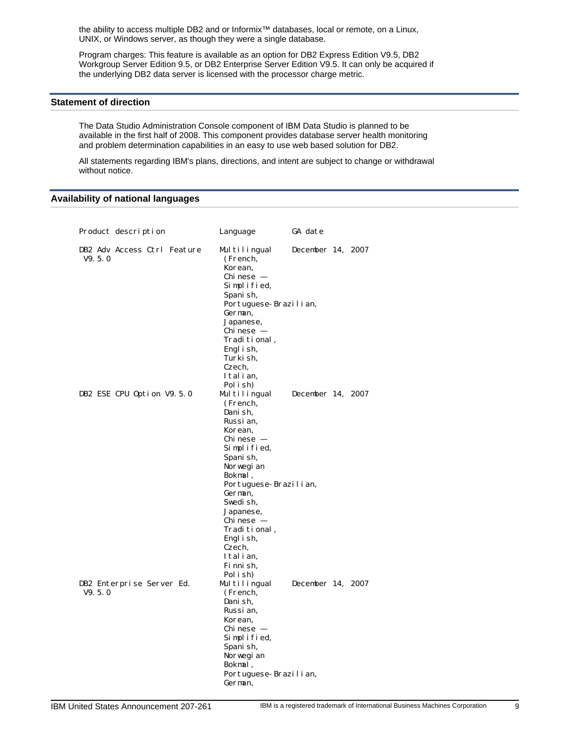the ability to access multiple DB2 and or Informix™ databases, local or remote, on a Linux, UNIX, or Windows server, as though they were a single database.

Program charges: This feature is available as an option for DB2 Express Edition V9.5, DB2 Workgroup Server Edition 9.5, or DB2 Enterprise Server Edition V9.5. It can only be acquired if the underlying DB2 data server is licensed with the processor charge metric.

## Statement of direction

The Data Studio Administration Console component of IBM Data Studio is planned to be available in the first half of 2008. This component provides database server health monitoring and problem determination capabilities in an easy to use web based solution for DB2.

All statements regarding IBM's plans, directions, and intent are subject to change or withdrawal without notice.

## Availability of national languages

| Product description | Language | GA date |
|---|---|---|
| DB2 Adv Access Ctrl Feature V9.5.0 | Multilingual (French, Korean, Chinese — Simplified, Spanish, Portuguese-Brazilian, German, Japanese, Chinese — Traditional, English, Turkish, Czech, Italian, Polish) | December 14, 2007 |
| DB2 ESE CPU Option V9.5.0 | Multilingual (French, Danish, Russian, Korean, Chinese — Simplified, Spanish, Norwegian Bokmal, Portuguese-Brazilian, German, Swedish, Japanese, Chinese — Traditional, English, Czech, Italian, Finnish, Polish) | December 14, 2007 |
| DB2 Enterprise Server Ed. V9.5.0 | Multilingual (French, Danish, Russian, Korean, Chinese — Simplified, Spanish, Norwegian Bokmal, Portuguese-Brazilian, German, | December 14, 2007 |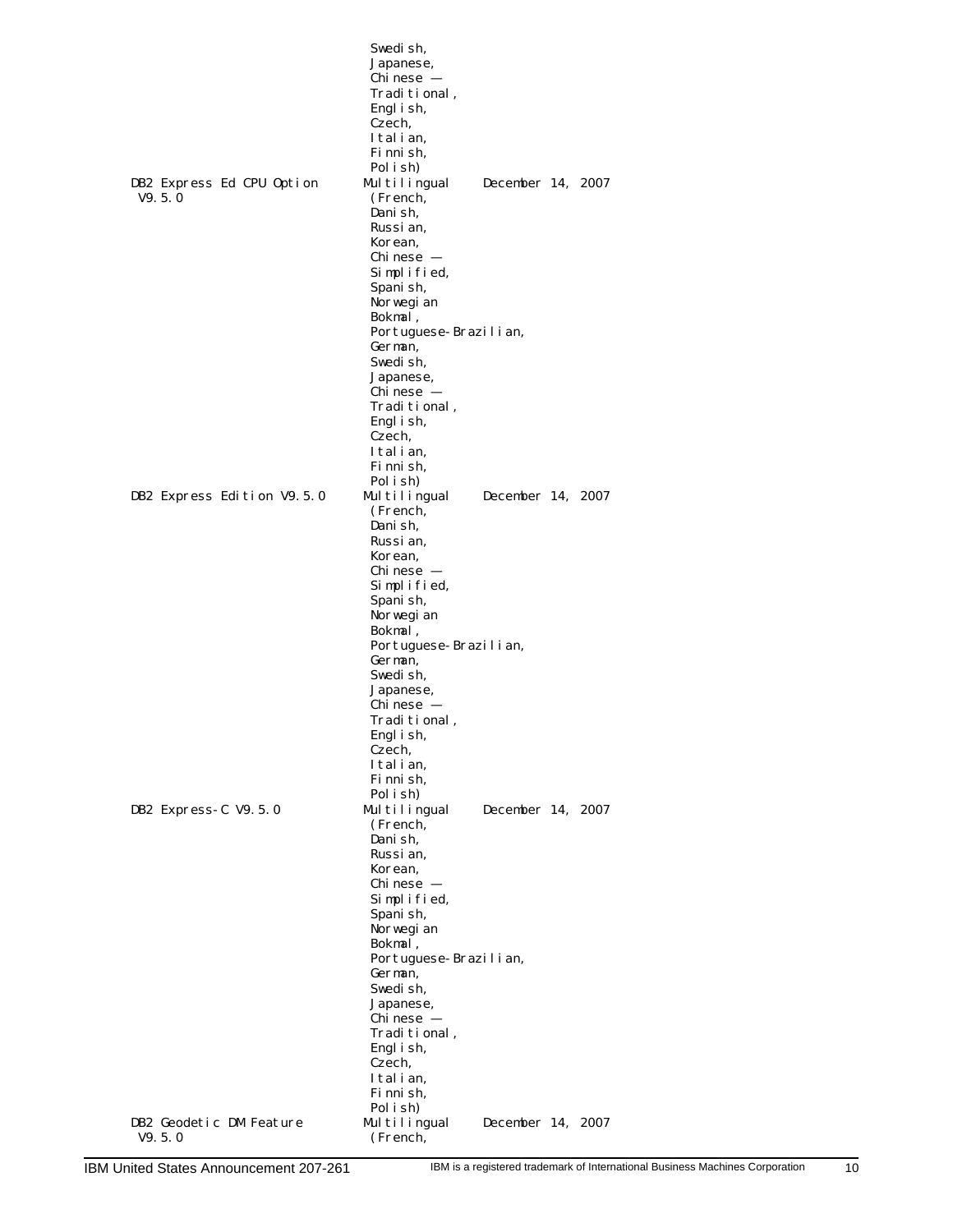| | | |
|---|---|---|
| | Swedish, Japanese, Chinese — Traditional, English, Czech, Italian, Finnish, Polish) | |
| DB2 Express Ed CPU Option V9.5.0 | Multilingual (French, Danish, Russian, Korean, Chinese — Simplified, Spanish, Norwegian Bokmal, Portuguese-Brazilian, German, Swedish, Japanese, Chinese — Traditional, English, Czech, Italian, Finnish, Polish) | December 14, 2007 |
| DB2 Express Edition V9.5.0 | Multilingual (French, Danish, Russian, Korean, Chinese — Simplified, Spanish, Norwegian Bokmal, Portuguese-Brazilian, German, Swedish, Japanese, Chinese — Traditional, English, Czech, Italian, Finnish, Polish) | December 14, 2007 |
| DB2 Express-C V9.5.0 | Multilingual (French, Danish, Russian, Korean, Chinese — Simplified, Spanish, Norwegian Bokmal, Portuguese-Brazilian, German, Swedish, Japanese, Chinese — Traditional, English, Czech, Italian, Finnish, Polish) | December 14, 2007 |
| DB2 Geodetic DM Feature V9.5.0 | Multilingual (French, | December 14, 2007 |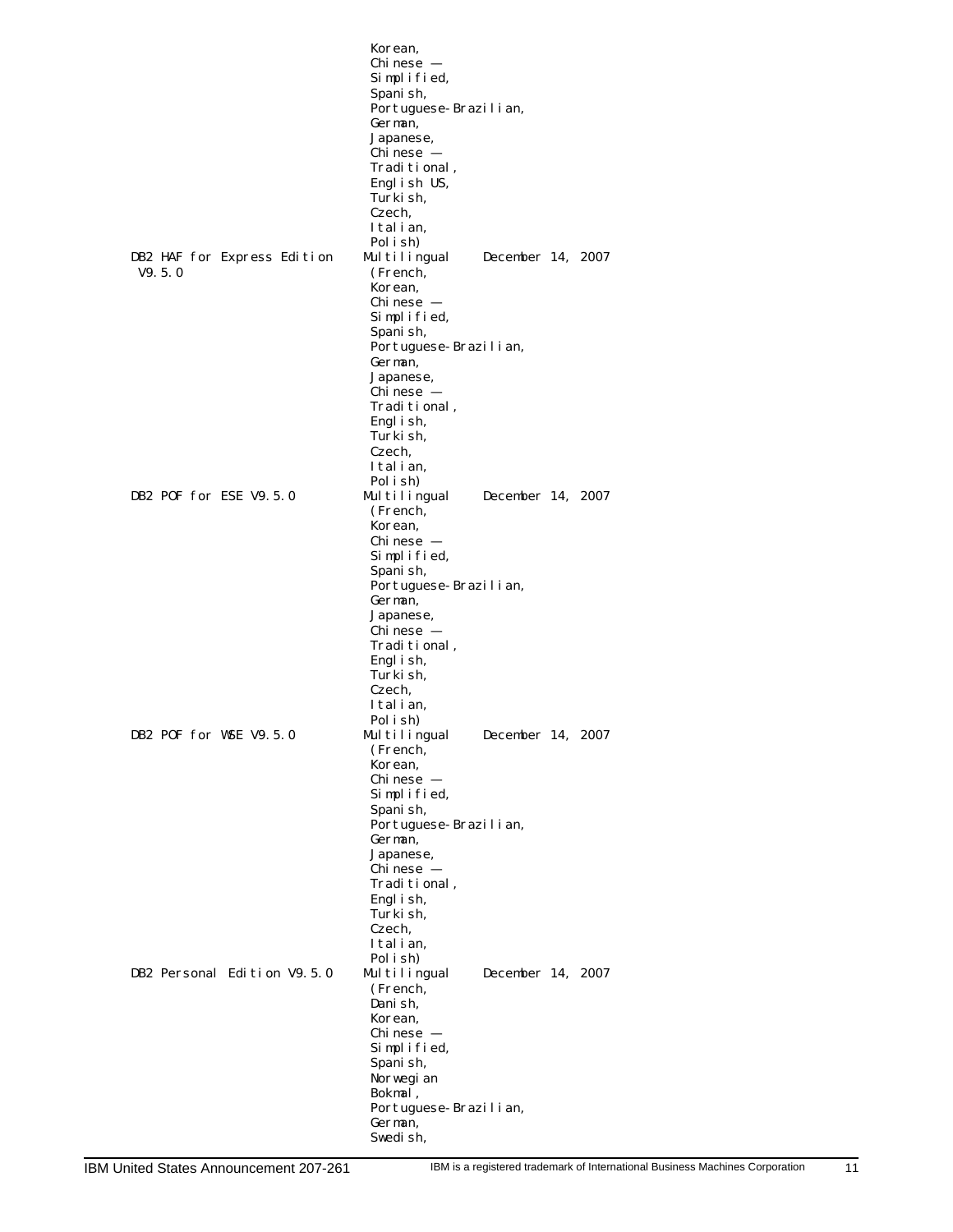| | | |
|---|---|---|
| | Korean, Chinese — Simplified, Spanish, Portuguese-Brazilian, German, Japanese, Chinese — Traditional, English US, Turkish, Czech, Italian, Polish) | |
| DB2 HAF for Express Edition V9.5.0 | Multilingual (French, Korean, Chinese — Simplified, Spanish, Portuguese-Brazilian, German, Japanese, Chinese — Traditional, English, Turkish, Czech, Italian, Polish) | December 14, 2007 |
| DB2 POF for ESE V9.5.0 | Multilingual (French, Korean, Chinese — Simplified, Spanish, Portuguese-Brazilian, German, Japanese, Chinese — Traditional, English, Turkish, Czech, Italian, Polish) | December 14, 2007 |
| DB2 POF for WSE V9.5.0 | Multilingual (French, Korean, Chinese — Simplified, Spanish, Portuguese-Brazilian, German, Japanese, Chinese — Traditional, English, Turkish, Czech, Italian, Polish) | December 14, 2007 |
| DB2 Personal Edition V9.5.0 | Multilingual (French, Danish, Korean, Chinese — Simplified, Spanish, Norwegian Bokmal, Portuguese-Brazilian, German, Swedish, | December 14, 2007 |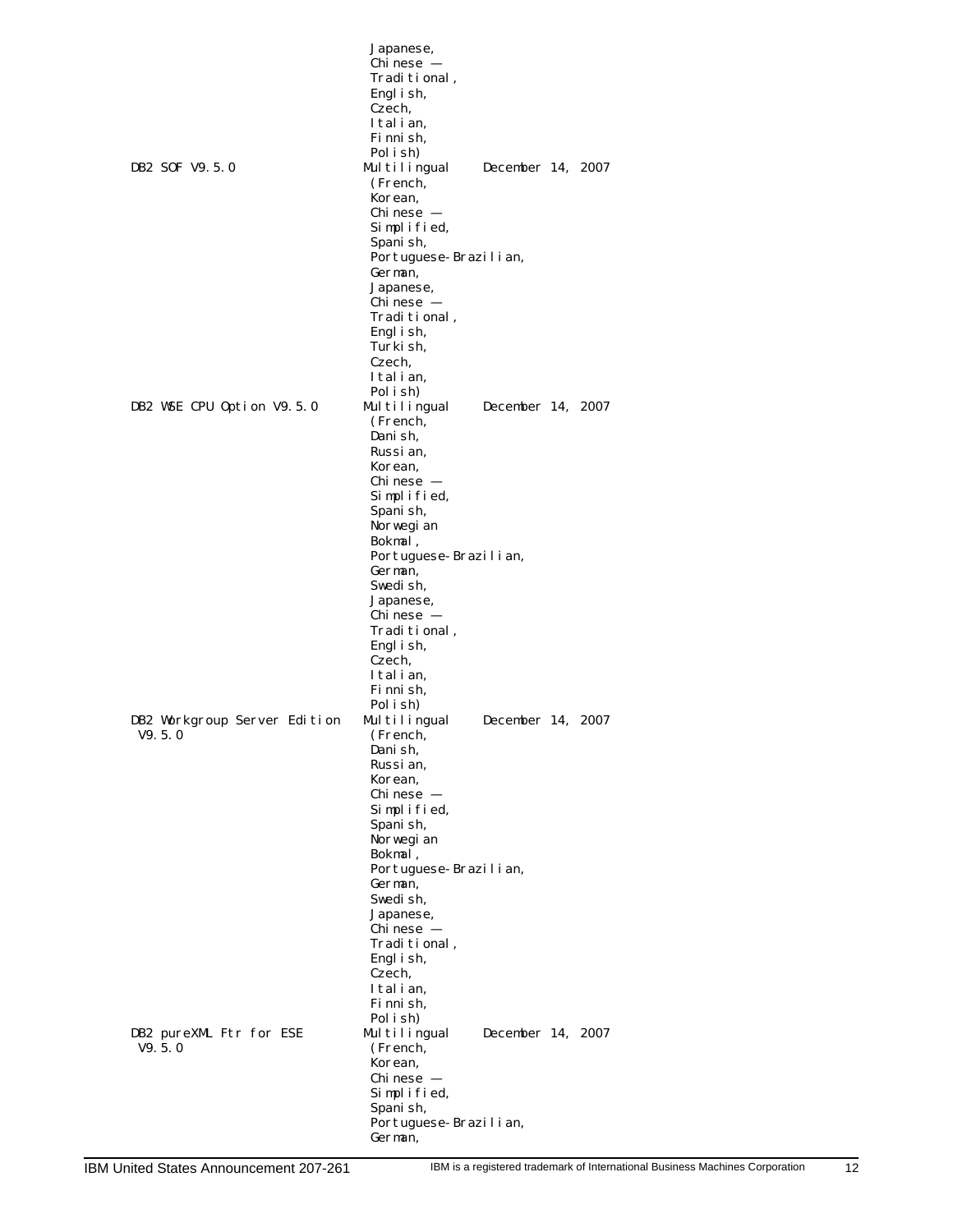| | | |
|---|---|---|
| | Japanese, Chinese — Traditional, English, Czech, Italian, Finnish, Polish) | |
| DB2 SOF V9.5.0 | Multilingual (French, Korean, Chinese — Simplified, Spanish, Portuguese-Brazilian, German, Japanese, Chinese — Traditional, English, Turkish, Czech, Italian, Polish) | December 14, 2007 |
| DB2 WSE CPU Option V9.5.0 | Multilingual (French, Danish, Russian, Korean, Chinese — Simplified, Spanish, Norwegian Bokmal, Portuguese-Brazilian, German, Swedish, Japanese, Chinese — Traditional, English, Czech, Italian, Finnish, Polish) | December 14, 2007 |
| DB2 Workgroup Server Edition V9.5.0 | Multilingual (French, Danish, Russian, Korean, Chinese — Simplified, Spanish, Norwegian Bokmal, Portuguese-Brazilian, German, Swedish, Japanese, Chinese — Traditional, English, Czech, Italian, Finnish, Polish) | December 14, 2007 |
| DB2 pureXML Ftr for ESE V9.5.0 | Multilingual (French, Korean, Chinese — Simplified, Spanish, Portuguese-Brazilian, German, | December 14, 2007 |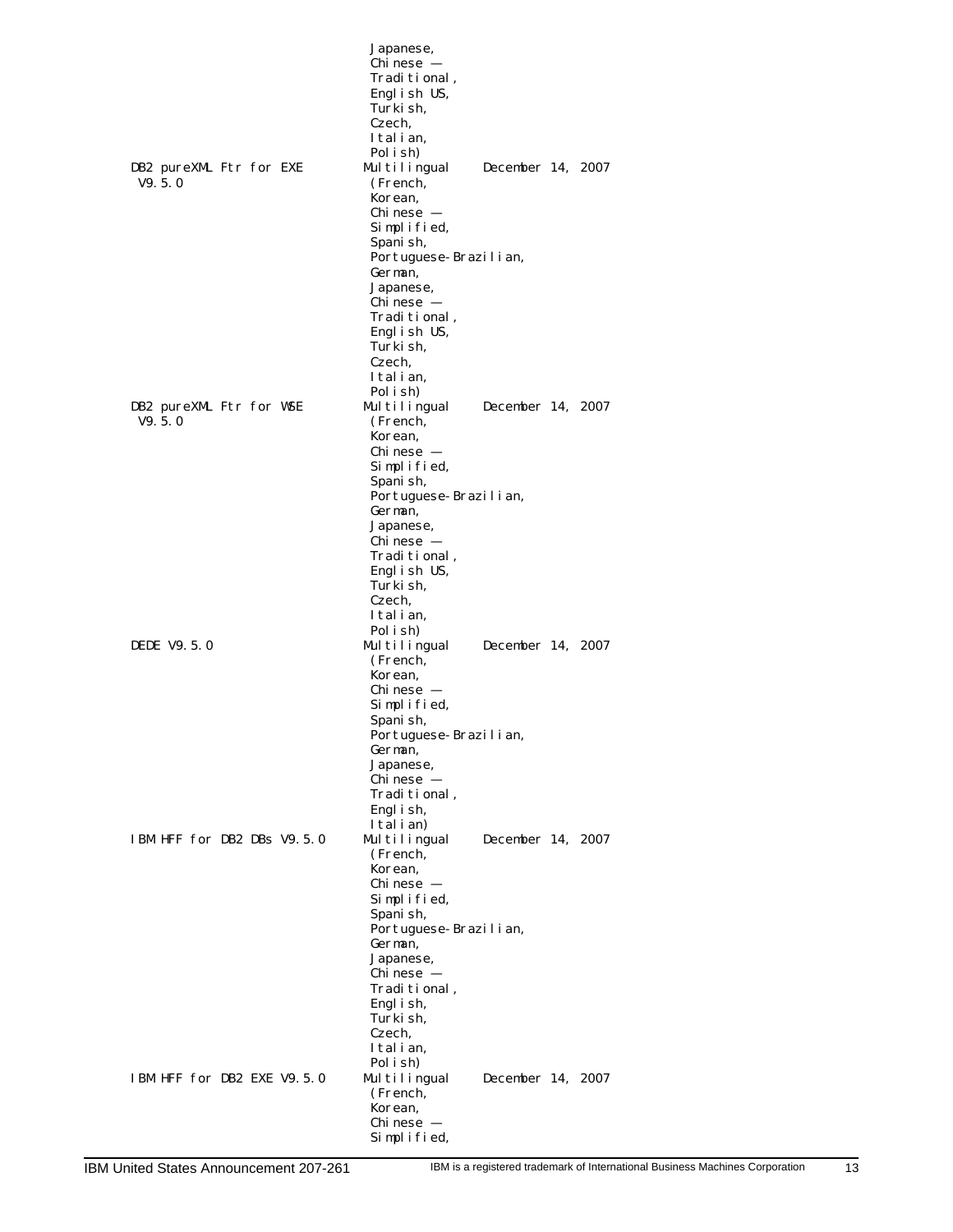| | | |
|---|---|---|
| | Japanese, Chinese — Traditional, English US, Turkish, Czech, Italian, Polish) | |
| DB2 pureXML Ftr for EXE V9.5.0 | Multilingual (French, Korean, Chinese — Simplified, Spanish, Portuguese-Brazilian, German, Japanese, Chinese — Traditional, English US, Turkish, Czech, Italian, Polish) | December 14, 2007 |
| DB2 pureXML Ftr for WSE V9.5.0 | Multilingual (French, Korean, Chinese — Simplified, Spanish, Portuguese-Brazilian, German, Japanese, Chinese — Traditional, English US, Turkish, Czech, Italian, Polish) | December 14, 2007 |
| DEDE V9.5.0 | Multilingual (French, Korean, Chinese — Simplified, Spanish, Portuguese-Brazilian, German, Japanese, Chinese — Traditional, English, Italian) | December 14, 2007 |
| IBM HFF for DB2 DBs V9.5.0 | Multilingual (French, Korean, Chinese — Simplified, Spanish, Portuguese-Brazilian, German, Japanese, Chinese — Traditional, English, Turkish, Czech, Italian, Polish) | December 14, 2007 |
| IBM HFF for DB2 EXE V9.5.0 | Multilingual (French, Korean, Chinese — Simplified, | December 14, 2007 |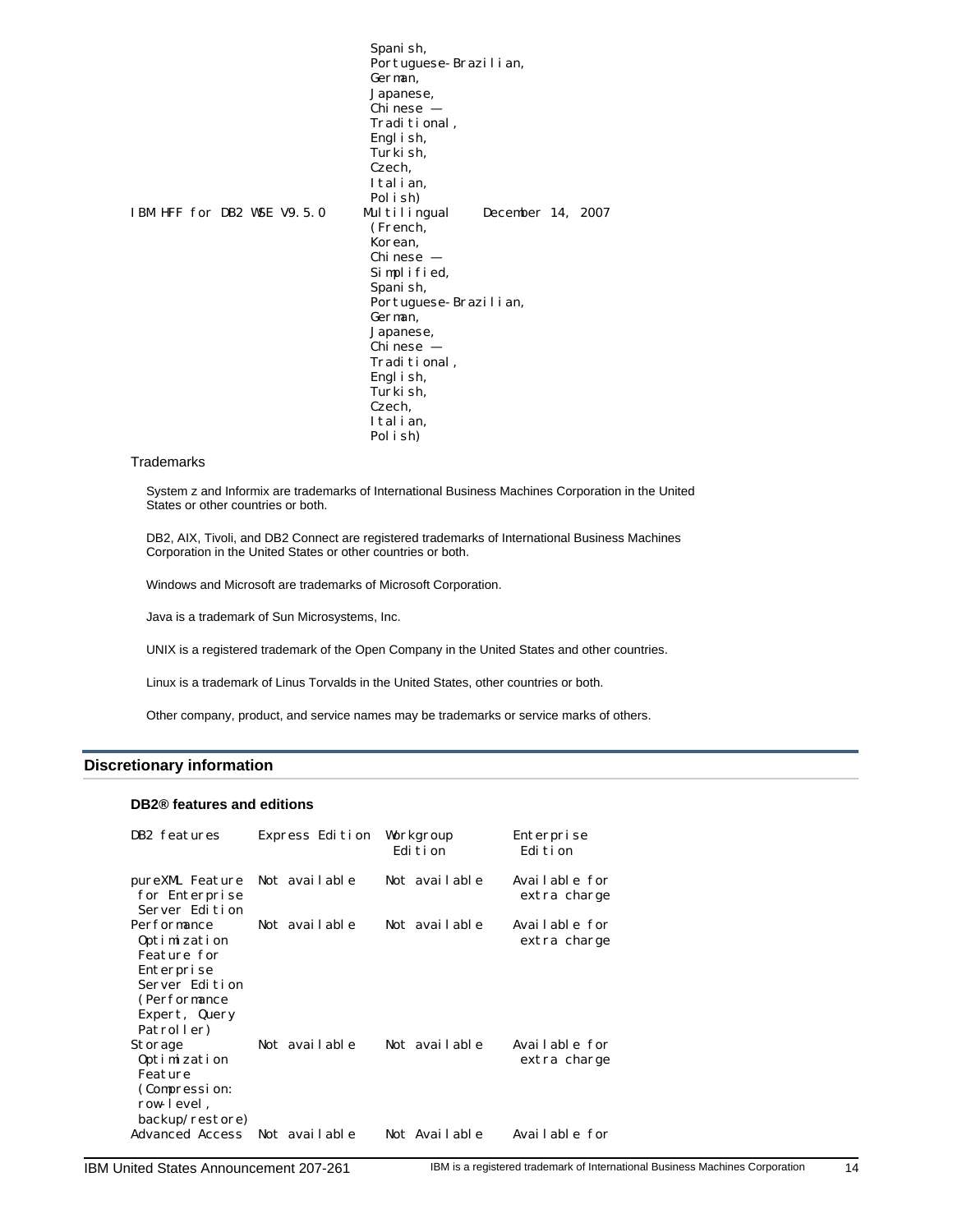| | Spanish, Portuguese-Brazilian, German, Japanese, Chinese — Traditional, English, Turkish, Czech, Italian, Polish) | |
|---|---|---|
| IBM HFF for DB2 WSE V9.5.0 | Multilingual (French, Korean, Chinese — Simplified, Spanish, Portuguese-Brazilian, German, Japanese, Chinese — Traditional, English, Turkish, Czech, Italian, Polish) | December 14, 2007 |

Trademarks

System z and Informix are trademarks of International Business Machines Corporation in the United States or other countries or both.

DB2, AIX, Tivoli, and DB2 Connect are registered trademarks of International Business Machines Corporation in the United States or other countries or both.

Windows and Microsoft are trademarks of Microsoft Corporation.

Java is a trademark of Sun Microsystems, Inc.

UNIX is a registered trademark of the Open Company in the United States and other countries.

Linux is a trademark of Linus Torvalds in the United States, other countries or both.

Other company, product, and service names may be trademarks or service marks of others.

## Discretionary information

### DB2® features and editions

| DB2 features | Express Edition | Workgroup Edition | Enterprise Edition |
|---|---|---|---|
| pureXML Feature for Enterprise Server Edition | Not available | Not available | Available for extra charge |
| Performance Optimization Feature for Enterprise Server Edition (Performance Expert, Query Patroller) | Not available | Not available | Available for extra charge |
| Storage Optimization Feature (Compression: row-level, backup/restore) | Not available | Not available | Available for extra charge |
| Advanced Access | Not available | Not Available | Available for |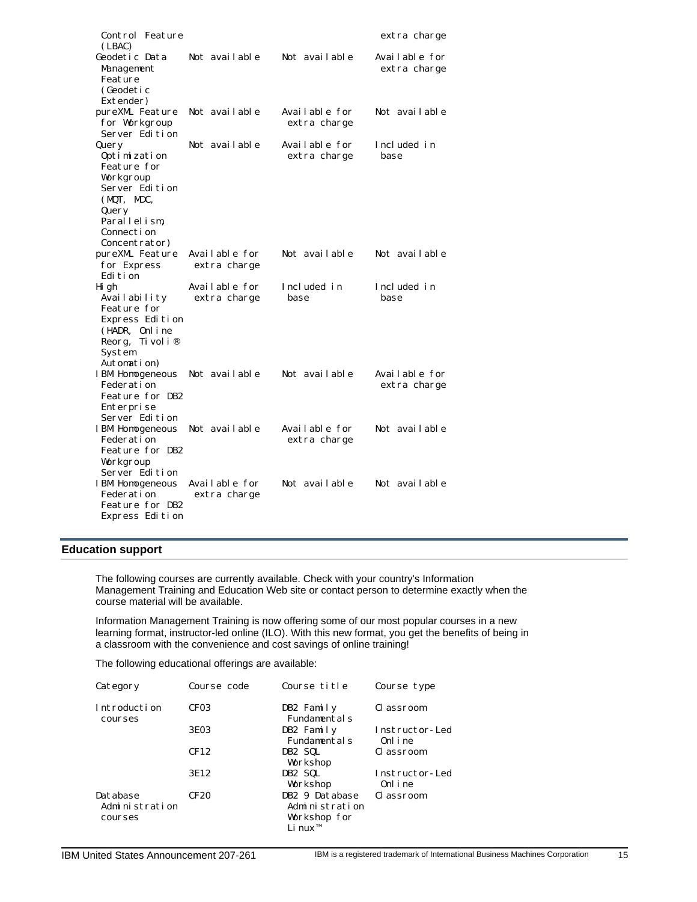| | | | |
|---|---|---|---|
| Control Feature (LBAC) | | | extra charge |
| Geodetic Data Management Feature (Geodetic Extender) | Not available | Not available | Available for extra charge |
| pureXML Feature for Workgroup Server Edition | Not available | Available for extra charge | Not available |
| Query Optimization Feature for Workgroup Server Edition (MQT, MDC, Query Parallelism, Connection Concentrator) | Not available | Available for extra charge | Included in base |
| pureXML Feature for Express Edition | Available for extra charge | Not available | Not available |
| High Availability Feature for Express Edition (HADR, Online Reorg, Tivoli® System Automation) | Available for extra charge | Included in base | Included in base |
| IBM Homogeneous Federation Feature for DB2 Enterprise Server Edition | Not available | Not available | Available for extra charge |
| IBM Homogeneous Federation Feature for DB2 Workgroup Server Edition | Not available | Available for extra charge | Not available |
| IBM Homogeneous Federation Feature for DB2 Express Edition | Available for extra charge | Not available | Not available |

## Education support

The following courses are currently available. Check with your country's Information Management Training and Education Web site or contact person to determine exactly when the course material will be available.

Information Management Training is now offering some of our most popular courses in a new learning format, instructor-led online (ILO). With this new format, you get the benefits of being in a classroom with the convenience and cost savings of online training!

The following educational offerings are available:

| Category | Course code | Course title | Course type |
|---|---|---|---|
| Introduction courses | CF03 | DB2 Family Fundamentals | Classroom |
| | 3E03 | DB2 Family Fundamentals | Instructor-Led Online |
| | CF12 | DB2 SQL Workshop | Classroom |
| | 3E12 | DB2 SQL Workshop | Instructor-Led Online |
| Database Administration courses | CF20 | DB2 9 Database Administration Workshop for Linux™ | Classroom |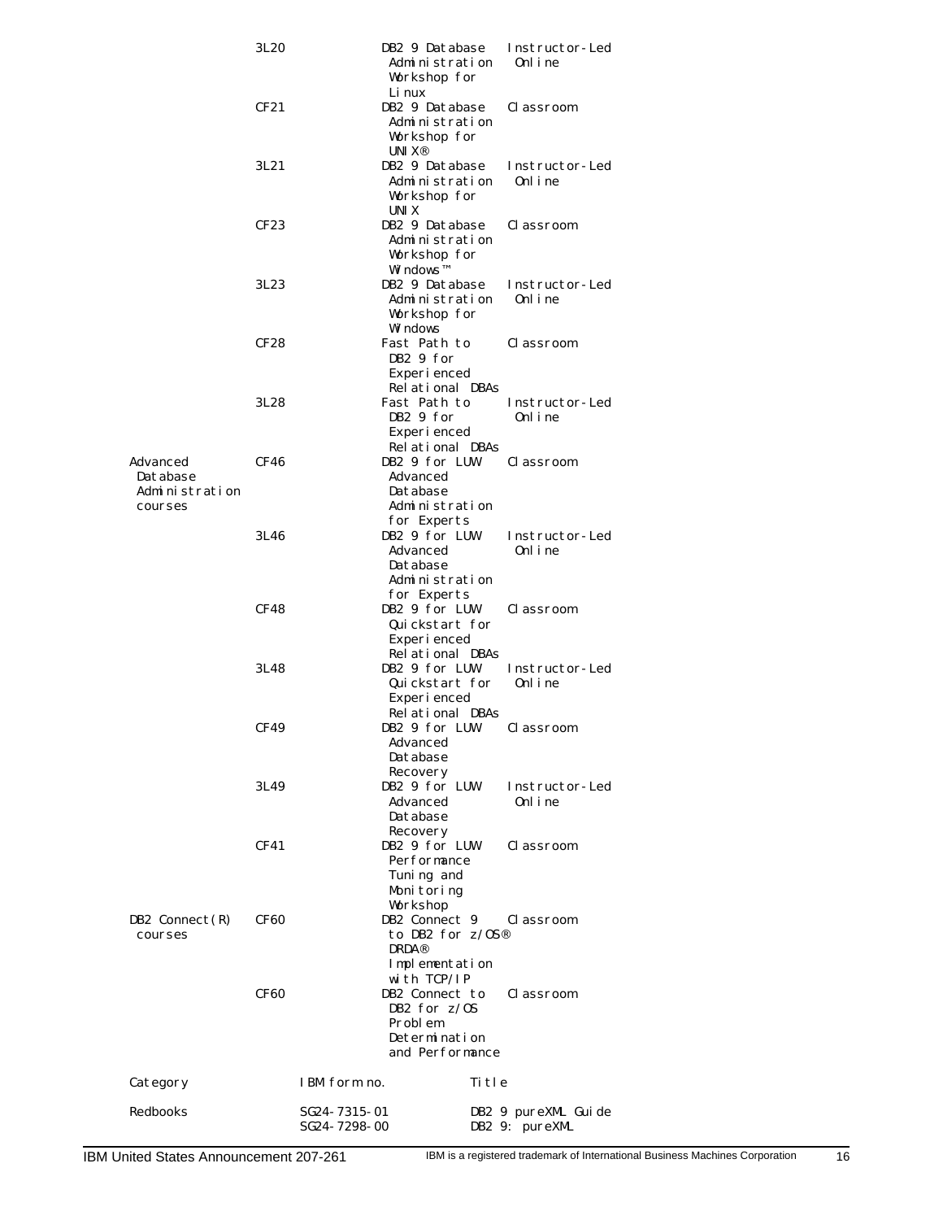| | | | |
|---|---|---|---|
| | 3L20 | DB2 9 Database Administration Workshop for Linux | Instructor-Led Online |
| | CF21 | DB2 9 Database Administration Workshop for UNIX® | Classroom |
| | 3L21 | DB2 9 Database Administration Workshop for UNIX | Instructor-Led Online |
| | CF23 | DB2 9 Database Administration Workshop for Windows™ | Classroom |
| | 3L23 | DB2 9 Database Administration Workshop for Windows | Instructor-Led Online |
| | CF28 | Fast Path to DB2 9 for Experienced Relational DBAs | Classroom |
| | 3L28 | Fast Path to DB2 9 for Experienced Relational DBAs | Instructor-Led Online |
| Advanced Database Administration courses | CF46 | DB2 9 for LUW Advanced Database Administration for Experts | Classroom |
| | 3L46 | DB2 9 for LUW Advanced Database Administration for Experts | Instructor-Led Online |
| | CF48 | DB2 9 for LUW Quickstart for Experienced Relational DBAs | Classroom |
| | 3L48 | DB2 9 for LUW Quickstart for Experienced Relational DBAs | Instructor-Led Online |
| | CF49 | DB2 9 for LUW Advanced Database Recovery | Classroom |
| | 3L49 | DB2 9 for LUW Advanced Database Recovery | Instructor-Led Online |
| | CF41 | DB2 9 for LUW Performance Tuning and Monitoring Workshop | Classroom |
| DB2 Connect(R) courses | CF60 | DB2 Connect 9 to DB2 for z/OS® DRDA® Implementation with TCP/IP | Classroom |
| | CF60 | DB2 Connect to DB2 for z/OS Problem Determination and Performance | Classroom |

| Category | IBM form no. | Title |
|---|---|---|
| Redbooks | SG24-7315-01 | DB2 9 pureXML Guide |
| | SG24-7298-00 | DB2 9: pureXML |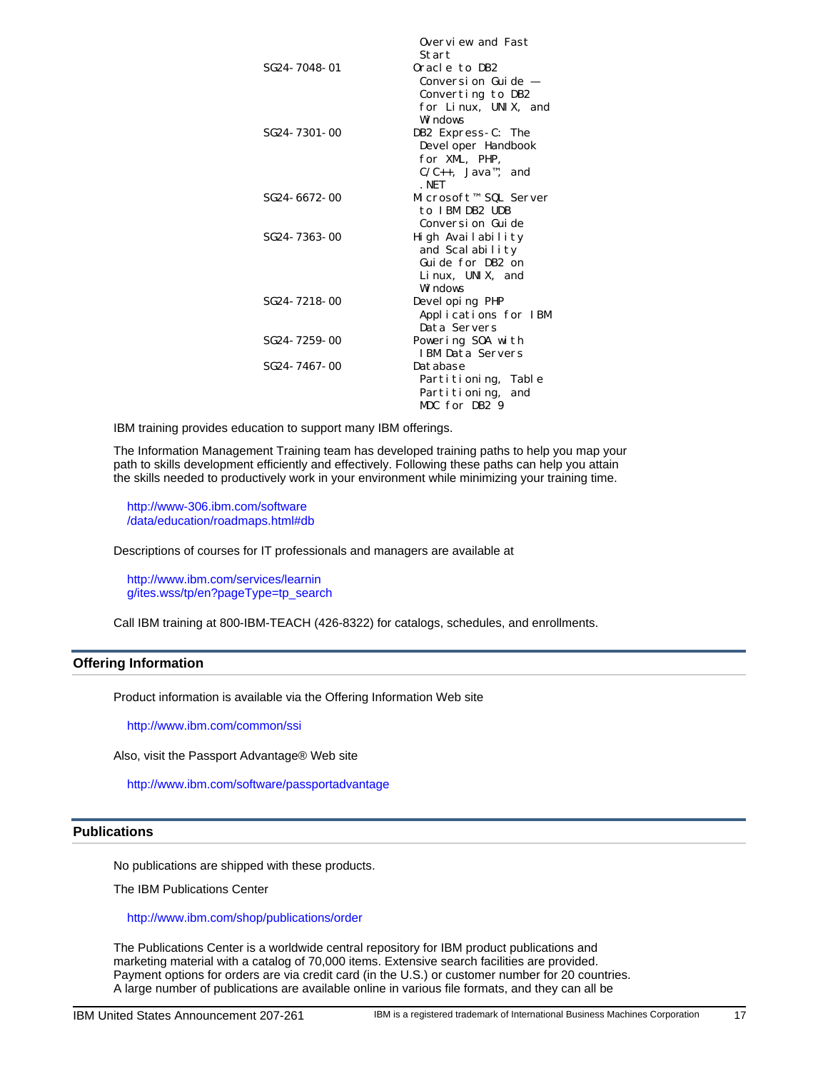| | |
|---|---|
| | Overview and Fast Start |
| SG24-7048-01 | Oracle to DB2 Conversion Guide — Converting to DB2 for Linux, UNIX, and Windows |
| SG24-7301-00 | DB2 Express-C: The Developer Handbook for XML, PHP, C/C++, Java™, and .NET |
| SG24-6672-00 | Microsoft™ SQL Server to IBM DB2 UDB Conversion Guide |
| SG24-7363-00 | High Availability and Scalability Guide for DB2 on Linux, UNIX, and Windows |
| SG24-7218-00 | Developing PHP Applications for IBM Data Servers |
| SG24-7259-00 | Powering SOA with IBM Data Servers |
| SG24-7467-00 | Database Partitioning, Table Partitioning, and MDC for DB2 9 |

IBM training provides education to support many IBM offerings.

The Information Management Training team has developed training paths to help you map your path to skills development efficiently and effectively. Following these paths can help you attain the skills needed to productively work in your environment while minimizing your training time.

http://www-306.ibm.com/software/data/education/roadmaps.html#db

Descriptions of courses for IT professionals and managers are available at

http://www.ibm.com/services/learning/ites.wss/tp/en?pageType=tp_search

Call IBM training at 800-IBM-TEACH (426-8322) for catalogs, schedules, and enrollments.

## Offering Information

Product information is available via the Offering Information Web site

http://www.ibm.com/common/ssi

Also, visit the Passport Advantage® Web site

http://www.ibm.com/software/passportadvantage

## Publications

No publications are shipped with these products.

The IBM Publications Center

http://www.ibm.com/shop/publications/order

The Publications Center is a worldwide central repository for IBM product publications and marketing material with a catalog of 70,000 items. Extensive search facilities are provided. Payment options for orders are via credit card (in the U.S.) or customer number for 20 countries. A large number of publications are available online in various file formats, and they can all be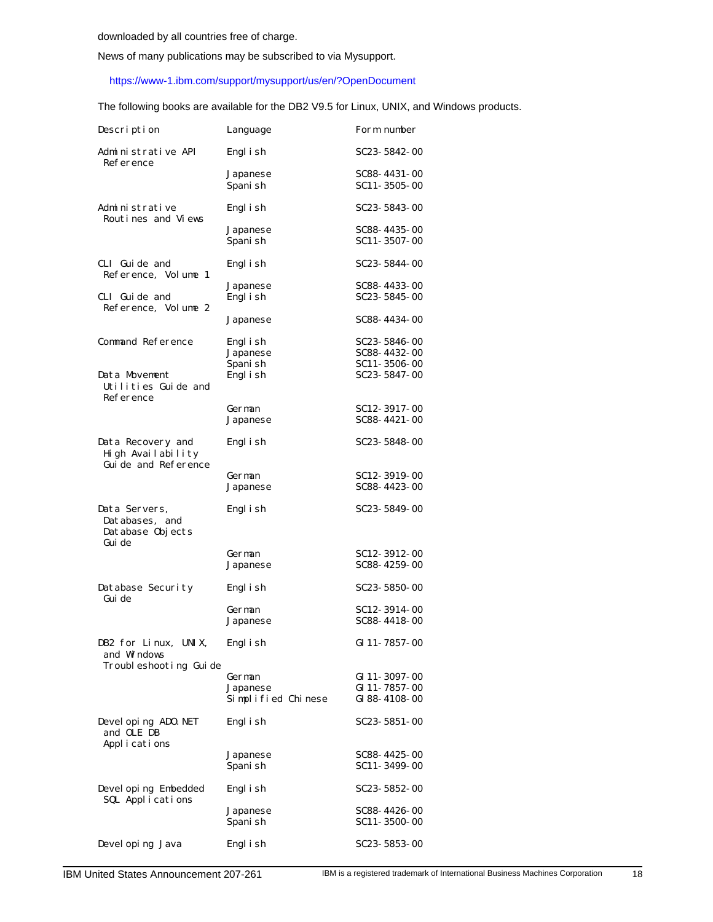downloaded by all countries free of charge.

News of many publications may be subscribed to via Mysupport.

https://www-1.ibm.com/support/mysupport/us/en/?OpenDocument

The following books are available for the DB2 V9.5 for Linux, UNIX, and Windows products.

| Description | Language | Form number |
|---|---|---|
| Administrative API Reference | English | SC23-5842-00 |
| | Japanese | SC88-4431-00 |
| | Spanish | SC11-3505-00 |
| Administrative Routines and Views | English | SC23-5843-00 |
| | Japanese | SC88-4435-00 |
| | Spanish | SC11-3507-00 |
| CLI Guide and Reference, Volume 1 | English | SC23-5844-00 |
| | Japanese | SC88-4433-00 |
| CLI Guide and Reference, Volume 2 | English | SC23-5845-00 |
| | Japanese | SC88-4434-00 |
| Command Reference | English | SC23-5846-00 |
| | Japanese | SC88-4432-00 |
| | Spanish | SC11-3506-00 |
| Data Movement Utilities Guide and Reference | English | SC23-5847-00 |
| | German | SC12-3917-00 |
| | Japanese | SC88-4421-00 |
| Data Recovery and High Availability Guide and Reference | English | SC23-5848-00 |
| | German | SC12-3919-00 |
| | Japanese | SC88-4423-00 |
| Data Servers, Databases, and Database Objects Guide | English | SC23-5849-00 |
| | German | SC12-3912-00 |
| | Japanese | SC88-4259-00 |
| Database Security Guide | English | SC23-5850-00 |
| | German | SC12-3914-00 |
| | Japanese | SC88-4418-00 |
| DB2 for Linux, UNIX, and Windows Troubleshooting Guide | English | GI11-7857-00 |
| | German | GI11-3097-00 |
| | Japanese | GI11-7857-00 |
| | Simplified Chinese | GI88-4108-00 |
| Developing ADO.NET and OLE DB Applications | English | SC23-5851-00 |
| | Japanese | SC88-4425-00 |
| | Spanish | SC11-3499-00 |
| Developing Embedded SQL Applications | English | SC23-5852-00 |
| | Japanese | SC88-4426-00 |
| | Spanish | SC11-3500-00 |
| Developing Java | English | SC23-5853-00 |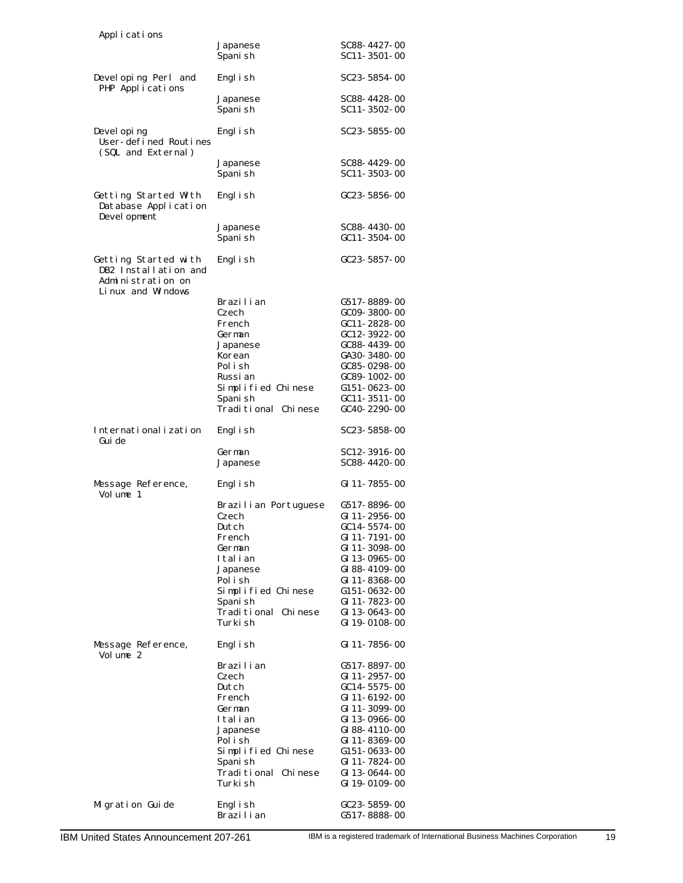| | | |
|---|---|---|
| Applications | | |
| | Japanese | SC88-4427-00 |
| | Spanish | SC11-3501-00 |
| Developing Perl and PHP Applications | English | SC23-5854-00 |
| | Japanese | SC88-4428-00 |
| | Spanish | SC11-3502-00 |
| Developing User-defined Routines (SQL and External) | English | SC23-5855-00 |
| | Japanese | SC88-4429-00 |
| | Spanish | SC11-3503-00 |
| Getting Started With Database Application Development | English | GC23-5856-00 |
| | Japanese | SC88-4430-00 |
| | Spanish | GC11-3504-00 |
| Getting Started with DB2 Installation and Administration on Linux and Windows | English | GC23-5857-00 |
| | Brazilian | G517-8889-00 |
| | Czech | GC09-3800-00 |
| | French | GC11-2828-00 |
| | German | GC12-3922-00 |
| | Japanese | GC88-4439-00 |
| | Korean | GA30-3480-00 |
| | Polish | GC85-0298-00 |
| | Russian | GC89-1002-00 |
| | Simplified Chinese | G151-0623-00 |
| | Spanish | GC11-3511-00 |
| | Traditional Chinese | GC40-2290-00 |
| Internationalization Guide | English | SC23-5858-00 |
| | German | SC12-3916-00 |
| | Japanese | SC88-4420-00 |
| Message Reference, Volume 1 | English | GI11-7855-00 |
| | Brazilian Portuguese | G517-8896-00 |
| | Czech | GI11-2956-00 |
| | Dutch | GC14-5574-00 |
| | French | GI11-7191-00 |
| | German | GI11-3098-00 |
| | Italian | GI13-0965-00 |
| | Japanese | GI88-4109-00 |
| | Polish | GI11-8368-00 |
| | Simplified Chinese | G151-0632-00 |
| | Spanish | GI11-7823-00 |
| | Traditional Chinese | GI13-0643-00 |
| | Turkish | GI19-0108-00 |
| Message Reference, Volume 2 | English | GI11-7856-00 |
| | Brazilian | G517-8897-00 |
| | Czech | GI11-2957-00 |
| | Dutch | GC14-5575-00 |
| | French | GI11-6192-00 |
| | German | GI11-3099-00 |
| | Italian | GI13-0966-00 |
| | Japanese | GI88-4110-00 |
| | Polish | GI11-8369-00 |
| | Simplified Chinese | G151-0633-00 |
| | Spanish | GI11-7824-00 |
| | Traditional Chinese | GI13-0644-00 |
| | Turkish | GI19-0109-00 |
| Migration Guide | English | GC23-5859-00 |
| | Brazilian | G517-8888-00 |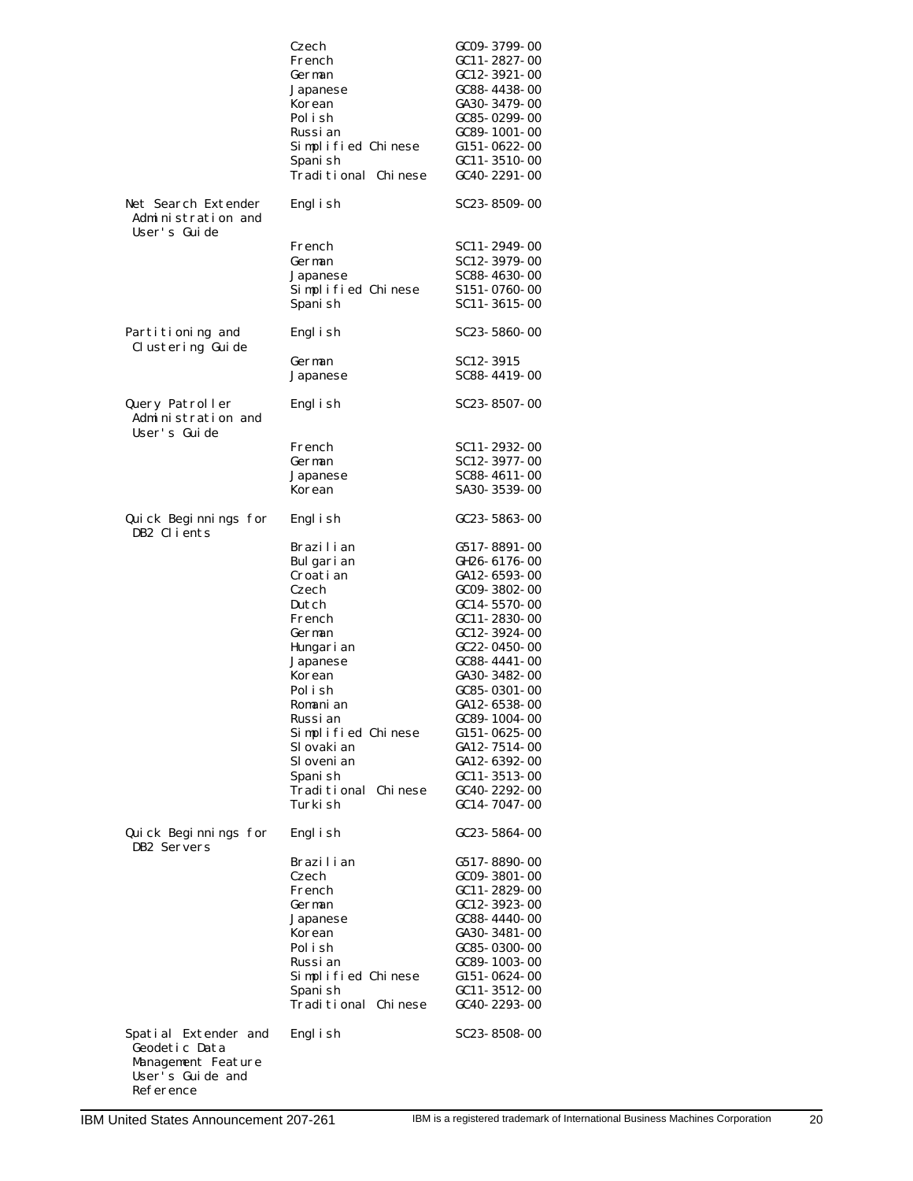| | | |
|---|---|---|
| | Czech | GC09-3799-00 |
| | French | GC11-2827-00 |
| | German | GC12-3921-00 |
| | Japanese | GC88-4438-00 |
| | Korean | GA30-3479-00 |
| | Polish | GC85-0299-00 |
| | Russian | GC89-1001-00 |
| | Simplified Chinese | G151-0622-00 |
| | Spanish | GC11-3510-00 |
| | Traditional Chinese | GC40-2291-00 |
| Net Search Extender Administration and User's Guide | English | SC23-8509-00 |
| | French | SC11-2949-00 |
| | German | SC12-3979-00 |
| | Japanese | SC88-4630-00 |
| | Simplified Chinese | S151-0760-00 |
| | Spanish | SC11-3615-00 |
| Partitioning and Clustering Guide | English | SC23-5860-00 |
| | German | SC12-3915 |
| | Japanese | SC88-4419-00 |
| Query Patroller Administration and User's Guide | English | SC23-8507-00 |
| | French | SC11-2932-00 |
| | German | SC12-3977-00 |
| | Japanese | SC88-4611-00 |
| | Korean | SA30-3539-00 |
| Quick Beginnings for DB2 Clients | English | GC23-5863-00 |
| | Brazilian | G517-8891-00 |
| | Bulgarian | GH26-6176-00 |
| | Croatian | GA12-6593-00 |
| | Czech | GC09-3802-00 |
| | Dutch | GC14-5570-00 |
| | French | GC11-2830-00 |
| | German | GC12-3924-00 |
| | Hungarian | GC22-0450-00 |
| | Japanese | GC88-4441-00 |
| | Korean | GA30-3482-00 |
| | Polish | GC85-0301-00 |
| | Romanian | GA12-6538-00 |
| | Russian | GC89-1004-00 |
| | Simplified Chinese | G151-0625-00 |
| | Slovakian | GA12-7514-00 |
| | Slovenian | GA12-6392-00 |
| | Spanish | GC11-3513-00 |
| | Traditional Chinese | GC40-2292-00 |
| | Turkish | GC14-7047-00 |
| Quick Beginnings for DB2 Servers | English | GC23-5864-00 |
| | Brazilian | G517-8890-00 |
| | Czech | GC09-3801-00 |
| | French | GC11-2829-00 |
| | German | GC12-3923-00 |
| | Japanese | GC88-4440-00 |
| | Korean | GA30-3481-00 |
| | Polish | GC85-0300-00 |
| | Russian | GC89-1003-00 |
| | Simplified Chinese | G151-0624-00 |
| | Spanish | GC11-3512-00 |
| | Traditional Chinese | GC40-2293-00 |
| Spatial Extender and Geodetic Data Management Feature User's Guide and Reference | English | SC23-8508-00 |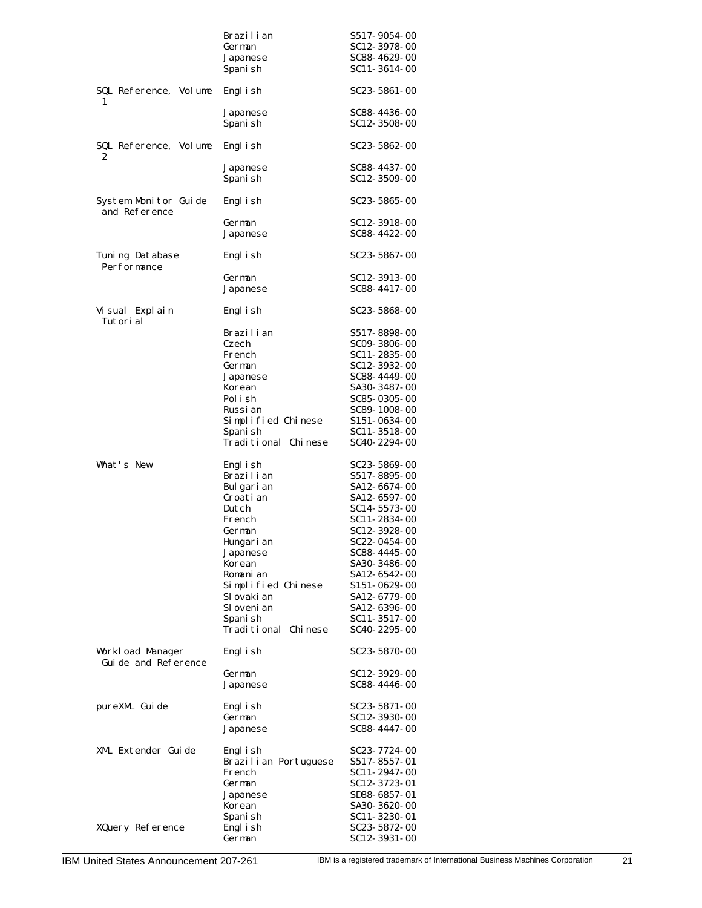| | | |
|---|---|---|
| | Brazilian | S517-9054-00 |
| | German | SC12-3978-00 |
| | Japanese | SC88-4629-00 |
| | Spanish | SC11-3614-00 |
| SQL Reference, Volume 1 | English | SC23-5861-00 |
| | Japanese | SC88-4436-00 |
| | Spanish | SC12-3508-00 |
| SQL Reference, Volume 2 | English | SC23-5862-00 |
| | Japanese | SC88-4437-00 |
| | Spanish | SC12-3509-00 |
| System Monitor Guide and Reference | English | SC23-5865-00 |
| | German | SC12-3918-00 |
| | Japanese | SC88-4422-00 |
| Tuning Database Performance | English | SC23-5867-00 |
| | German | SC12-3913-00 |
| | Japanese | SC88-4417-00 |
| Visual Explain Tutorial | English | SC23-5868-00 |
| | Brazilian | S517-8898-00 |
| | Czech | SC09-3806-00 |
| | French | SC11-2835-00 |
| | German | SC12-3932-00 |
| | Japanese | SC88-4449-00 |
| | Korean | SA30-3487-00 |
| | Polish | SC85-0305-00 |
| | Russian | SC89-1008-00 |
| | Simplified Chinese | S151-0634-00 |
| | Spanish | SC11-3518-00 |
| | Traditional Chinese | SC40-2294-00 |
| What's New | English | SC23-5869-00 |
| | Brazilian | S517-8895-00 |
| | Bulgarian | SA12-6674-00 |
| | Croatian | SA12-6597-00 |
| | Dutch | SC14-5573-00 |
| | French | SC11-2834-00 |
| | German | SC12-3928-00 |
| | Hungarian | SC22-0454-00 |
| | Japanese | SC88-4445-00 |
| | Korean | SA30-3486-00 |
| | Romanian | SA12-6542-00 |
| | Simplified Chinese | S151-0629-00 |
| | Slovakian | SA12-6779-00 |
| | Slovenian | SA12-6396-00 |
| | Spanish | SC11-3517-00 |
| | Traditional Chinese | SC40-2295-00 |
| Workload Manager Guide and Reference | English | SC23-5870-00 |
| | German | SC12-3929-00 |
| | Japanese | SC88-4446-00 |
| pureXML Guide | English | SC23-5871-00 |
| | German | SC12-3930-00 |
| | Japanese | SC88-4447-00 |
| XML Extender Guide | English | SC23-7724-00 |
| | Brazilian Portuguese | S517-8557-01 |
| | French | SC11-2947-00 |
| | German | SC12-3723-01 |
| | Japanese | SD88-6857-01 |
| | Korean | SA30-3620-00 |
| | Spanish | SC11-3230-01 |
| XQuery Reference | English | SC23-5872-00 |
| | German | SC12-3931-00 |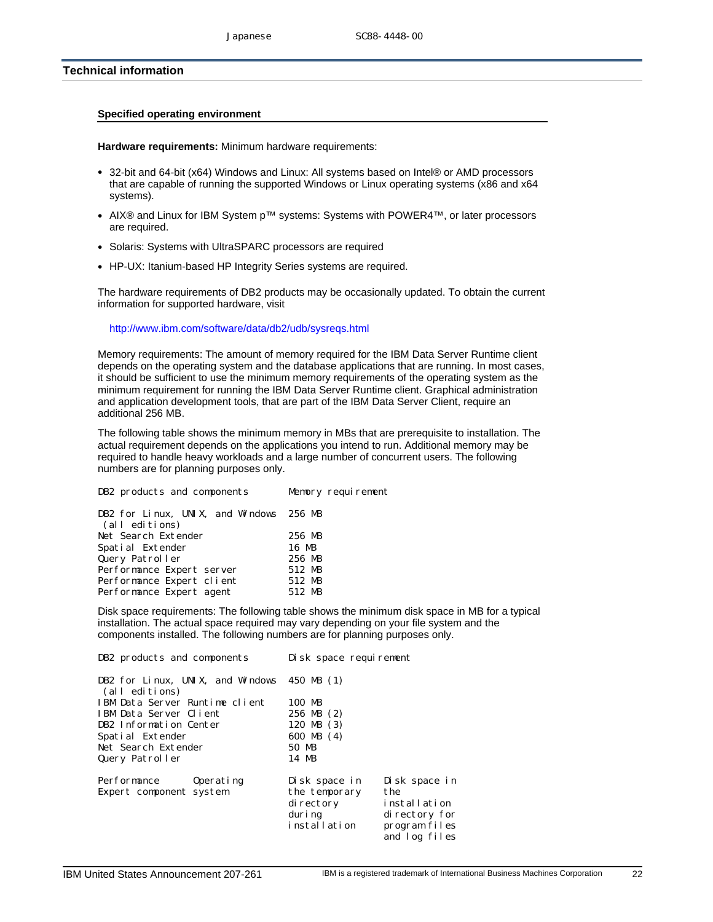## Technical information

### Specified operating environment

**Hardware requirements:** Minimum hardware requirements:

- 32-bit and 64-bit (x64) Windows and Linux: All systems based on Intel® or AMD processors that are capable of running the supported Windows or Linux operating systems (x86 and x64 systems).
- AIX® and Linux for IBM System p™ systems: Systems with POWER4™, or later processors are required.
- Solaris: Systems with UltraSPARC processors are required
- HP-UX: Itanium-based HP Integrity Series systems are required.

The hardware requirements of DB2 products may be occasionally updated. To obtain the current information for supported hardware, visit

http://www.ibm.com/software/data/db2/udb/sysreqs.html

Memory requirements: The amount of memory required for the IBM Data Server Runtime client depends on the operating system and the database applications that are running. In most cases, it should be sufficient to use the minimum memory requirements of the operating system as the minimum requirement for running the IBM Data Server Runtime client. Graphical administration and application development tools, that are part of the IBM Data Server Client, require an additional 256 MB.

The following table shows the minimum memory in MBs that are prerequisite to installation. The actual requirement depends on the applications you intend to run. Additional memory may be required to handle heavy workloads and a large number of concurrent users. The following numbers are for planning purposes only.

| DB2 products and components | Memory requirement |
|---|---|
| DB2 for Linux, UNIX, and Windows (all editions) | 256 MB |
| Net Search Extender | 256 MB |
| Spatial Extender | 16 MB |
| Query Patroller | 256 MB |
| Performance Expert server | 512 MB |
| Performance Expert client | 512 MB |
| Performance Expert agent | 512 MB |

Disk space requirements: The following table shows the minimum disk space in MB for a typical installation. The actual space required may vary depending on your file system and the components installed. The following numbers are for planning purposes only.

| DB2 products and components | Disk space requirement |
|---|---|
| DB2 for Linux, UNIX, and Windows (all editions) | 450 MB (1) |
| IBM Data Server Runtime client | 100 MB |
| IBM Data Server Client | 256 MB (2) |
| DB2 Information Center | 120 MB (3) |
| Spatial Extender | 600 MB (4) |
| Net Search Extender | 50 MB |
| Query Patroller | 14 MB |

| Performance Expert component | Operating system | Disk space in the temporary directory during installation | Disk space in the installation directory for program files and log files |
|---|---|---|---|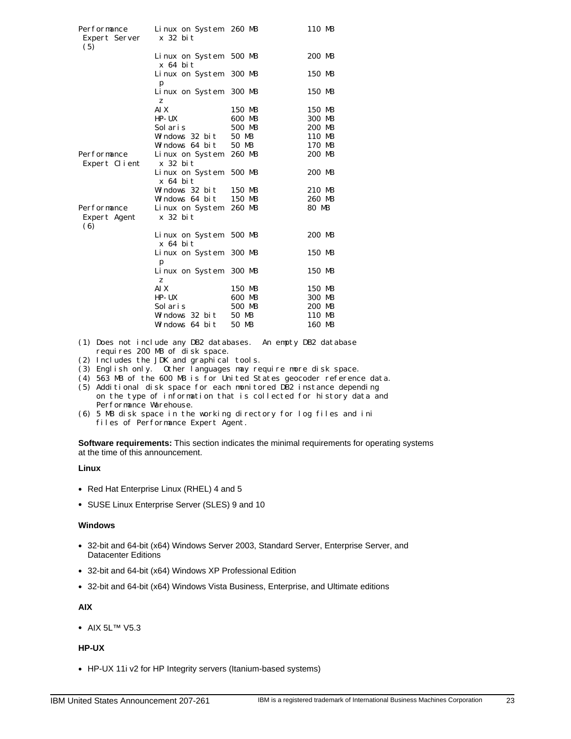| | | | |
|---|---|---|---|
| Performance Expert Server (5) | Linux on System x 32 bit | 260 MB | 110 MB |
| | Linux on System x 64 bit | 500 MB | 200 MB |
| | Linux on System p | 300 MB | 150 MB |
| | Linux on System z | 300 MB | 150 MB |
| | AIX | 150 MB | 150 MB |
| | HP-UX | 600 MB | 300 MB |
| | Solaris | 500 MB | 200 MB |
| | Windows 32 bit | 50 MB | 110 MB |
| | Windows 64 bit | 50 MB | 170 MB |
| Performance Expert Client | Linux on System x 32 bit | 260 MB | 200 MB |
| | Linux on System x 64 bit | 500 MB | 200 MB |
| | Windows 32 bit | 150 MB | 210 MB |
| | Windows 64 bit | 150 MB | 260 MB |
| Performance Expert Agent (6) | Linux on System x 32 bit | 260 MB | 80 MB |
| | Linux on System x 64 bit | 500 MB | 200 MB |
| | Linux on System p | 300 MB | 150 MB |
| | Linux on System z | 300 MB | 150 MB |
| | AIX | 150 MB | 150 MB |
| | HP-UX | 600 MB | 300 MB |
| | Solaris | 500 MB | 200 MB |
| | Windows 32 bit | 50 MB | 110 MB |
| | Windows 64 bit | 50 MB | 160 MB |

```
(1) Does not include any DB2 databases.  An empty DB2 database
    requires 200 MB of disk space.
(2) Includes the JDK and graphical tools.
(3) English only.  Other languages may require more disk space.
(4) 563 MB of the 600 MB is for United States geocoder reference data.
(5) Additional disk space for each monitored DB2 instance depending
    on the type of information that is collected for history data and
    Performance Warehouse.
(6) 5 MB disk space in the working directory for log files and ini
    files of Performance Expert Agent.
```

**Software requirements:** This section indicates the minimal requirements for operating systems at the time of this announcement.

**Linux**

- Red Hat Enterprise Linux (RHEL) 4 and 5
- SUSE Linux Enterprise Server (SLES) 9 and 10

**Windows**

- 32-bit and 64-bit (x64) Windows Server 2003, Standard Server, Enterprise Server, and Datacenter Editions
- 32-bit and 64-bit (x64) Windows XP Professional Edition
- 32-bit and 64-bit (x64) Windows Vista Business, Enterprise, and Ultimate editions

**AIX**

- AIX 5L™ V5.3

**HP-UX**

- HP-UX 11i v2 for HP Integrity servers (Itanium-based systems)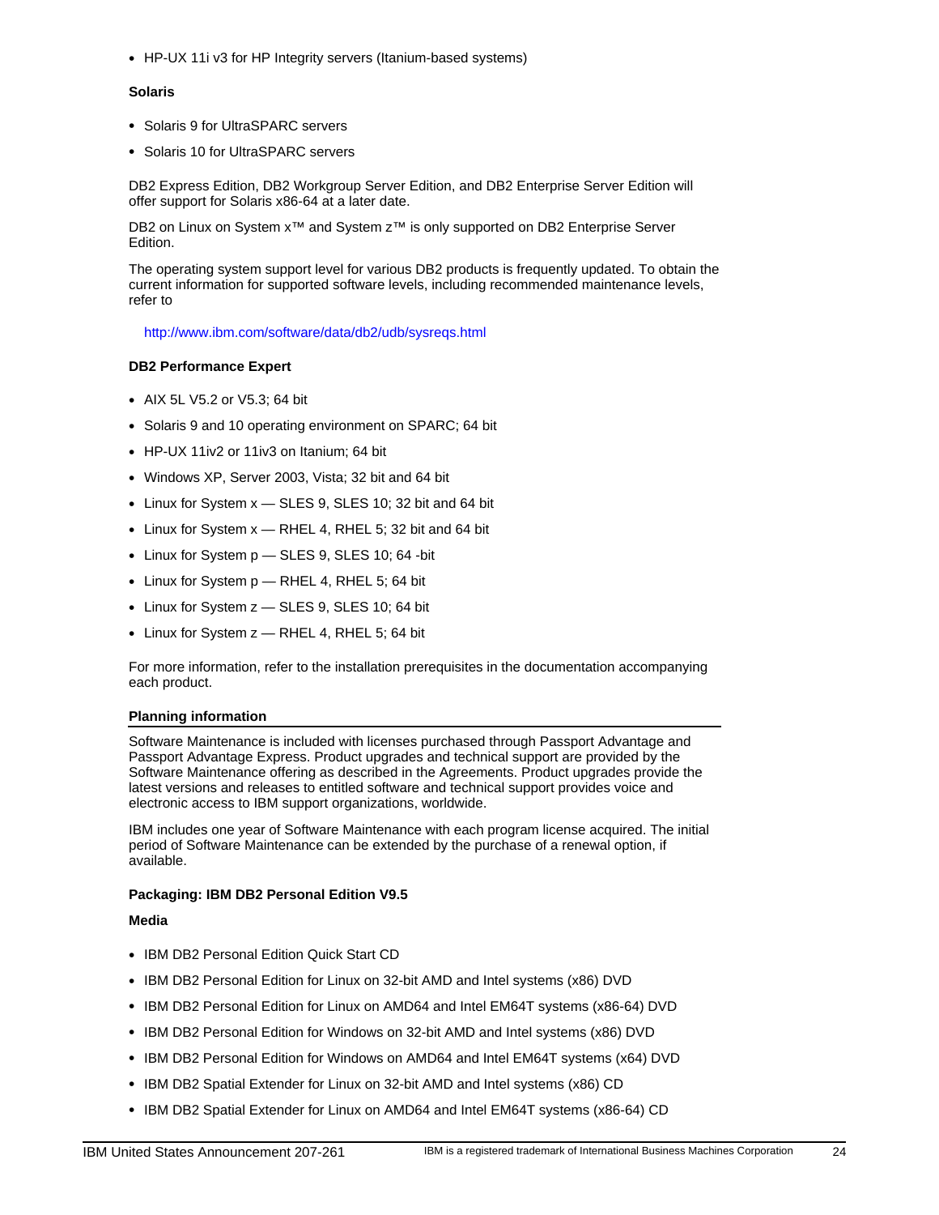- HP-UX 11i v3 for HP Integrity servers (Itanium-based systems)

**Solaris**

- Solaris 9 for UltraSPARC servers
- Solaris 10 for UltraSPARC servers

DB2 Express Edition, DB2 Workgroup Server Edition, and DB2 Enterprise Server Edition will offer support for Solaris x86-64 at a later date.

DB2 on Linux on System x™ and System z™ is only supported on DB2 Enterprise Server Edition.

The operating system support level for various DB2 products is frequently updated. To obtain the current information for supported software levels, including recommended maintenance levels, refer to

http://www.ibm.com/software/data/db2/udb/sysreqs.html

**DB2 Performance Expert**

- AIX 5L V5.2 or V5.3; 64 bit
- Solaris 9 and 10 operating environment on SPARC; 64 bit
- HP-UX 11iv2 or 11iv3 on Itanium; 64 bit
- Windows XP, Server 2003, Vista; 32 bit and 64 bit
- Linux for System x — SLES 9, SLES 10; 32 bit and 64 bit
- Linux for System x — RHEL 4, RHEL 5; 32 bit and 64 bit
- Linux for System p — SLES 9, SLES 10; 64 -bit
- Linux for System p — RHEL 4, RHEL 5; 64 bit
- Linux for System z — SLES 9, SLES 10; 64 bit
- Linux for System z — RHEL 4, RHEL 5; 64 bit

For more information, refer to the installation prerequisites in the documentation accompanying each product.

## Planning information

Software Maintenance is included with licenses purchased through Passport Advantage and Passport Advantage Express. Product upgrades and technical support are provided by the Software Maintenance offering as described in the Agreements. Product upgrades provide the latest versions and releases to entitled software and technical support provides voice and electronic access to IBM support organizations, worldwide.

IBM includes one year of Software Maintenance with each program license acquired. The initial period of Software Maintenance can be extended by the purchase of a renewal option, if available.

**Packaging: IBM DB2 Personal Edition V9.5**

**Media**

- IBM DB2 Personal Edition Quick Start CD
- IBM DB2 Personal Edition for Linux on 32-bit AMD and Intel systems (x86) DVD
- IBM DB2 Personal Edition for Linux on AMD64 and Intel EM64T systems (x86-64) DVD
- IBM DB2 Personal Edition for Windows on 32-bit AMD and Intel systems (x86) DVD
- IBM DB2 Personal Edition for Windows on AMD64 and Intel EM64T systems (x64) DVD
- IBM DB2 Spatial Extender for Linux on 32-bit AMD and Intel systems (x86) CD
- IBM DB2 Spatial Extender for Linux on AMD64 and Intel EM64T systems (x86-64) CD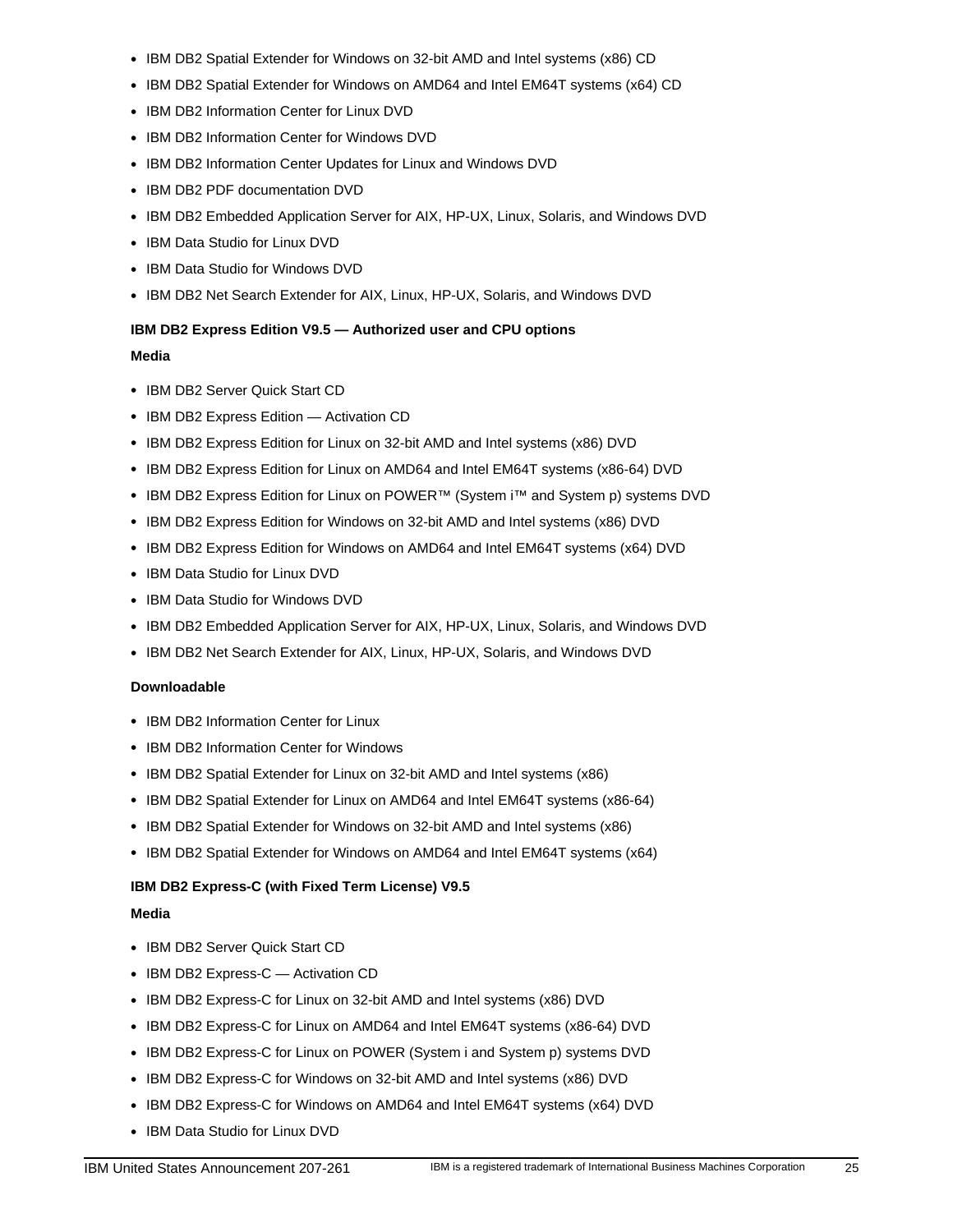- IBM DB2 Spatial Extender for Windows on 32-bit AMD and Intel systems (x86) CD
- IBM DB2 Spatial Extender for Windows on AMD64 and Intel EM64T systems (x64) CD
- IBM DB2 Information Center for Linux DVD
- IBM DB2 Information Center for Windows DVD
- IBM DB2 Information Center Updates for Linux and Windows DVD
- IBM DB2 PDF documentation DVD
- IBM DB2 Embedded Application Server for AIX, HP-UX, Linux, Solaris, and Windows DVD
- IBM Data Studio for Linux DVD
- IBM Data Studio for Windows DVD
- IBM DB2 Net Search Extender for AIX, Linux, HP-UX, Solaris, and Windows DVD

**IBM DB2 Express Edition V9.5 — Authorized user and CPU options**

**Media**

- IBM DB2 Server Quick Start CD
- IBM DB2 Express Edition — Activation CD
- IBM DB2 Express Edition for Linux on 32-bit AMD and Intel systems (x86) DVD
- IBM DB2 Express Edition for Linux on AMD64 and Intel EM64T systems (x86-64) DVD
- IBM DB2 Express Edition for Linux on POWER™ (System i™ and System p) systems DVD
- IBM DB2 Express Edition for Windows on 32-bit AMD and Intel systems (x86) DVD
- IBM DB2 Express Edition for Windows on AMD64 and Intel EM64T systems (x64) DVD
- IBM Data Studio for Linux DVD
- IBM Data Studio for Windows DVD
- IBM DB2 Embedded Application Server for AIX, HP-UX, Linux, Solaris, and Windows DVD
- IBM DB2 Net Search Extender for AIX, Linux, HP-UX, Solaris, and Windows DVD

**Downloadable**

- IBM DB2 Information Center for Linux
- IBM DB2 Information Center for Windows
- IBM DB2 Spatial Extender for Linux on 32-bit AMD and Intel systems (x86)
- IBM DB2 Spatial Extender for Linux on AMD64 and Intel EM64T systems (x86-64)
- IBM DB2 Spatial Extender for Windows on 32-bit AMD and Intel systems (x86)
- IBM DB2 Spatial Extender for Windows on AMD64 and Intel EM64T systems (x64)

**IBM DB2 Express-C (with Fixed Term License) V9.5**

**Media**

- IBM DB2 Server Quick Start CD
- IBM DB2 Express-C — Activation CD
- IBM DB2 Express-C for Linux on 32-bit AMD and Intel systems (x86) DVD
- IBM DB2 Express-C for Linux on AMD64 and Intel EM64T systems (x86-64) DVD
- IBM DB2 Express-C for Linux on POWER (System i and System p) systems DVD
- IBM DB2 Express-C for Windows on 32-bit AMD and Intel systems (x86) DVD
- IBM DB2 Express-C for Windows on AMD64 and Intel EM64T systems (x64) DVD
- IBM Data Studio for Linux DVD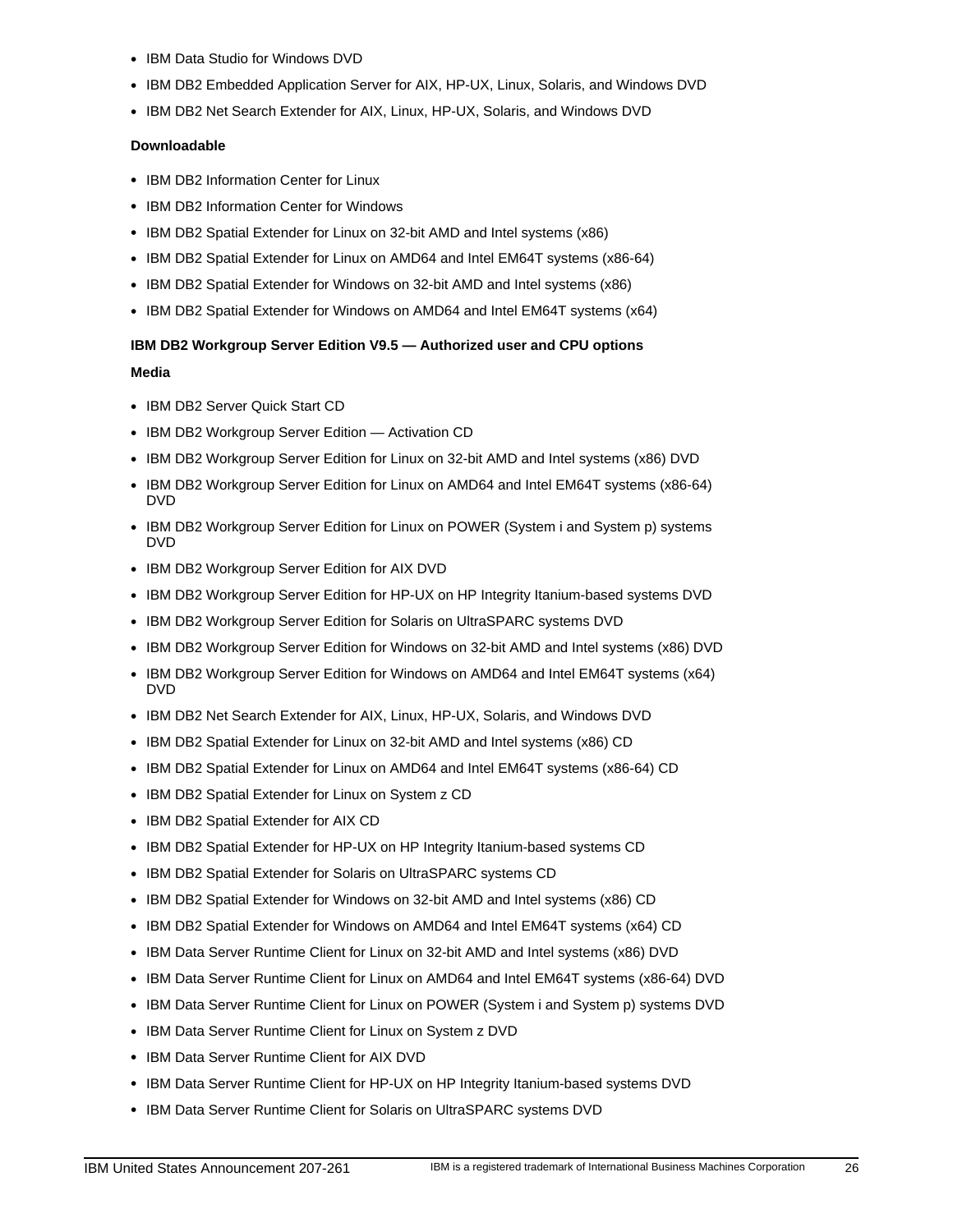- IBM Data Studio for Windows DVD
- IBM DB2 Embedded Application Server for AIX, HP-UX, Linux, Solaris, and Windows DVD
- IBM DB2 Net Search Extender for AIX, Linux, HP-UX, Solaris, and Windows DVD

**Downloadable**

- IBM DB2 Information Center for Linux
- IBM DB2 Information Center for Windows
- IBM DB2 Spatial Extender for Linux on 32-bit AMD and Intel systems (x86)
- IBM DB2 Spatial Extender for Linux on AMD64 and Intel EM64T systems (x86-64)
- IBM DB2 Spatial Extender for Windows on 32-bit AMD and Intel systems (x86)
- IBM DB2 Spatial Extender for Windows on AMD64 and Intel EM64T systems (x64)

**IBM DB2 Workgroup Server Edition V9.5 — Authorized user and CPU options**

**Media**

- IBM DB2 Server Quick Start CD
- IBM DB2 Workgroup Server Edition — Activation CD
- IBM DB2 Workgroup Server Edition for Linux on 32-bit AMD and Intel systems (x86) DVD
- IBM DB2 Workgroup Server Edition for Linux on AMD64 and Intel EM64T systems (x86-64) DVD
- IBM DB2 Workgroup Server Edition for Linux on POWER (System i and System p) systems DVD
- IBM DB2 Workgroup Server Edition for AIX DVD
- IBM DB2 Workgroup Server Edition for HP-UX on HP Integrity Itanium-based systems DVD
- IBM DB2 Workgroup Server Edition for Solaris on UltraSPARC systems DVD
- IBM DB2 Workgroup Server Edition for Windows on 32-bit AMD and Intel systems (x86) DVD
- IBM DB2 Workgroup Server Edition for Windows on AMD64 and Intel EM64T systems (x64) DVD
- IBM DB2 Net Search Extender for AIX, Linux, HP-UX, Solaris, and Windows DVD
- IBM DB2 Spatial Extender for Linux on 32-bit AMD and Intel systems (x86) CD
- IBM DB2 Spatial Extender for Linux on AMD64 and Intel EM64T systems (x86-64) CD
- IBM DB2 Spatial Extender for Linux on System z CD
- IBM DB2 Spatial Extender for AIX CD
- IBM DB2 Spatial Extender for HP-UX on HP Integrity Itanium-based systems CD
- IBM DB2 Spatial Extender for Solaris on UltraSPARC systems CD
- IBM DB2 Spatial Extender for Windows on 32-bit AMD and Intel systems (x86) CD
- IBM DB2 Spatial Extender for Windows on AMD64 and Intel EM64T systems (x64) CD
- IBM Data Server Runtime Client for Linux on 32-bit AMD and Intel systems (x86) DVD
- IBM Data Server Runtime Client for Linux on AMD64 and Intel EM64T systems (x86-64) DVD
- IBM Data Server Runtime Client for Linux on POWER (System i and System p) systems DVD
- IBM Data Server Runtime Client for Linux on System z DVD
- IBM Data Server Runtime Client for AIX DVD
- IBM Data Server Runtime Client for HP-UX on HP Integrity Itanium-based systems DVD
- IBM Data Server Runtime Client for Solaris on UltraSPARC systems DVD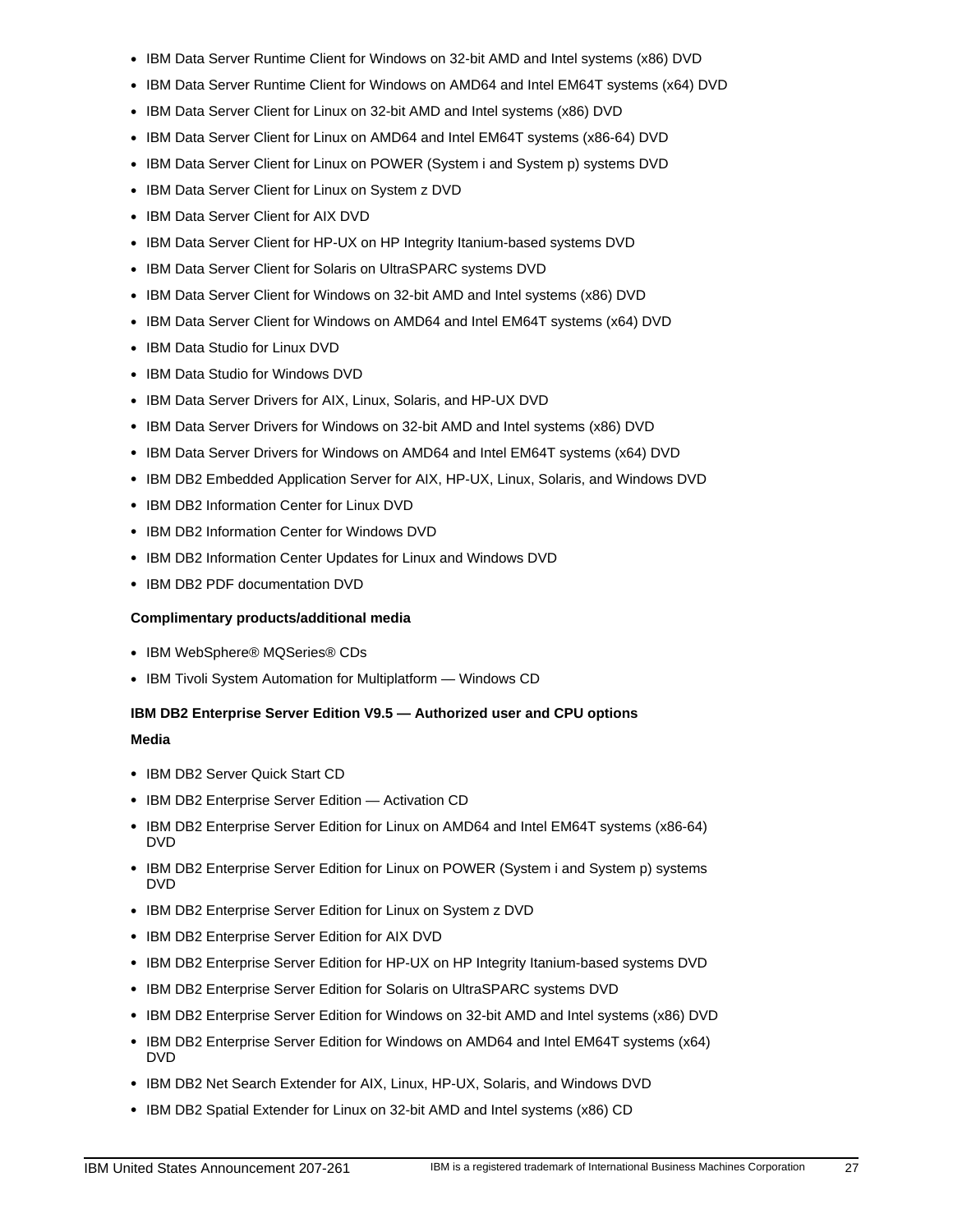- IBM Data Server Runtime Client for Windows on 32-bit AMD and Intel systems (x86) DVD
- IBM Data Server Runtime Client for Windows on AMD64 and Intel EM64T systems (x64) DVD
- IBM Data Server Client for Linux on 32-bit AMD and Intel systems (x86) DVD
- IBM Data Server Client for Linux on AMD64 and Intel EM64T systems (x86-64) DVD
- IBM Data Server Client for Linux on POWER (System i and System p) systems DVD
- IBM Data Server Client for Linux on System z DVD
- IBM Data Server Client for AIX DVD
- IBM Data Server Client for HP-UX on HP Integrity Itanium-based systems DVD
- IBM Data Server Client for Solaris on UltraSPARC systems DVD
- IBM Data Server Client for Windows on 32-bit AMD and Intel systems (x86) DVD
- IBM Data Server Client for Windows on AMD64 and Intel EM64T systems (x64) DVD
- IBM Data Studio for Linux DVD
- IBM Data Studio for Windows DVD
- IBM Data Server Drivers for AIX, Linux, Solaris, and HP-UX DVD
- IBM Data Server Drivers for Windows on 32-bit AMD and Intel systems (x86) DVD
- IBM Data Server Drivers for Windows on AMD64 and Intel EM64T systems (x64) DVD
- IBM DB2 Embedded Application Server for AIX, HP-UX, Linux, Solaris, and Windows DVD
- IBM DB2 Information Center for Linux DVD
- IBM DB2 Information Center for Windows DVD
- IBM DB2 Information Center Updates for Linux and Windows DVD
- IBM DB2 PDF documentation DVD

**Complimentary products/additional media**

- IBM WebSphere® MQSeries® CDs
- IBM Tivoli System Automation for Multiplatform — Windows CD

**IBM DB2 Enterprise Server Edition V9.5 — Authorized user and CPU options**

**Media**

- IBM DB2 Server Quick Start CD
- IBM DB2 Enterprise Server Edition — Activation CD
- IBM DB2 Enterprise Server Edition for Linux on AMD64 and Intel EM64T systems (x86-64) DVD
- IBM DB2 Enterprise Server Edition for Linux on POWER (System i and System p) systems DVD
- IBM DB2 Enterprise Server Edition for Linux on System z DVD
- IBM DB2 Enterprise Server Edition for AIX DVD
- IBM DB2 Enterprise Server Edition for HP-UX on HP Integrity Itanium-based systems DVD
- IBM DB2 Enterprise Server Edition for Solaris on UltraSPARC systems DVD
- IBM DB2 Enterprise Server Edition for Windows on 32-bit AMD and Intel systems (x86) DVD
- IBM DB2 Enterprise Server Edition for Windows on AMD64 and Intel EM64T systems (x64) DVD
- IBM DB2 Net Search Extender for AIX, Linux, HP-UX, Solaris, and Windows DVD
- IBM DB2 Spatial Extender for Linux on 32-bit AMD and Intel systems (x86) CD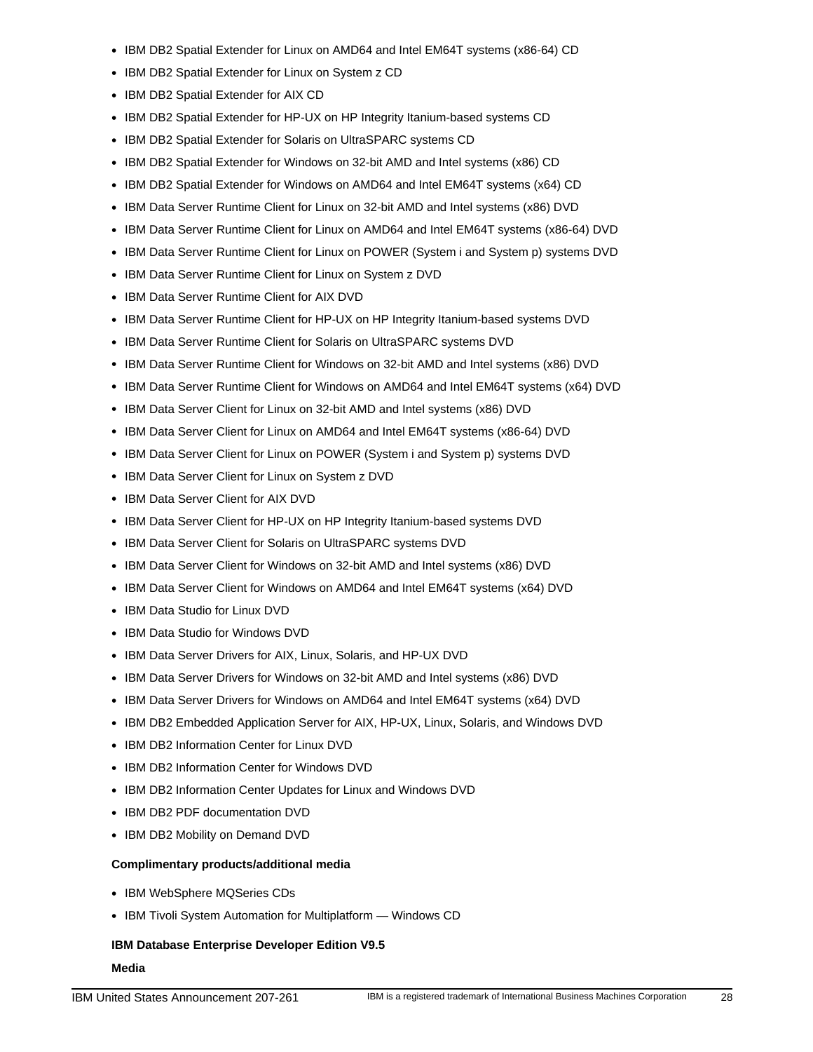- IBM DB2 Spatial Extender for Linux on AMD64 and Intel EM64T systems (x86-64) CD
- IBM DB2 Spatial Extender for Linux on System z CD
- IBM DB2 Spatial Extender for AIX CD
- IBM DB2 Spatial Extender for HP-UX on HP Integrity Itanium-based systems CD
- IBM DB2 Spatial Extender for Solaris on UltraSPARC systems CD
- IBM DB2 Spatial Extender for Windows on 32-bit AMD and Intel systems (x86) CD
- IBM DB2 Spatial Extender for Windows on AMD64 and Intel EM64T systems (x64) CD
- IBM Data Server Runtime Client for Linux on 32-bit AMD and Intel systems (x86) DVD
- IBM Data Server Runtime Client for Linux on AMD64 and Intel EM64T systems (x86-64) DVD
- IBM Data Server Runtime Client for Linux on POWER (System i and System p) systems DVD
- IBM Data Server Runtime Client for Linux on System z DVD
- IBM Data Server Runtime Client for AIX DVD
- IBM Data Server Runtime Client for HP-UX on HP Integrity Itanium-based systems DVD
- IBM Data Server Runtime Client for Solaris on UltraSPARC systems DVD
- IBM Data Server Runtime Client for Windows on 32-bit AMD and Intel systems (x86) DVD
- IBM Data Server Runtime Client for Windows on AMD64 and Intel EM64T systems (x64) DVD
- IBM Data Server Client for Linux on 32-bit AMD and Intel systems (x86) DVD
- IBM Data Server Client for Linux on AMD64 and Intel EM64T systems (x86-64) DVD
- IBM Data Server Client for Linux on POWER (System i and System p) systems DVD
- IBM Data Server Client for Linux on System z DVD
- IBM Data Server Client for AIX DVD
- IBM Data Server Client for HP-UX on HP Integrity Itanium-based systems DVD
- IBM Data Server Client for Solaris on UltraSPARC systems DVD
- IBM Data Server Client for Windows on 32-bit AMD and Intel systems (x86) DVD
- IBM Data Server Client for Windows on AMD64 and Intel EM64T systems (x64) DVD
- IBM Data Studio for Linux DVD
- IBM Data Studio for Windows DVD
- IBM Data Server Drivers for AIX, Linux, Solaris, and HP-UX DVD
- IBM Data Server Drivers for Windows on 32-bit AMD and Intel systems (x86) DVD
- IBM Data Server Drivers for Windows on AMD64 and Intel EM64T systems (x64) DVD
- IBM DB2 Embedded Application Server for AIX, HP-UX, Linux, Solaris, and Windows DVD
- IBM DB2 Information Center for Linux DVD
- IBM DB2 Information Center for Windows DVD
- IBM DB2 Information Center Updates for Linux and Windows DVD
- IBM DB2 PDF documentation DVD
- IBM DB2 Mobility on Demand DVD

**Complimentary products/additional media**

- IBM WebSphere MQSeries CDs
- IBM Tivoli System Automation for Multiplatform — Windows CD

**IBM Database Enterprise Developer Edition V9.5**

**Media**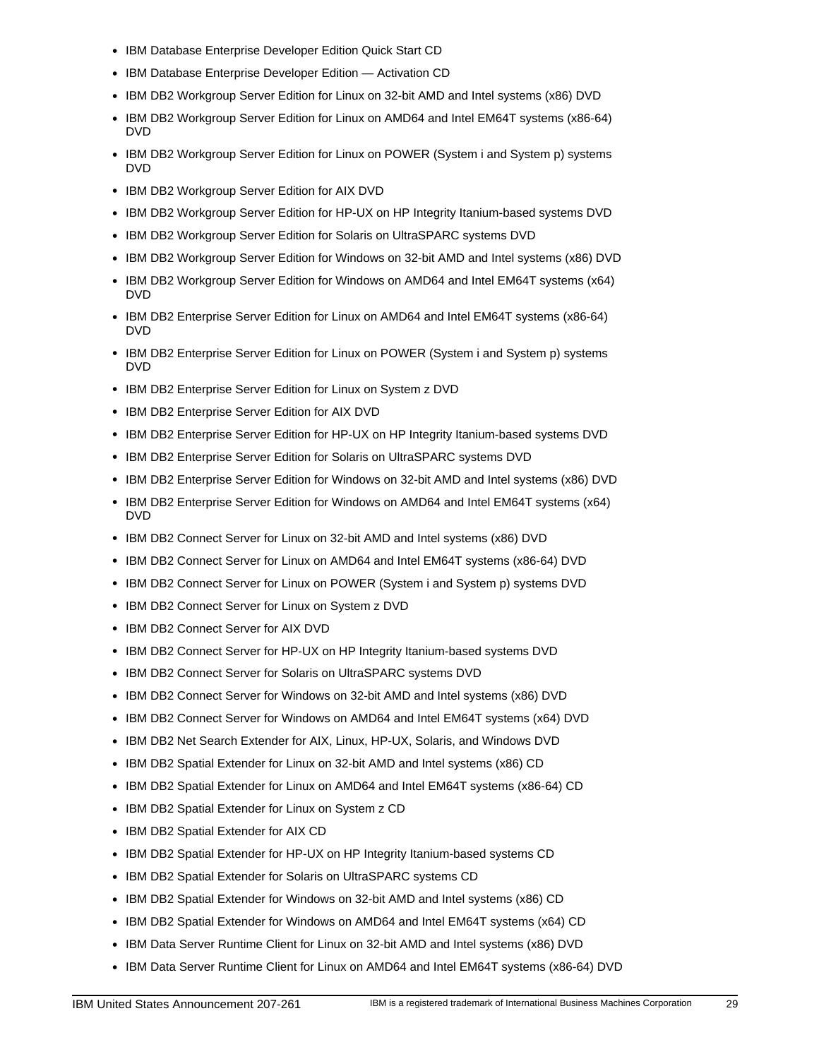- IBM Database Enterprise Developer Edition Quick Start CD
- IBM Database Enterprise Developer Edition — Activation CD
- IBM DB2 Workgroup Server Edition for Linux on 32-bit AMD and Intel systems (x86) DVD
- IBM DB2 Workgroup Server Edition for Linux on AMD64 and Intel EM64T systems (x86-64) DVD
- IBM DB2 Workgroup Server Edition for Linux on POWER (System i and System p) systems DVD
- IBM DB2 Workgroup Server Edition for AIX DVD
- IBM DB2 Workgroup Server Edition for HP-UX on HP Integrity Itanium-based systems DVD
- IBM DB2 Workgroup Server Edition for Solaris on UltraSPARC systems DVD
- IBM DB2 Workgroup Server Edition for Windows on 32-bit AMD and Intel systems (x86) DVD
- IBM DB2 Workgroup Server Edition for Windows on AMD64 and Intel EM64T systems (x64) DVD
- IBM DB2 Enterprise Server Edition for Linux on AMD64 and Intel EM64T systems (x86-64) DVD
- IBM DB2 Enterprise Server Edition for Linux on POWER (System i and System p) systems DVD
- IBM DB2 Enterprise Server Edition for Linux on System z DVD
- IBM DB2 Enterprise Server Edition for AIX DVD
- IBM DB2 Enterprise Server Edition for HP-UX on HP Integrity Itanium-based systems DVD
- IBM DB2 Enterprise Server Edition for Solaris on UltraSPARC systems DVD
- IBM DB2 Enterprise Server Edition for Windows on 32-bit AMD and Intel systems (x86) DVD
- IBM DB2 Enterprise Server Edition for Windows on AMD64 and Intel EM64T systems (x64) DVD
- IBM DB2 Connect Server for Linux on 32-bit AMD and Intel systems (x86) DVD
- IBM DB2 Connect Server for Linux on AMD64 and Intel EM64T systems (x86-64) DVD
- IBM DB2 Connect Server for Linux on POWER (System i and System p) systems DVD
- IBM DB2 Connect Server for Linux on System z DVD
- IBM DB2 Connect Server for AIX DVD
- IBM DB2 Connect Server for HP-UX on HP Integrity Itanium-based systems DVD
- IBM DB2 Connect Server for Solaris on UltraSPARC systems DVD
- IBM DB2 Connect Server for Windows on 32-bit AMD and Intel systems (x86) DVD
- IBM DB2 Connect Server for Windows on AMD64 and Intel EM64T systems (x64) DVD
- IBM DB2 Net Search Extender for AIX, Linux, HP-UX, Solaris, and Windows DVD
- IBM DB2 Spatial Extender for Linux on 32-bit AMD and Intel systems (x86) CD
- IBM DB2 Spatial Extender for Linux on AMD64 and Intel EM64T systems (x86-64) CD
- IBM DB2 Spatial Extender for Linux on System z CD
- IBM DB2 Spatial Extender for AIX CD
- IBM DB2 Spatial Extender for HP-UX on HP Integrity Itanium-based systems CD
- IBM DB2 Spatial Extender for Solaris on UltraSPARC systems CD
- IBM DB2 Spatial Extender for Windows on 32-bit AMD and Intel systems (x86) CD
- IBM DB2 Spatial Extender for Windows on AMD64 and Intel EM64T systems (x64) CD
- IBM Data Server Runtime Client for Linux on 32-bit AMD and Intel systems (x86) DVD
- IBM Data Server Runtime Client for Linux on AMD64 and Intel EM64T systems (x86-64) DVD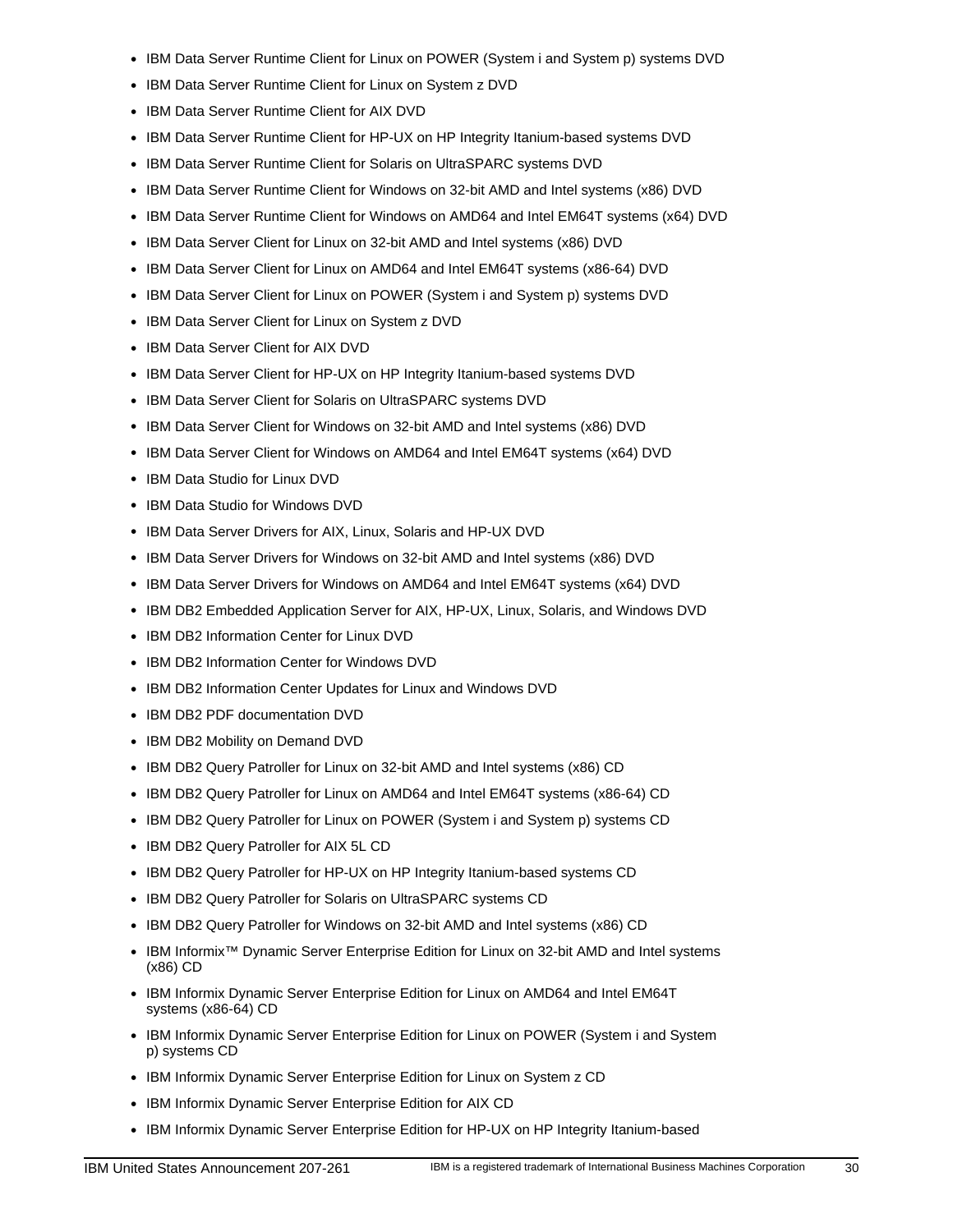- IBM Data Server Runtime Client for Linux on POWER (System i and System p) systems DVD
- IBM Data Server Runtime Client for Linux on System z DVD
- IBM Data Server Runtime Client for AIX DVD
- IBM Data Server Runtime Client for HP-UX on HP Integrity Itanium-based systems DVD
- IBM Data Server Runtime Client for Solaris on UltraSPARC systems DVD
- IBM Data Server Runtime Client for Windows on 32-bit AMD and Intel systems (x86) DVD
- IBM Data Server Runtime Client for Windows on AMD64 and Intel EM64T systems (x64) DVD
- IBM Data Server Client for Linux on 32-bit AMD and Intel systems (x86) DVD
- IBM Data Server Client for Linux on AMD64 and Intel EM64T systems (x86-64) DVD
- IBM Data Server Client for Linux on POWER (System i and System p) systems DVD
- IBM Data Server Client for Linux on System z DVD
- IBM Data Server Client for AIX DVD
- IBM Data Server Client for HP-UX on HP Integrity Itanium-based systems DVD
- IBM Data Server Client for Solaris on UltraSPARC systems DVD
- IBM Data Server Client for Windows on 32-bit AMD and Intel systems (x86) DVD
- IBM Data Server Client for Windows on AMD64 and Intel EM64T systems (x64) DVD
- IBM Data Studio for Linux DVD
- IBM Data Studio for Windows DVD
- IBM Data Server Drivers for AIX, Linux, Solaris and HP-UX DVD
- IBM Data Server Drivers for Windows on 32-bit AMD and Intel systems (x86) DVD
- IBM Data Server Drivers for Windows on AMD64 and Intel EM64T systems (x64) DVD
- IBM DB2 Embedded Application Server for AIX, HP-UX, Linux, Solaris, and Windows DVD
- IBM DB2 Information Center for Linux DVD
- IBM DB2 Information Center for Windows DVD
- IBM DB2 Information Center Updates for Linux and Windows DVD
- IBM DB2 PDF documentation DVD
- IBM DB2 Mobility on Demand DVD
- IBM DB2 Query Patroller for Linux on 32-bit AMD and Intel systems (x86) CD
- IBM DB2 Query Patroller for Linux on AMD64 and Intel EM64T systems (x86-64) CD
- IBM DB2 Query Patroller for Linux on POWER (System i and System p) systems CD
- IBM DB2 Query Patroller for AIX 5L CD
- IBM DB2 Query Patroller for HP-UX on HP Integrity Itanium-based systems CD
- IBM DB2 Query Patroller for Solaris on UltraSPARC systems CD
- IBM DB2 Query Patroller for Windows on 32-bit AMD and Intel systems (x86) CD
- IBM Informix™ Dynamic Server Enterprise Edition for Linux on 32-bit AMD and Intel systems (x86) CD
- IBM Informix Dynamic Server Enterprise Edition for Linux on AMD64 and Intel EM64T systems (x86-64) CD
- IBM Informix Dynamic Server Enterprise Edition for Linux on POWER (System i and System p) systems CD
- IBM Informix Dynamic Server Enterprise Edition for Linux on System z CD
- IBM Informix Dynamic Server Enterprise Edition for AIX CD
- IBM Informix Dynamic Server Enterprise Edition for HP-UX on HP Integrity Itanium-based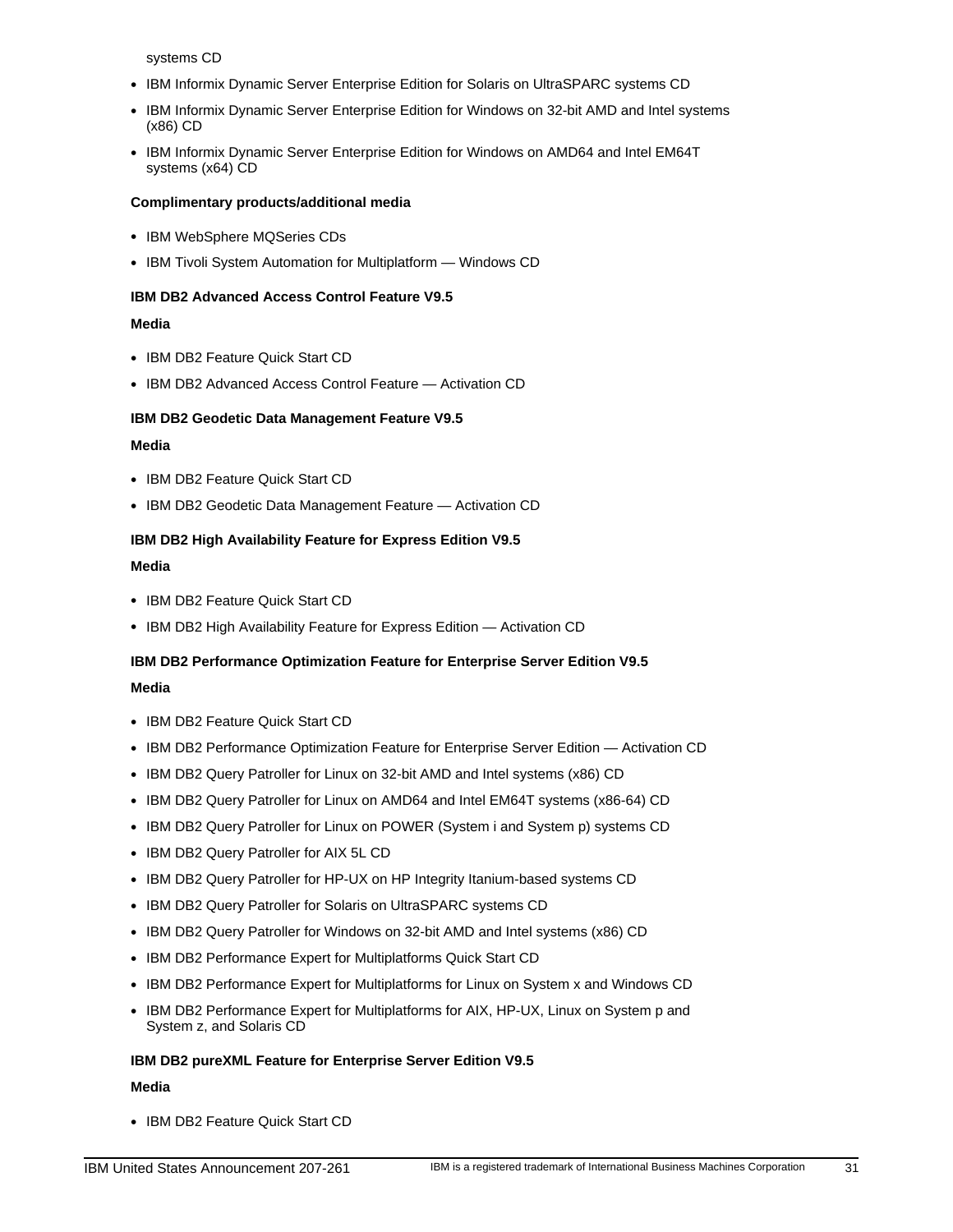systems CD

- IBM Informix Dynamic Server Enterprise Edition for Solaris on UltraSPARC systems CD
- IBM Informix Dynamic Server Enterprise Edition for Windows on 32-bit AMD and Intel systems (x86) CD
- IBM Informix Dynamic Server Enterprise Edition for Windows on AMD64 and Intel EM64T systems (x64) CD

**Complimentary products/additional media**

- IBM WebSphere MQSeries CDs
- IBM Tivoli System Automation for Multiplatform — Windows CD

**IBM DB2 Advanced Access Control Feature V9.5**

**Media**

- IBM DB2 Feature Quick Start CD
- IBM DB2 Advanced Access Control Feature — Activation CD

**IBM DB2 Geodetic Data Management Feature V9.5**

**Media**

- IBM DB2 Feature Quick Start CD
- IBM DB2 Geodetic Data Management Feature — Activation CD

**IBM DB2 High Availability Feature for Express Edition V9.5**

**Media**

- IBM DB2 Feature Quick Start CD
- IBM DB2 High Availability Feature for Express Edition — Activation CD

**IBM DB2 Performance Optimization Feature for Enterprise Server Edition V9.5**

**Media**

- IBM DB2 Feature Quick Start CD
- IBM DB2 Performance Optimization Feature for Enterprise Server Edition — Activation CD
- IBM DB2 Query Patroller for Linux on 32-bit AMD and Intel systems (x86) CD
- IBM DB2 Query Patroller for Linux on AMD64 and Intel EM64T systems (x86-64) CD
- IBM DB2 Query Patroller for Linux on POWER (System i and System p) systems CD
- IBM DB2 Query Patroller for AIX 5L CD
- IBM DB2 Query Patroller for HP-UX on HP Integrity Itanium-based systems CD
- IBM DB2 Query Patroller for Solaris on UltraSPARC systems CD
- IBM DB2 Query Patroller for Windows on 32-bit AMD and Intel systems (x86) CD
- IBM DB2 Performance Expert for Multiplatforms Quick Start CD
- IBM DB2 Performance Expert for Multiplatforms for Linux on System x and Windows CD
- IBM DB2 Performance Expert for Multiplatforms for AIX, HP-UX, Linux on System p and System z, and Solaris CD

**IBM DB2 pureXML Feature for Enterprise Server Edition V9.5**

**Media**

- IBM DB2 Feature Quick Start CD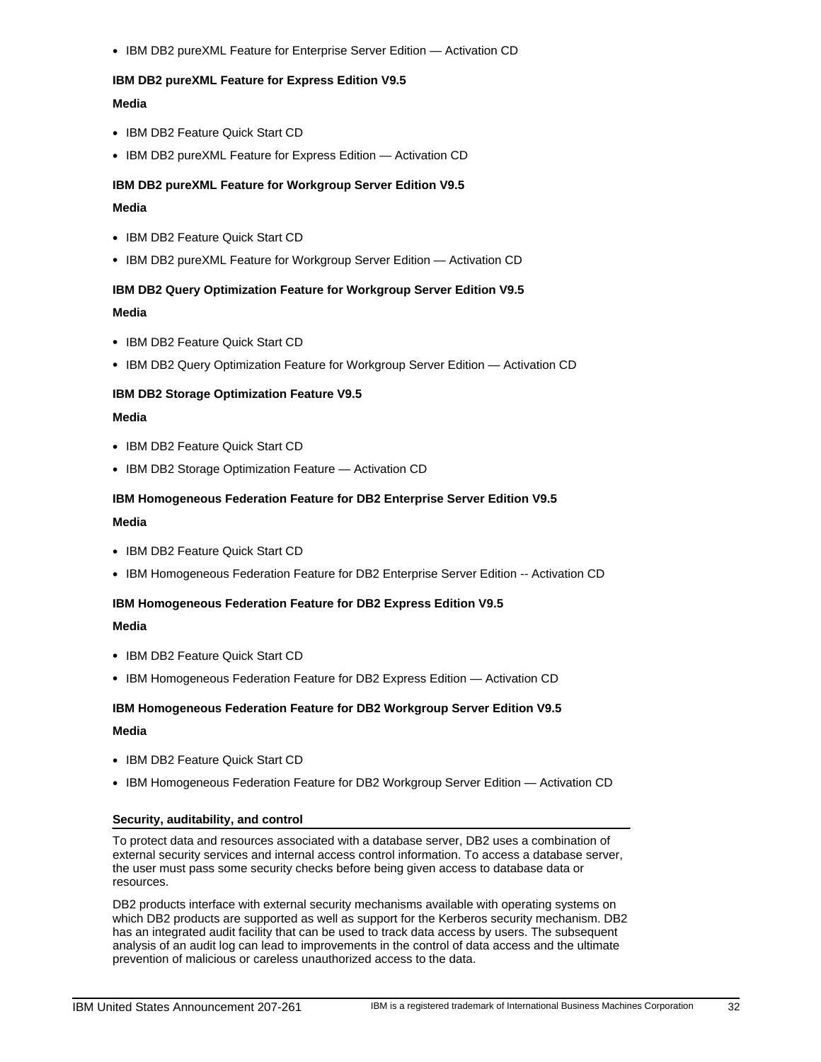- IBM DB2 pureXML Feature for Enterprise Server Edition — Activation CD

**IBM DB2 pureXML Feature for Express Edition V9.5**

**Media**

- IBM DB2 Feature Quick Start CD
- IBM DB2 pureXML Feature for Express Edition — Activation CD

**IBM DB2 pureXML Feature for Workgroup Server Edition V9.5**

**Media**

- IBM DB2 Feature Quick Start CD
- IBM DB2 pureXML Feature for Workgroup Server Edition — Activation CD

**IBM DB2 Query Optimization Feature for Workgroup Server Edition V9.5**

**Media**

- IBM DB2 Feature Quick Start CD
- IBM DB2 Query Optimization Feature for Workgroup Server Edition — Activation CD

**IBM DB2 Storage Optimization Feature V9.5**

**Media**

- IBM DB2 Feature Quick Start CD
- IBM DB2 Storage Optimization Feature — Activation CD

**IBM Homogeneous Federation Feature for DB2 Enterprise Server Edition V9.5**

**Media**

- IBM DB2 Feature Quick Start CD
- IBM Homogeneous Federation Feature for DB2 Enterprise Server Edition -- Activation CD

**IBM Homogeneous Federation Feature for DB2 Express Edition V9.5**

**Media**

- IBM DB2 Feature Quick Start CD
- IBM Homogeneous Federation Feature for DB2 Express Edition — Activation CD

**IBM Homogeneous Federation Feature for DB2 Workgroup Server Edition V9.5**

**Media**

- IBM DB2 Feature Quick Start CD
- IBM Homogeneous Federation Feature for DB2 Workgroup Server Edition — Activation CD

## Security, auditability, and control

To protect data and resources associated with a database server, DB2 uses a combination of external security services and internal access control information. To access a database server, the user must pass some security checks before being given access to database data or resources.

DB2 products interface with external security mechanisms available with operating systems on which DB2 products are supported as well as support for the Kerberos security mechanism. DB2 has an integrated audit facility that can be used to track data access by users. The subsequent analysis of an audit log can lead to improvements in the control of data access and the ultimate prevention of malicious or careless unauthorized access to the data.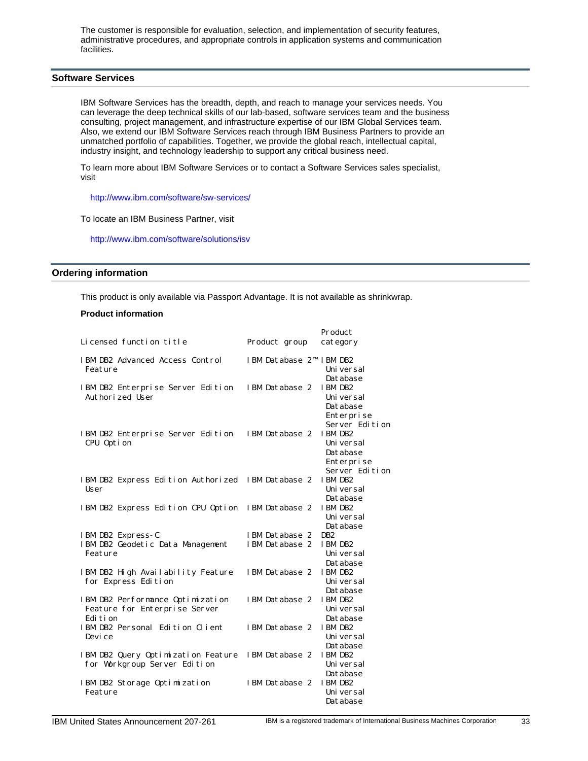The customer is responsible for evaluation, selection, and implementation of security features, administrative procedures, and appropriate controls in application systems and communication facilities.

## Software Services

IBM Software Services has the breadth, depth, and reach to manage your services needs. You can leverage the deep technical skills of our lab-based, software services team and the business consulting, project management, and infrastructure expertise of our IBM Global Services team. Also, we extend our IBM Software Services reach through IBM Business Partners to provide an unmatched portfolio of capabilities. Together, we provide the global reach, intellectual capital, industry insight, and technology leadership to support any critical business need.

To learn more about IBM Software Services or to contact a Software Services sales specialist, visit

http://www.ibm.com/software/sw-services/

To locate an IBM Business Partner, visit

http://www.ibm.com/software/solutions/isv

## Ordering information

This product is only available via Passport Advantage. It is not available as shrinkwrap.

**Product information**

| Licensed function title | Product group | Product category |
|---|---|---|
| IBM DB2 Advanced Access Control Feature | IBM Database 2™ | IBM DB2 Universal Database |
| IBM DB2 Enterprise Server Edition Authorized User | IBM Database 2 | IBM DB2 Universal Database Enterprise Server Edition |
| IBM DB2 Enterprise Server Edition CPU Option | IBM Database 2 | IBM DB2 Universal Database Enterprise Server Edition |
| IBM DB2 Express Edition Authorized User | IBM Database 2 | IBM DB2 Universal Database |
| IBM DB2 Express Edition CPU Option | IBM Database 2 | IBM DB2 Universal Database |
| IBM DB2 Express-C | IBM Database 2 | DB2 |
| IBM DB2 Geodetic Data Management Feature | IBM Database 2 | IBM DB2 Universal Database |
| IBM DB2 High Availability Feature for Express Edition | IBM Database 2 | IBM DB2 Universal Database |
| IBM DB2 Performance Optimization Feature for Enterprise Server Edition | IBM Database 2 | IBM DB2 Universal Database |
| IBM DB2 Personal Edition Client Device | IBM Database 2 | IBM DB2 Universal Database |
| IBM DB2 Query Optimization Feature for Workgroup Server Edition | IBM Database 2 | IBM DB2 Universal Database |
| IBM DB2 Storage Optimization Feature | IBM Database 2 | IBM DB2 Universal Database |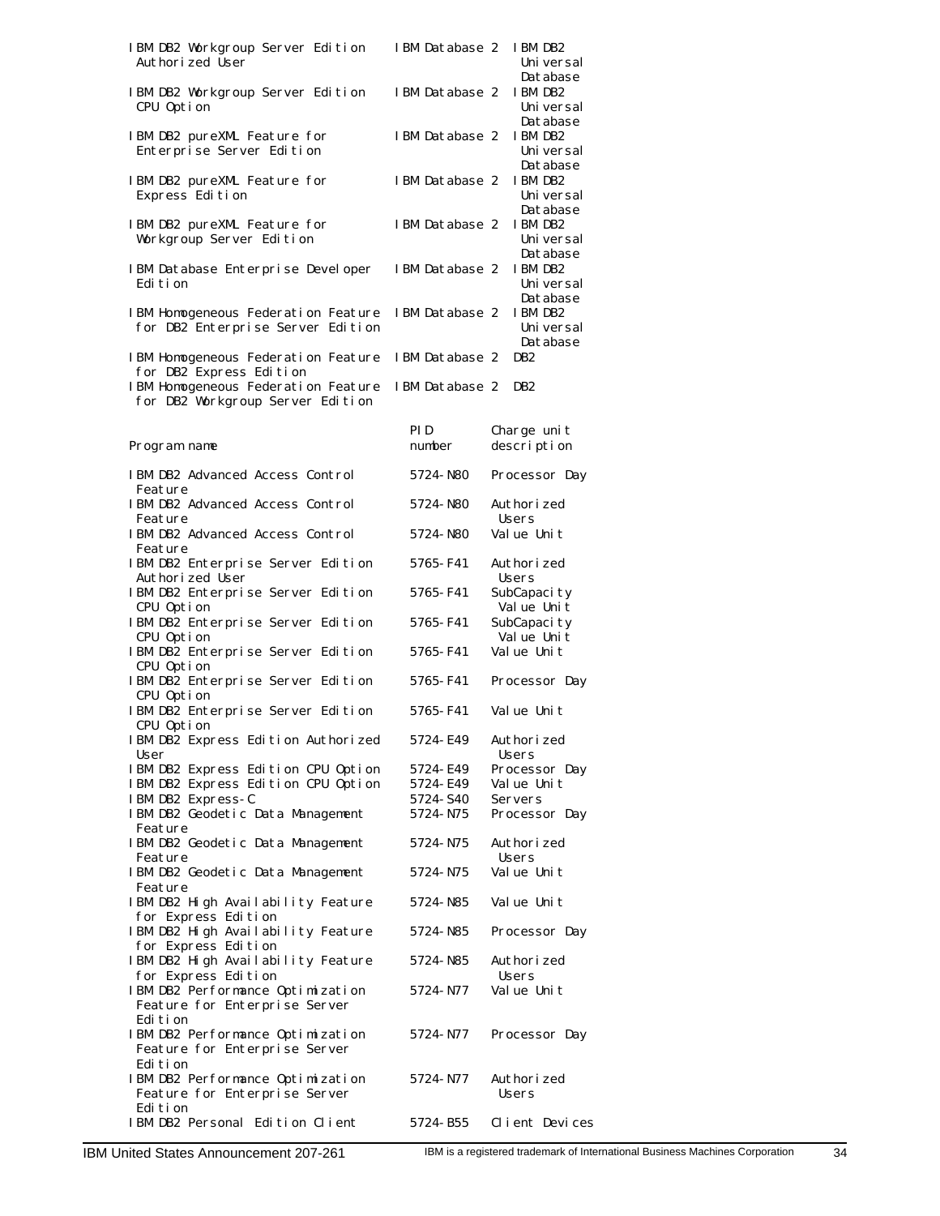| | | |
|---|---|---|
| IBM DB2 Workgroup Server Edition Authorized User | IBM Database 2 | IBM DB2 Universal Database |
| IBM DB2 Workgroup Server Edition CPU Option | IBM Database 2 | IBM DB2 Universal Database |
| IBM DB2 pureXML Feature for Enterprise Server Edition | IBM Database 2 | IBM DB2 Universal Database |
| IBM DB2 pureXML Feature for Express Edition | IBM Database 2 | IBM DB2 Universal Database |
| IBM DB2 pureXML Feature for Workgroup Server Edition | IBM Database 2 | IBM DB2 Universal Database |
| IBM Database Enterprise Developer Edition | IBM Database 2 | IBM DB2 Universal Database |
| IBM Homogeneous Federation Feature for DB2 Enterprise Server Edition | IBM Database 2 | IBM DB2 Universal Database |
| IBM Homogeneous Federation Feature for DB2 Express Edition | IBM Database 2 | DB2 |
| IBM Homogeneous Federation Feature for DB2 Workgroup Server Edition | IBM Database 2 | DB2 |

| Program name | PID number | Charge unit description |
|---|---|---|
| IBM DB2 Advanced Access Control Feature | 5724-N80 | Processor Day |
| IBM DB2 Advanced Access Control Feature | 5724-N80 | Authorized Users |
| IBM DB2 Advanced Access Control Feature | 5724-N80 | Value Unit |
| IBM DB2 Enterprise Server Edition Authorized User | 5765-F41 | Authorized Users |
| IBM DB2 Enterprise Server Edition CPU Option | 5765-F41 | SubCapacity Value Unit |
| IBM DB2 Enterprise Server Edition CPU Option | 5765-F41 | SubCapacity Value Unit |
| IBM DB2 Enterprise Server Edition CPU Option | 5765-F41 | Value Unit |
| IBM DB2 Enterprise Server Edition CPU Option | 5765-F41 | Processor Day |
| IBM DB2 Enterprise Server Edition CPU Option | 5765-F41 | Value Unit |
| IBM DB2 Express Edition Authorized User | 5724-E49 | Authorized Users |
| IBM DB2 Express Edition CPU Option | 5724-E49 | Processor Day |
| IBM DB2 Express Edition CPU Option | 5724-E49 | Value Unit |
| IBM DB2 Express-C | 5724-S40 | Servers |
| IBM DB2 Geodetic Data Management Feature | 5724-N75 | Processor Day |
| IBM DB2 Geodetic Data Management Feature | 5724-N75 | Authorized Users |
| IBM DB2 Geodetic Data Management Feature | 5724-N75 | Value Unit |
| IBM DB2 High Availability Feature for Express Edition | 5724-N85 | Value Unit |
| IBM DB2 High Availability Feature for Express Edition | 5724-N85 | Processor Day |
| IBM DB2 High Availability Feature for Express Edition | 5724-N85 | Authorized Users |
| IBM DB2 Performance Optimization Feature for Enterprise Server Edition | 5724-N77 | Value Unit |
| IBM DB2 Performance Optimization Feature for Enterprise Server Edition | 5724-N77 | Processor Day |
| IBM DB2 Performance Optimization Feature for Enterprise Server Edition | 5724-N77 | Authorized Users |
| IBM DB2 Personal Edition Client | 5724-B55 | Client Devices |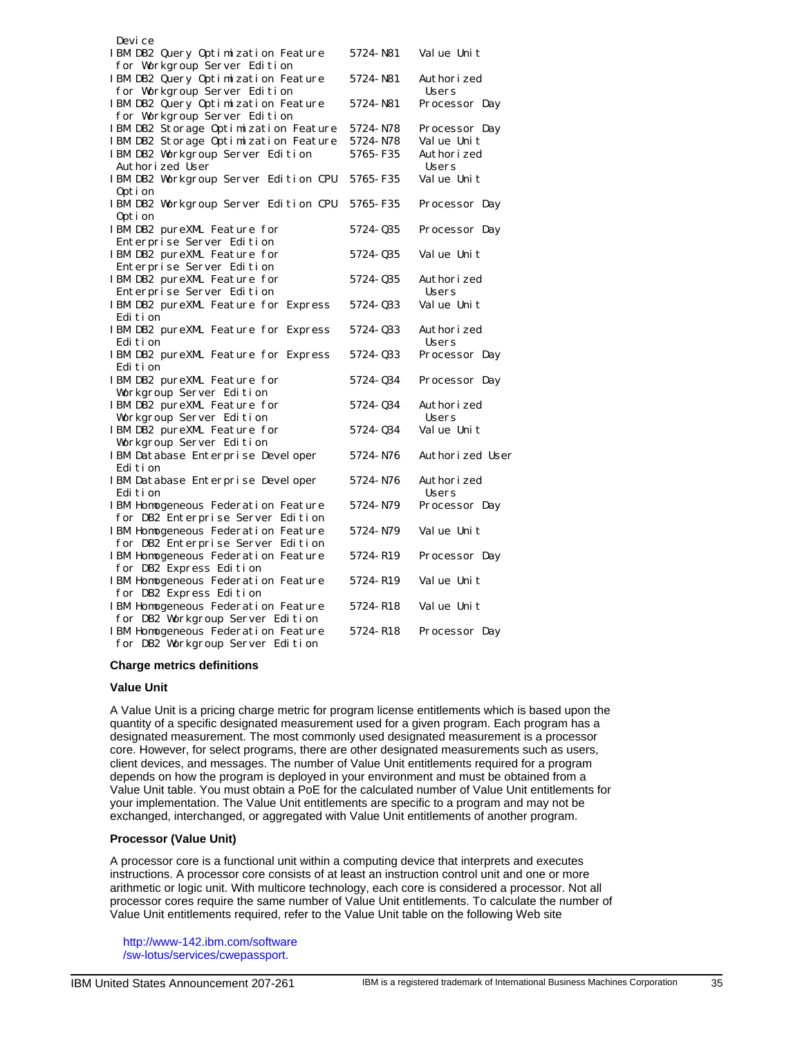| | | |
|---|---|---|
| Device | | |
| IBM DB2 Query Optimization Feature for Workgroup Server Edition | 5724-N81 | Value Unit |
| IBM DB2 Query Optimization Feature for Workgroup Server Edition | 5724-N81 | Authorized Users |
| IBM DB2 Query Optimization Feature for Workgroup Server Edition | 5724-N81 | Processor Day |
| IBM DB2 Storage Optimization Feature | 5724-N78 | Processor Day |
| IBM DB2 Storage Optimization Feature | 5724-N78 | Value Unit |
| IBM DB2 Workgroup Server Edition Authorized User | 5765-F35 | Authorized Users |
| IBM DB2 Workgroup Server Edition CPU Option | 5765-F35 | Value Unit |
| IBM DB2 Workgroup Server Edition CPU Option | 5765-F35 | Processor Day |
| IBM DB2 pureXML Feature for Enterprise Server Edition | 5724-Q35 | Processor Day |
| IBM DB2 pureXML Feature for Enterprise Server Edition | 5724-Q35 | Value Unit |
| IBM DB2 pureXML Feature for Enterprise Server Edition | 5724-Q35 | Authorized Users |
| IBM DB2 pureXML Feature for Express Edition | 5724-Q33 | Value Unit |
| IBM DB2 pureXML Feature for Express Edition | 5724-Q33 | Authorized Users |
| IBM DB2 pureXML Feature for Express Edition | 5724-Q33 | Processor Day |
| IBM DB2 pureXML Feature for Workgroup Server Edition | 5724-Q34 | Processor Day |
| IBM DB2 pureXML Feature for Workgroup Server Edition | 5724-Q34 | Authorized Users |
| IBM DB2 pureXML Feature for Workgroup Server Edition | 5724-Q34 | Value Unit |
| IBM Database Enterprise Developer Edition | 5724-N76 | Authorized User |
| IBM Database Enterprise Developer Edition | 5724-N76 | Authorized Users |
| IBM Homogeneous Federation Feature for DB2 Enterprise Server Edition | 5724-N79 | Processor Day |
| IBM Homogeneous Federation Feature for DB2 Enterprise Server Edition | 5724-N79 | Value Unit |
| IBM Homogeneous Federation Feature for DB2 Express Edition | 5724-R19 | Processor Day |
| IBM Homogeneous Federation Feature for DB2 Express Edition | 5724-R19 | Value Unit |
| IBM Homogeneous Federation Feature for DB2 Workgroup Server Edition | 5724-R18 | Value Unit |
| IBM Homogeneous Federation Feature for DB2 Workgroup Server Edition | 5724-R18 | Processor Day |

**Charge metrics definitions**

**Value Unit**

A Value Unit is a pricing charge metric for program license entitlements which is based upon the quantity of a specific designated measurement used for a given program. Each program has a designated measurement. The most commonly used designated measurement is a processor core. However, for select programs, there are other designated measurements such as users, client devices, and messages. The number of Value Unit entitlements required for a program depends on how the program is deployed in your environment and must be obtained from a Value Unit table. You must obtain a PoE for the calculated number of Value Unit entitlements for your implementation. The Value Unit entitlements are specific to a program and may not be exchanged, interchanged, or aggregated with Value Unit entitlements of another program.

**Processor (Value Unit)**

A processor core is a functional unit within a computing device that interprets and executes instructions. A processor core consists of at least an instruction control unit and one or more arithmetic or logic unit. With multicore technology, each core is considered a processor. Not all processor cores require the same number of Value Unit entitlements. To calculate the number of Value Unit entitlements required, refer to the Value Unit table on the following Web site

http://www-142.ibm.com/software/sw-lotus/services/cwepassport.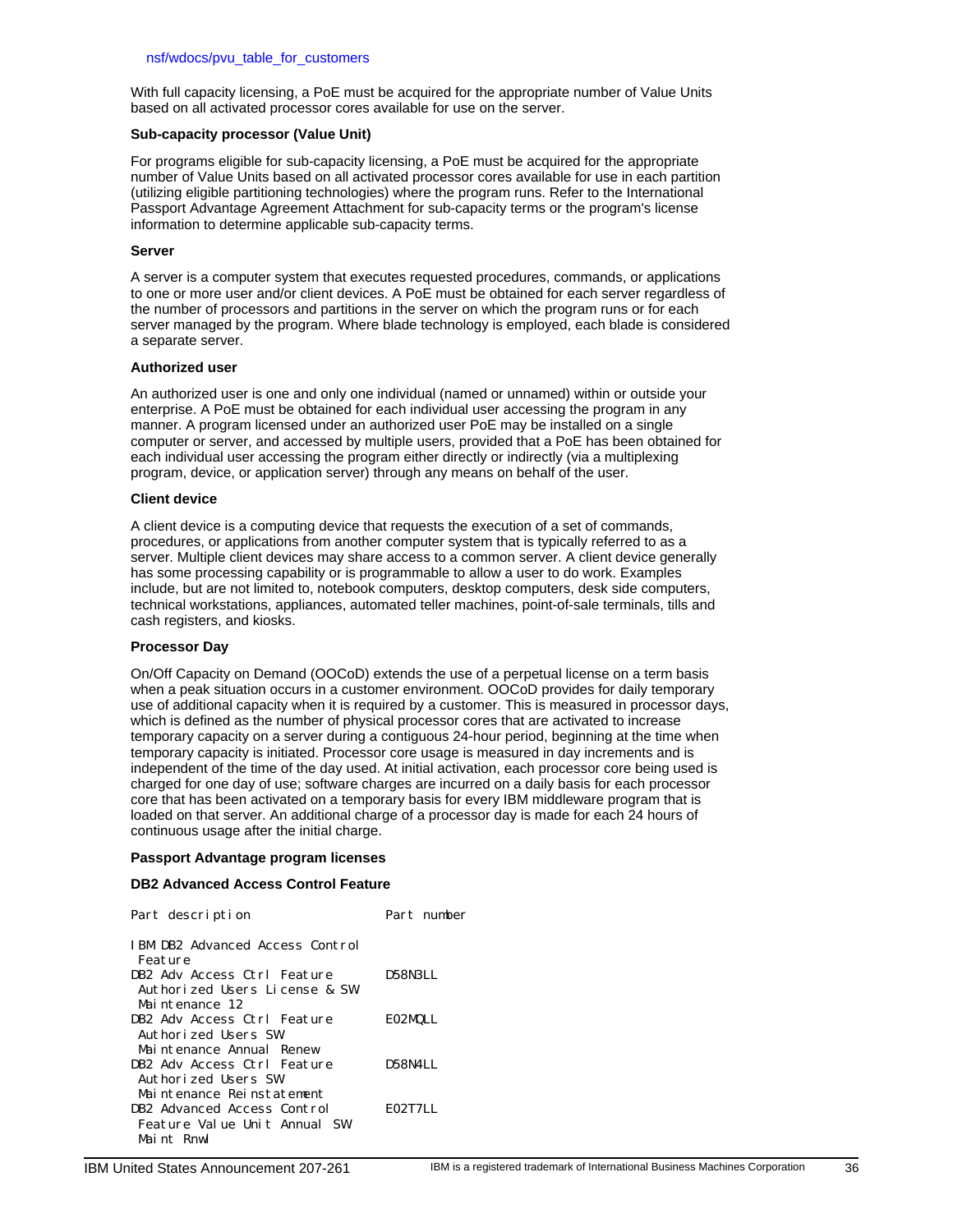nsf/wdocs/pvu_table_for_customers

With full capacity licensing, a PoE must be acquired for the appropriate number of Value Units based on all activated processor cores available for use on the server.

**Sub-capacity processor (Value Unit)**

For programs eligible for sub-capacity licensing, a PoE must be acquired for the appropriate number of Value Units based on all activated processor cores available for use in each partition (utilizing eligible partitioning technologies) where the program runs. Refer to the International Passport Advantage Agreement Attachment for sub-capacity terms or the program's license information to determine applicable sub-capacity terms.

**Server**

A server is a computer system that executes requested procedures, commands, or applications to one or more user and/or client devices. A PoE must be obtained for each server regardless of the number of processors and partitions in the server on which the program runs or for each server managed by the program. Where blade technology is employed, each blade is considered a separate server.

**Authorized user**

An authorized user is one and only one individual (named or unnamed) within or outside your enterprise. A PoE must be obtained for each individual user accessing the program in any manner. A program licensed under an authorized user PoE may be installed on a single computer or server, and accessed by multiple users, provided that a PoE has been obtained for each individual user accessing the program either directly or indirectly (via a multiplexing program, device, or application server) through any means on behalf of the user.

**Client device**

A client device is a computing device that requests the execution of a set of commands, procedures, or applications from another computer system that is typically referred to as a server. Multiple client devices may share access to a common server. A client device generally has some processing capability or is programmable to allow a user to do work. Examples include, but are not limited to, notebook computers, desktop computers, desk side computers, technical workstations, appliances, automated teller machines, point-of-sale terminals, tills and cash registers, and kiosks.

**Processor Day**

On/Off Capacity on Demand (OOCoD) extends the use of a perpetual license on a term basis when a peak situation occurs in a customer environment. OOCoD provides for daily temporary use of additional capacity when it is required by a customer. This is measured in processor days, which is defined as the number of physical processor cores that are activated to increase temporary capacity on a server during a contiguous 24-hour period, beginning at the time when temporary capacity is initiated. Processor core usage is measured in day increments and is independent of the time of the day used. At initial activation, each processor core being used is charged for one day of use; software charges are incurred on a daily basis for each processor core that has been activated on a temporary basis for every IBM middleware program that is loaded on that server. An additional charge of a processor day is made for each 24 hours of continuous usage after the initial charge.

**Passport Advantage program licenses**

**DB2 Advanced Access Control Feature**

```
Part description                  Part number

IBM DB2 Advanced Access Control
 Feature
DB2 Adv Access Ctrl Feature       D58N3LL
 Authorized Users License & SW
 Maintenance 12
DB2 Adv Access Ctrl Feature       E02MQLL
 Authorized Users SW
 Maintenance Annual Renew
DB2 Adv Access Ctrl Feature       D58N4LL
 Authorized Users SW
 Maintenance Reinstatement
DB2 Advanced Access Control       E02T7LL
 Feature Value Unit Annual SW
 Maint Rnwl
```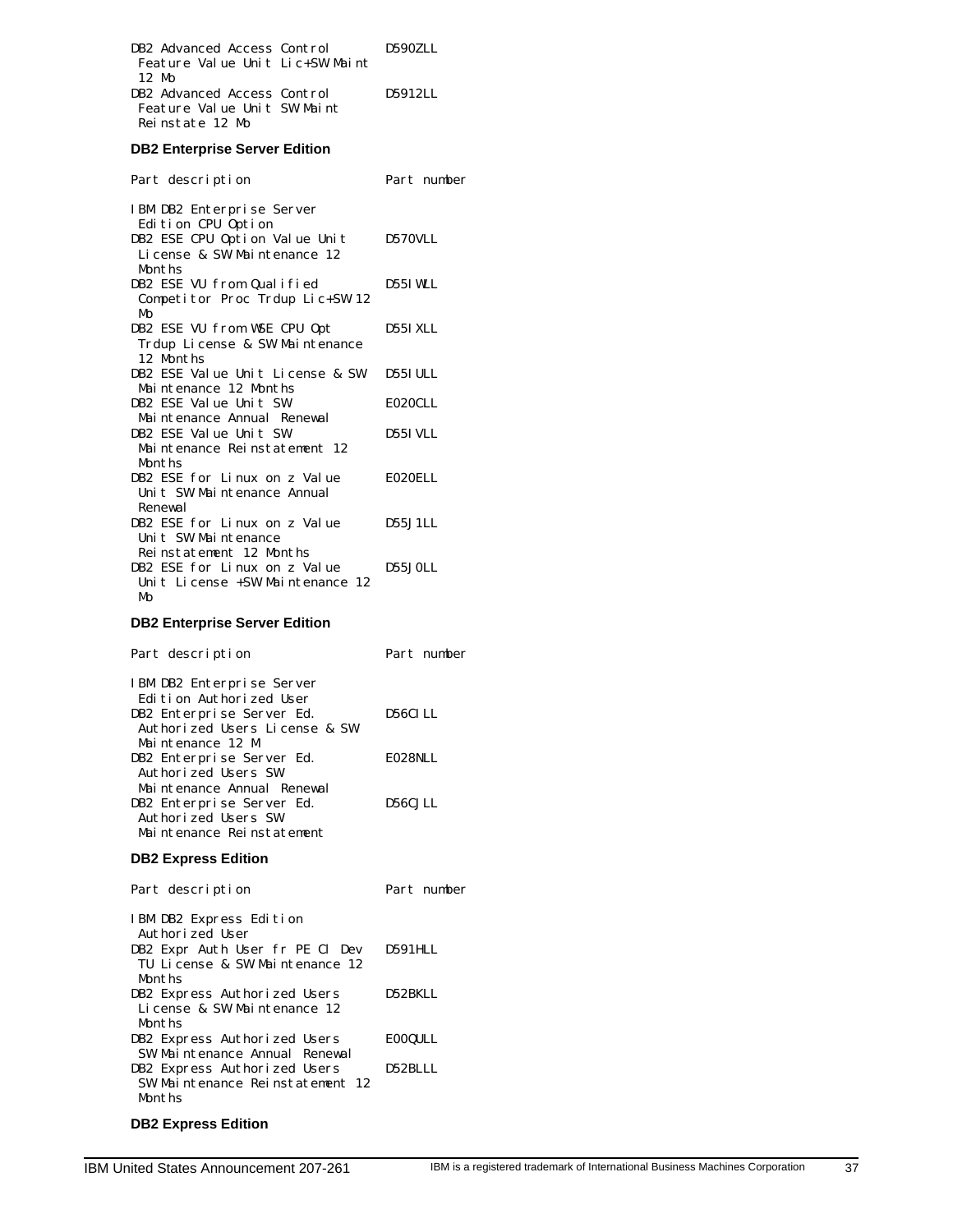| | |
|---|---|
| DB2 Advanced Access Control Feature Value Unit Lic+SW Maint 12 Mo | D590ZLL |
| DB2 Advanced Access Control Feature Value Unit SW Maint Reinstate 12 Mo | D5912LL |

**DB2 Enterprise Server Edition**

| Part description | Part number |
|---|---|
| IBM DB2 Enterprise Server Edition CPU Option | |
| DB2 ESE CPU Option Value Unit License & SW Maintenance 12 Months | D570VLL |
| DB2 ESE VU from Qualified Competitor Proc Trdup Lic+SW 12 Mo | D55IWLL |
| DB2 ESE VU from WSE CPU Opt Trdup License & SW Maintenance 12 Months | D55IXLL |
| DB2 ESE Value Unit License & SW Maintenance 12 Months | D55IULL |
| DB2 ESE Value Unit SW Maintenance Annual Renewal | E020CLL |
| DB2 ESE Value Unit SW Maintenance Reinstatement 12 Months | D55IVLL |
| DB2 ESE for Linux on z Value Unit SW Maintenance Annual Renewal | E020ELL |
| DB2 ESE for Linux on z Value Unit SW Maintenance Reinstatement 12 Months | D55J1LL |
| DB2 ESE for Linux on z Value Unit License +SW Maintenance 12 Mo | D55J0LL |

**DB2 Enterprise Server Edition**

| Part description | Part number |
|---|---|
| IBM DB2 Enterprise Server Edition Authorized User | |
| DB2 Enterprise Server Ed. Authorized Users License & SW Maintenance 12 M | D56CILL |
| DB2 Enterprise Server Ed. Authorized Users SW Maintenance Annual Renewal | E028NLL |
| DB2 Enterprise Server Ed. Authorized Users SW Maintenance Reinstatement | D56CJLL |

**DB2 Express Edition**

| Part description | Part number |
|---|---|
| IBM DB2 Express Edition Authorized User | |
| DB2 Expr Auth User fr PE Cl Dev TU License & SW Maintenance 12 Months | D591HLL |
| DB2 Express Authorized Users License & SW Maintenance 12 Months | D52BKLL |
| DB2 Express Authorized Users SW Maintenance Annual Renewal | E00QULL |
| DB2 Express Authorized Users SW Maintenance Reinstatement 12 Months | D52BLLL |

**DB2 Express Edition**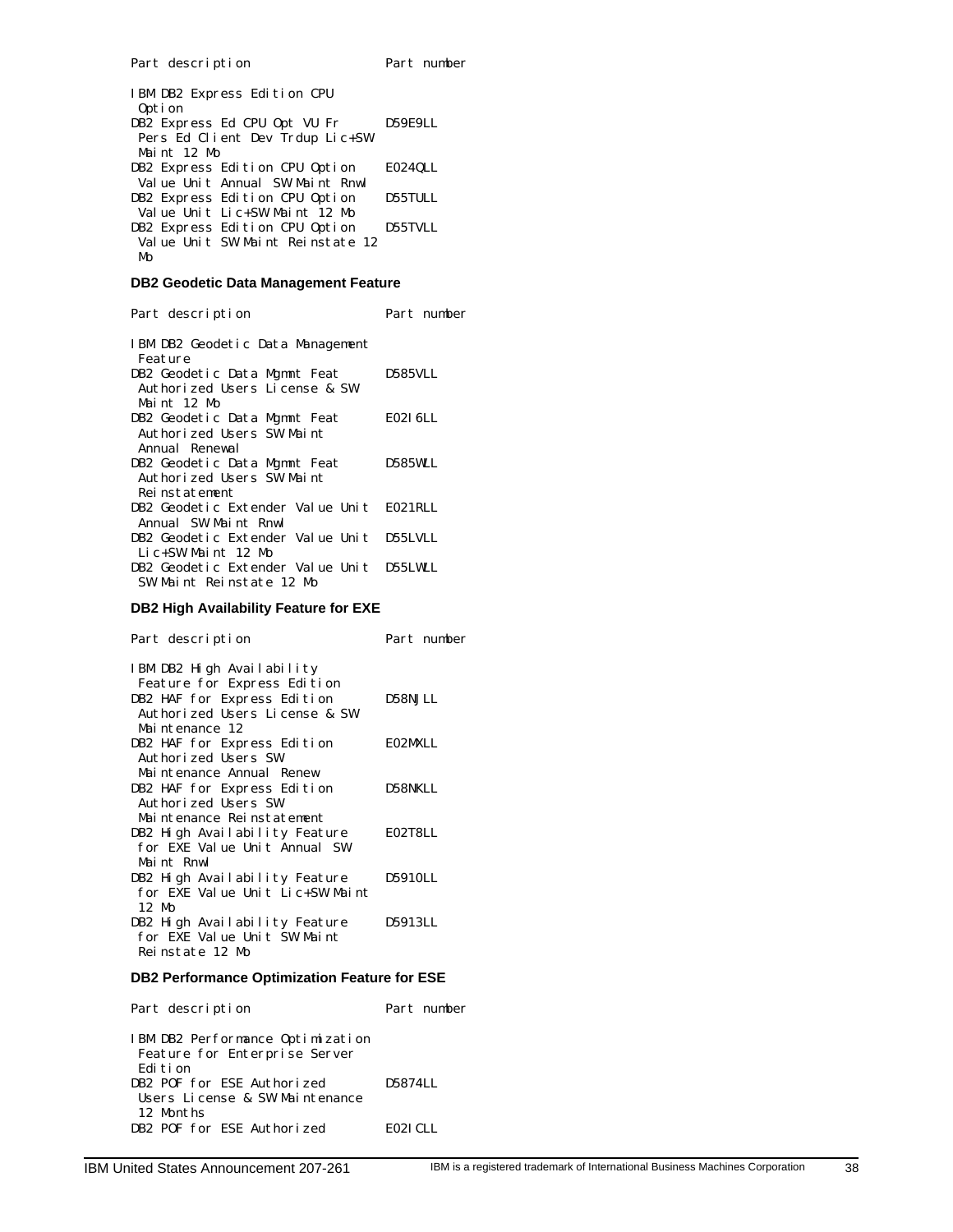| Part description | Part number |
|---|---|
| IBM DB2 Express Edition CPU Option | |
| DB2 Express Ed CPU Opt VU Fr Pers Ed Client Dev Trdup Lic+SW Maint 12 Mo | D59E9LL |
| DB2 Express Edition CPU Option Value Unit Annual SW Maint Rnwl | E024QLL |
| DB2 Express Edition CPU Option Value Unit Lic+SW Maint 12 Mo | D55TULL |
| DB2 Express Edition CPU Option Value Unit SW Maint Reinstate 12 Mo | D55TVLL |

### DB2 Geodetic Data Management Feature

| Part description | Part number |
|---|---|
| IBM DB2 Geodetic Data Management Feature | |
| DB2 Geodetic Data Mgmnt Feat Authorized Users License & SW Maint 12 Mo | D585VLL |
| DB2 Geodetic Data Mgmnt Feat Authorized Users SW Maint Annual Renewal | E02I6LL |
| DB2 Geodetic Data Mgmnt Feat Authorized Users SW Maint Reinstatement | D585WLL |
| DB2 Geodetic Extender Value Unit Annual SW Maint Rnwl | E021RLL |
| DB2 Geodetic Extender Value Unit Lic+SW Maint 12 Mo | D55LVLL |
| DB2 Geodetic Extender Value Unit SW Maint Reinstate 12 Mo | D55LWLL |

### DB2 High Availability Feature for EXE

| Part description | Part number |
|---|---|
| IBM DB2 High Availability Feature for Express Edition | |
| DB2 HAF for Express Edition Authorized Users License & SW Maintenance 12 | D58NJLL |
| DB2 HAF for Express Edition Authorized Users SW Maintenance Annual Renew | E02MXLL |
| DB2 HAF for Express Edition Authorized Users SW Maintenance Reinstatement | D58NKLL |
| DB2 High Availability Feature for EXE Value Unit Annual SW Maint Rnwl | E02T8LL |
| DB2 High Availability Feature for EXE Value Unit Lic+SW Maint 12 Mo | D5910LL |
| DB2 High Availability Feature for EXE Value Unit SW Maint Reinstate 12 Mo | D5913LL |

### DB2 Performance Optimization Feature for ESE

| Part description | Part number |
|---|---|
| IBM DB2 Performance Optimization Feature for Enterprise Server Edition | |
| DB2 POF for ESE Authorized Users License & SW Maintenance 12 Months | D5874LL |
| DB2 POF for ESE Authorized | E02ICLL |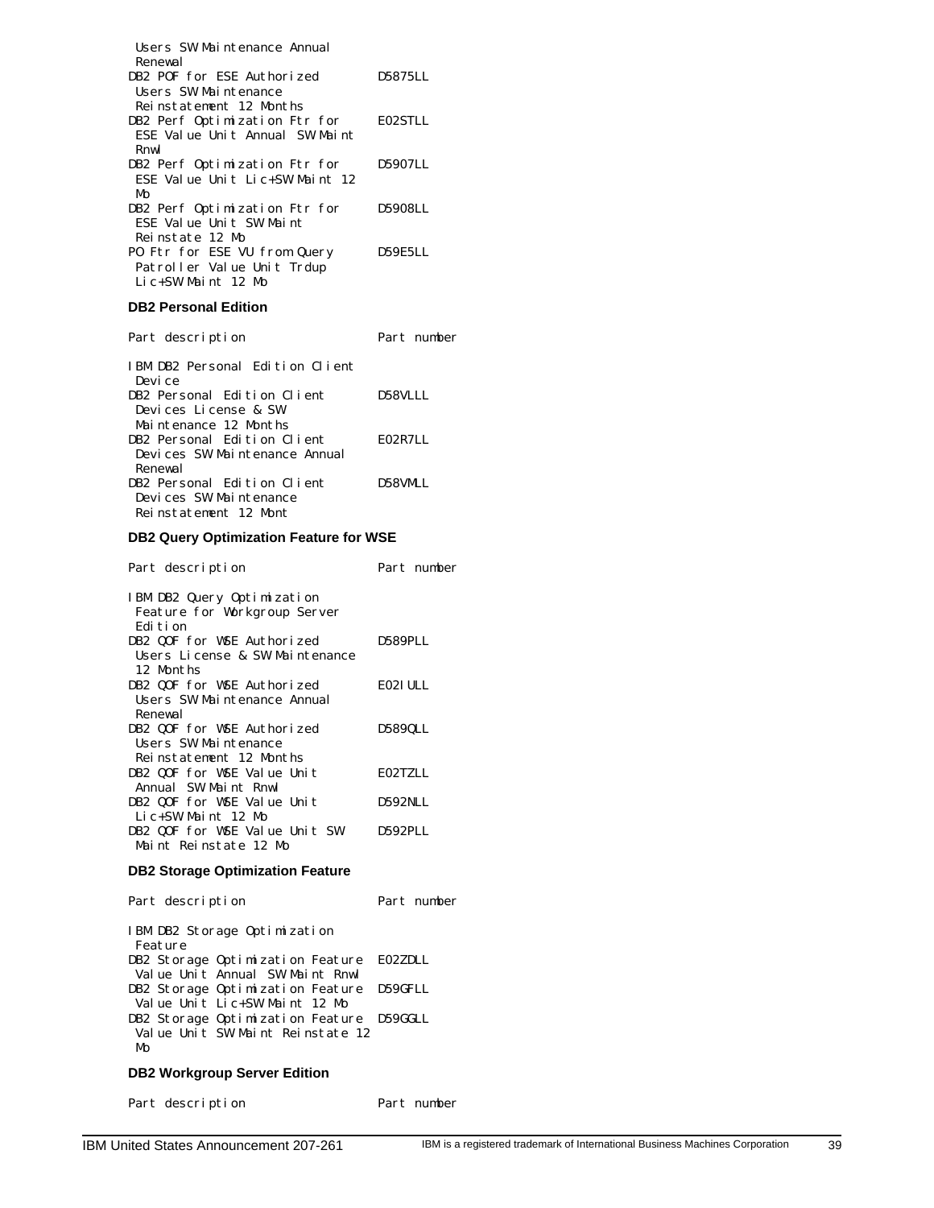| Part description | Part number |
|---|---|
| Users SW Maintenance Annual Renewal | |
| DB2 POF for ESE Authorized Users SW Maintenance Reinstatement 12 Months | D5875LL |
| DB2 Perf Optimization Ftr for ESE Value Unit Annual SW Maint Rnwl | E02STLL |
| DB2 Perf Optimization Ftr for ESE Value Unit Lic+SW Maint 12 Mo | D5907LL |
| DB2 Perf Optimization Ftr for ESE Value Unit SW Maint Reinstate 12 Mo | D5908LL |
| PO Ftr for ESE VU from Query Patroller Value Unit Trdup Lic+SW Maint 12 Mo | D59E5LL |

**DB2 Personal Edition**

| Part description | Part number |
|---|---|
| IBM DB2 Personal Edition Client Device | |
| DB2 Personal Edition Client Devices License & SW Maintenance 12 Months | D58VLLL |
| DB2 Personal Edition Client Devices SW Maintenance Annual Renewal | E02R7LL |
| DB2 Personal Edition Client Devices SW Maintenance Reinstatement 12 Mont | D58VMLL |

**DB2 Query Optimization Feature for WSE**

| Part description | Part number |
|---|---|
| IBM DB2 Query Optimization Feature for Workgroup Server Edition | |
| DB2 QOF for WSE Authorized Users License & SW Maintenance 12 Months | D589PLL |
| DB2 QOF for WSE Authorized Users SW Maintenance Annual Renewal | E02IULL |
| DB2 QOF for WSE Authorized Users SW Maintenance Reinstatement 12 Months | D589QLL |
| DB2 QOF for WSE Value Unit Annual SW Maint Rnwl | E02TZLL |
| DB2 QOF for WSE Value Unit Lic+SW Maint 12 Mo | D592NLL |
| DB2 QOF for WSE Value Unit SW Maint Reinstate 12 Mo | D592PLL |

**DB2 Storage Optimization Feature**

| Part description | Part number |
|---|---|
| IBM DB2 Storage Optimization Feature | |
| DB2 Storage Optimization Feature Value Unit Annual SW Maint Rnwl | E02ZDLL |
| DB2 Storage Optimization Feature Value Unit Lic+SW Maint 12 Mo | D59GFLL |
| DB2 Storage Optimization Feature Value Unit SW Maint Reinstate 12 Mo | D59GGLL |

**DB2 Workgroup Server Edition**

| Part description | Part number |
|---|---|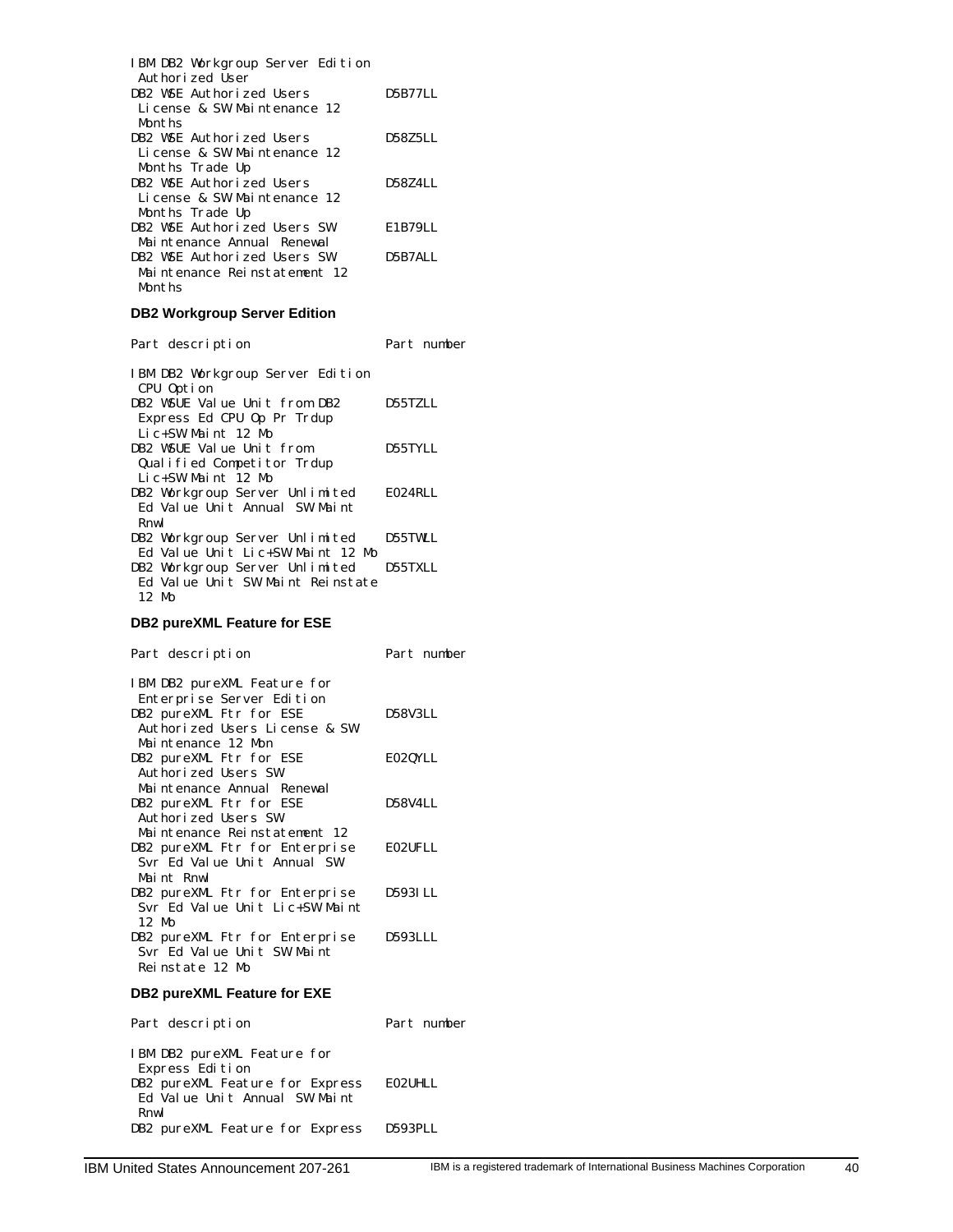| Part description | Part number |
|---|---|
| IBM DB2 Workgroup Server Edition Authorized User | |
| DB2 WSE Authorized Users License & SW Maintenance 12 Months | D5B77LL |
| DB2 WSE Authorized Users License & SW Maintenance 12 Months Trade Up | D58Z5LL |
| DB2 WSE Authorized Users License & SW Maintenance 12 Months Trade Up | D58Z4LL |
| DB2 WSE Authorized Users SW Maintenance Annual Renewal | E1B79LL |
| DB2 WSE Authorized Users SW Maintenance Reinstatement 12 Months | D5B7ALL |

**DB2 Workgroup Server Edition**

| Part description | Part number |
|---|---|
| IBM DB2 Workgroup Server Edition CPU Option | |
| DB2 WSUE Value Unit from DB2 Express Ed CPU Op Pr Trdup Lic+SW Maint 12 Mo | D55TZLL |
| DB2 WSUE Value Unit from Qualified Competitor Trdup Lic+SW Maint 12 Mo | D55TYLL |
| DB2 Workgroup Server Unlimited Ed Value Unit Annual SW Maint Rnwl | E024RLL |
| DB2 Workgroup Server Unlimited Ed Value Unit Lic+SW Maint 12 Mo | D55TWLL |
| DB2 Workgroup Server Unlimited Ed Value Unit SW Maint Reinstate 12 Mo | D55TXLL |

**DB2 pureXML Feature for ESE**

| Part description | Part number |
|---|---|
| IBM DB2 pureXML Feature for Enterprise Server Edition | |
| DB2 pureXML Ftr for ESE Authorized Users License & SW Maintenance 12 Mon | D58V3LL |
| DB2 pureXML Ftr for ESE Authorized Users SW Maintenance Annual Renewal | E02QYLL |
| DB2 pureXML Ftr for ESE Authorized Users SW Maintenance Reinstatement 12 | D58V4LL |
| DB2 pureXML Ftr for Enterprise Svr Ed Value Unit Annual SW Maint Rnwl | E02UFLL |
| DB2 pureXML Ftr for Enterprise Svr Ed Value Unit Lic+SW Maint 12 Mo | D593ILL |
| DB2 pureXML Ftr for Enterprise Svr Ed Value Unit SW Maint Reinstate 12 Mo | D593LLL |

**DB2 pureXML Feature for EXE**

| Part description | Part number |
|---|---|
| IBM DB2 pureXML Feature for Express Edition | |
| DB2 pureXML Feature for Express Ed Value Unit Annual SW Maint Rnwl | E02UHLL |
| DB2 pureXML Feature for Express | D593PLL |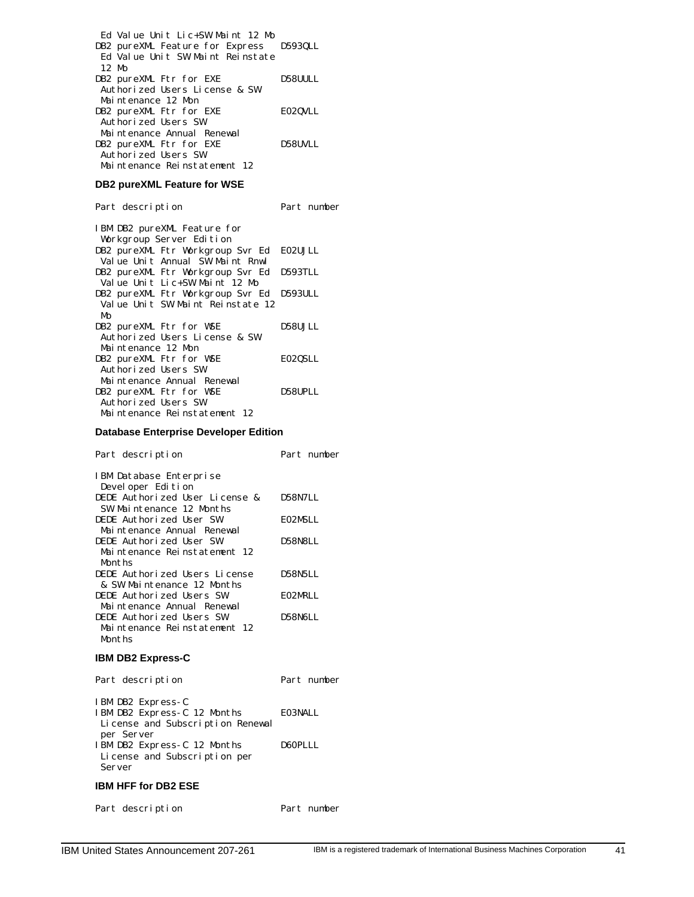| Part description | Part number |
|---|---|
| Ed Value Unit Lic+SW Maint 12 Mo | |
| DB2 pureXML Feature for Express Ed Value Unit SW Maint Reinstate 12 Mo | D593QLL |
| DB2 pureXML Ftr for EXE Authorized Users License & SW Maintenance 12 Mon | D58UULL |
| DB2 pureXML Ftr for EXE Authorized Users SW Maintenance Annual Renewal | E02QVLL |
| DB2 pureXML Ftr for EXE Authorized Users SW Maintenance Reinstatement 12 | D58UVLL |

### DB2 pureXML Feature for WSE

| Part description | Part number |
|---|---|
| IBM DB2 pureXML Feature for Workgroup Server Edition | |
| DB2 pureXML Ftr Workgroup Svr Ed Value Unit Annual SW Maint Rnwl | E02UJLL |
| DB2 pureXML Ftr Workgroup Svr Ed Value Unit Lic+SW Maint 12 Mo | D593TLL |
| DB2 pureXML Ftr Workgroup Svr Ed Value Unit SW Maint Reinstate 12 Mo | D593ULL |
| DB2 pureXML Ftr for WSE Authorized Users License & SW Maintenance 12 Mon | D58UJLL |
| DB2 pureXML Ftr for WSE Authorized Users SW Maintenance Annual Renewal | E02QSLL |
| DB2 pureXML Ftr for WSE Authorized Users SW Maintenance Reinstatement 12 | D58UPLL |

### Database Enterprise Developer Edition

| Part description | Part number |
|---|---|
| IBM Database Enterprise Developer Edition | |
| DEDE Authorized User License & SW Maintenance 12 Months | D58N7LL |
| DEDE Authorized User SW Maintenance Annual Renewal | E02MSLL |
| DEDE Authorized User SW Maintenance Reinstatement 12 Months | D58N8LL |
| DEDE Authorized Users License & SW Maintenance 12 Months | D58N5LL |
| DEDE Authorized Users SW Maintenance Annual Renewal | E02MRLL |
| DEDE Authorized Users SW Maintenance Reinstatement 12 Months | D58N6LL |

### IBM DB2 Express-C

| Part description | Part number |
|---|---|
| IBM DB2 Express-C | |
| IBM DB2 Express-C 12 Months License and Subscription Renewal per Server | E03NALL |
| IBM DB2 Express-C 12 Months License and Subscription per Server | D60PLLL |

### IBM HFF for DB2 ESE

| Part description | Part number |
|---|---|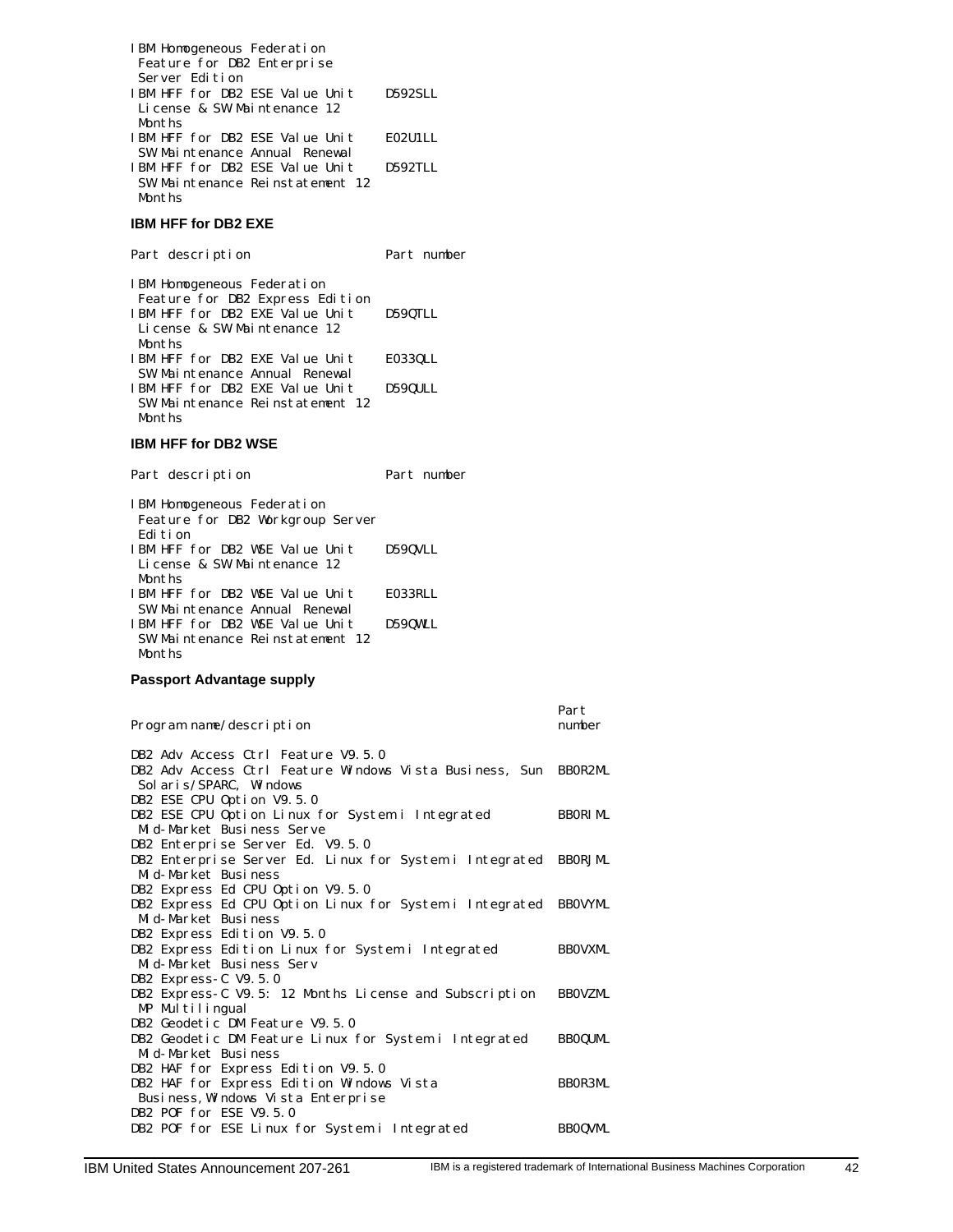| Part description | Part number |
| --- | --- |
| IBM Homogeneous Federation Feature for DB2 Enterprise Server Edition | |
| IBM HFF for DB2 ESE Value Unit License & SW Maintenance 12 Months | D592SLL |
| IBM HFF for DB2 ESE Value Unit SW Maintenance Annual Renewal | E02U1LL |
| IBM HFF for DB2 ESE Value Unit SW Maintenance Reinstatement 12 Months | D592TLL |

**IBM HFF for DB2 EXE**

| Part description | Part number |
| --- | --- |
| IBM Homogeneous Federation Feature for DB2 Express Edition | |
| IBM HFF for DB2 EXE Value Unit License & SW Maintenance 12 Months | D59QTLL |
| IBM HFF for DB2 EXE Value Unit SW Maintenance Annual Renewal | E033QLL |
| IBM HFF for DB2 EXE Value Unit SW Maintenance Reinstatement 12 Months | D59QULL |

**IBM HFF for DB2 WSE**

| Part description | Part number |
| --- | --- |
| IBM Homogeneous Federation Feature for DB2 Workgroup Server Edition | |
| IBM HFF for DB2 WSE Value Unit License & SW Maintenance 12 Months | D59QVLL |
| IBM HFF for DB2 WSE Value Unit SW Maintenance Annual Renewal | E033RLL |
| IBM HFF for DB2 WSE Value Unit SW Maintenance Reinstatement 12 Months | D59QWLL |

**Passport Advantage supply**

| Program name/description | Part number |
| --- | --- |
| DB2 Adv Access Ctrl Feature V9.5.0 | |
| DB2 Adv Access Ctrl Feature Windows Vista Business, Sun Solaris/SPARC, Windows | BB0R2ML |
| DB2 ESE CPU Option V9.5.0 | |
| DB2 ESE CPU Option Linux for System i Integrated Mid-Market Business Serve | BB0RIML |
| DB2 Enterprise Server Ed. V9.5.0 | |
| DB2 Enterprise Server Ed. Linux for System i Integrated Mid-Market Business | BB0RJML |
| DB2 Express Ed CPU Option V9.5.0 | |
| DB2 Express Ed CPU Option Linux for System i Integrated Mid-Market Business | BB0VYML |
| DB2 Express Edition V9.5.0 | |
| DB2 Express Edition Linux for System i Integrated Mid-Market Business Serv | BB0VXML |
| DB2 Express-C V9.5.0 | |
| DB2 Express-C V9.5: 12 Months License and Subscription MP Multilingual | BB0VZML |
| DB2 Geodetic DM Feature V9.5.0 | |
| DB2 Geodetic DM Feature Linux for System i Integrated Mid-Market Business | BB0QUML |
| DB2 HAF for Express Edition V9.5.0 | |
| DB2 HAF for Express Edition Windows Vista Business, Windows Vista Enterprise | BB0R3ML |
| DB2 POF for ESE V9.5.0 | |
| DB2 POF for ESE Linux for System i Integrated | BB0QVML |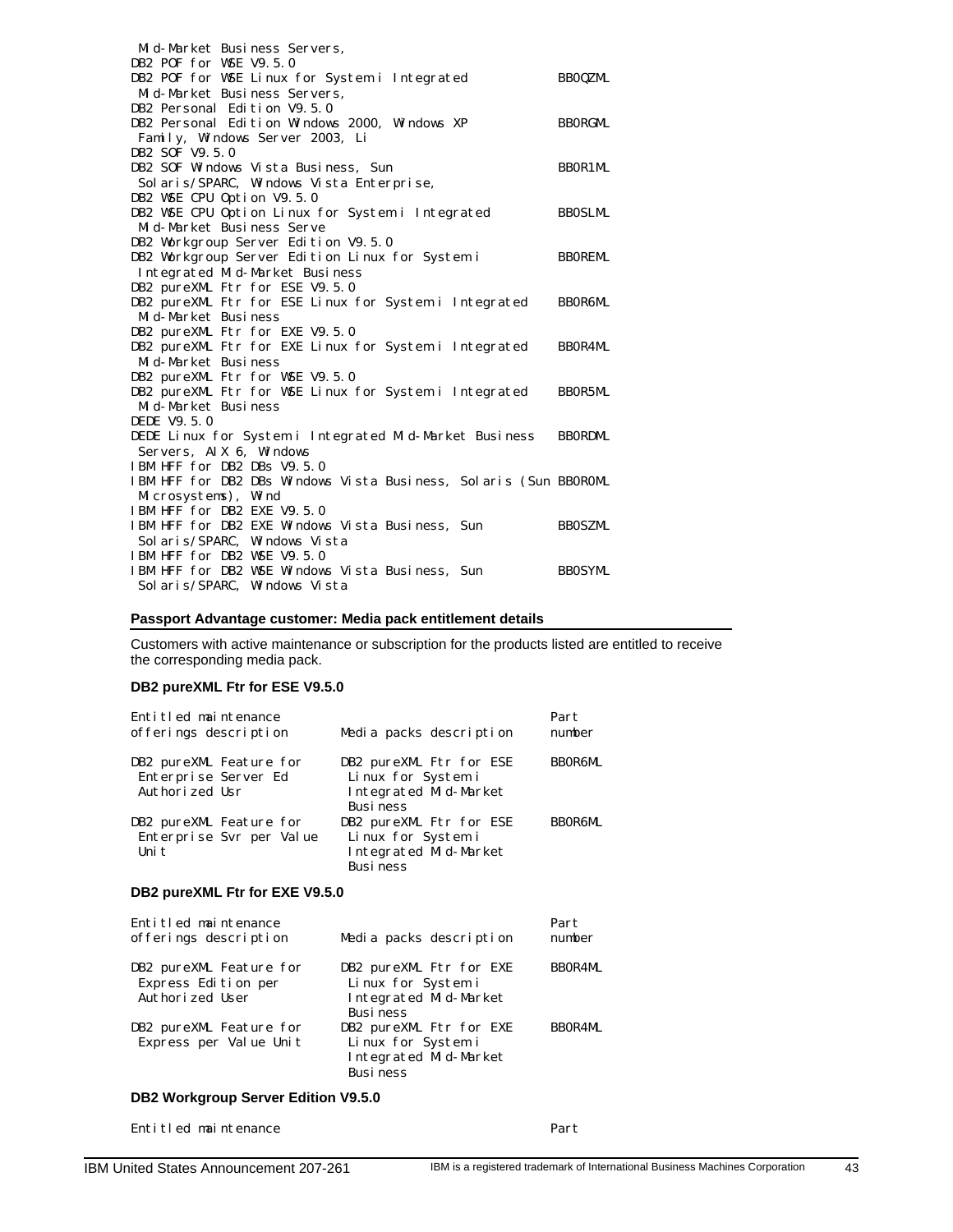```
 Mid-Market Business Servers,
DB2 POF for WSE V9.5.0
DB2 POF for WSE Linux for System i Integrated          BB0QZML
 Mid-Market Business Servers,
DB2 Personal Edition V9.5.0
DB2 Personal Edition Windows 2000, Windows XP          BB0RGML
 Family, Windows Server 2003, Li
DB2 SOF V9.5.0
DB2 SOF Windows Vista Business, Sun                    BB0R1ML
 Solaris/SPARC, Windows Vista Enterprise,
DB2 WSE CPU Option V9.5.0
DB2 WSE CPU Option Linux for System i Integrated       BB0SLML
 Mid-Market Business Serve
DB2 Workgroup Server Edition V9.5.0
DB2 Workgroup Server Edition Linux for System i        BB0REML
 Integrated Mid-Market Business
DB2 pureXML Ftr for ESE V9.5.0
DB2 pureXML Ftr for ESE Linux for System i Integrated  BB0R6ML
 Mid-Market Business
DB2 pureXML Ftr for EXE V9.5.0
DB2 pureXML Ftr for EXE Linux for System i Integrated  BB0R4ML
 Mid-Market Business
DB2 pureXML Ftr for WSE V9.5.0
DB2 pureXML Ftr for WSE Linux for System i Integrated  BB0R5ML
 Mid-Market Business
DEDE V9.5.0
DEDE Linux for System i Integrated Mid-Market Business BB0RDML
 Servers, AIX 6, Windows
IBM HFF for DB2 DBs V9.5.0
IBM HFF for DB2 DBs Windows Vista Business, Solaris (Sun BB0R0ML
 Microsystems), Wind
IBM HFF for DB2 EXE V9.5.0
IBM HFF for DB2 EXE Windows Vista Business, Sun        BB0SZML
 Solaris/SPARC, Windows Vista
IBM HFF for DB2 WSE V9.5.0
IBM HFF for DB2 WSE Windows Vista Business, Sun        BB0SYML
 Solaris/SPARC, Windows Vista
```

## Passport Advantage customer: Media pack entitlement details

Customers with active maintenance or subscription for the products listed are entitled to receive the corresponding media pack.

### DB2 pureXML Ftr for ESE V9.5.0

| Entitled maintenance offerings description | Media packs description | Part number |
|---|---|---|
| DB2 pureXML Feature for Enterprise Server Ed Authorized Usr | DB2 pureXML Ftr for ESE Linux for System i Integrated Mid-Market Business | BB0R6ML |
| DB2 pureXML Feature for Enterprise Svr per Value Unit | DB2 pureXML Ftr for ESE Linux for System i Integrated Mid-Market Business | BB0R6ML |

### DB2 pureXML Ftr for EXE V9.5.0

| Entitled maintenance offerings description | Media packs description | Part number |
|---|---|---|
| DB2 pureXML Feature for Express Edition per Authorized User | DB2 pureXML Ftr for EXE Linux for System i Integrated Mid-Market Business | BB0R4ML |
| DB2 pureXML Feature for Express per Value Unit | DB2 pureXML Ftr for EXE Linux for System i Integrated Mid-Market Business | BB0R4ML |

### DB2 Workgroup Server Edition V9.5.0

```
Entitled maintenance                                   Part
```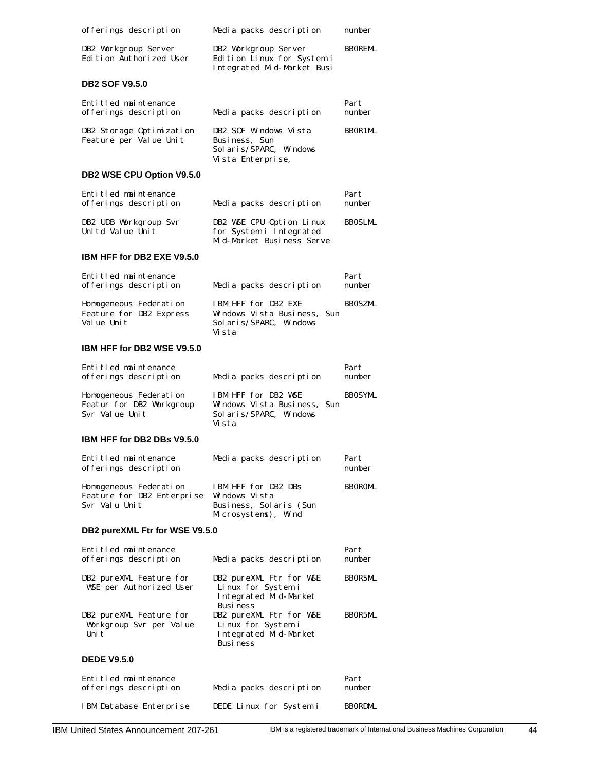| offerings description | Media packs description | number |
| --- | --- | --- |
| DB2 Workgroup Server Edition Authorized User | DB2 Workgroup Server Edition Linux for System i Integrated Mid-Market Busi | BB0REML |

**DB2 SOF V9.5.0**

| Entitled maintenance offerings description | Media packs description | Part number |
| --- | --- | --- |
| DB2 Storage Optimization Feature per Value Unit | DB2 SOF Windows Vista Business, Sun Solaris/SPARC, Windows Vista Enterprise, | BB0R1ML |

**DB2 WSE CPU Option V9.5.0**

| Entitled maintenance offerings description | Media packs description | Part number |
| --- | --- | --- |
| DB2 UDB Workgroup Svr Unltd Value Unit | DB2 WSE CPU Option Linux for System i Integrated Mid-Market Business Serve | BB0SLML |

**IBM HFF for DB2 EXE V9.5.0**

| Entitled maintenance offerings description | Media packs description | Part number |
| --- | --- | --- |
| Homogeneous Federation Feature for DB2 Express Value Unit | IBM HFF for DB2 EXE Windows Vista Business, Sun Solaris/SPARC, Windows Vista | BB0SZML |

**IBM HFF for DB2 WSE V9.5.0**

| Entitled maintenance offerings description | Media packs description | Part number |
| --- | --- | --- |
| Homogeneous Federation Featur for DB2 Workgroup Svr Value Unit | IBM HFF for DB2 WSE Windows Vista Business, Sun Solaris/SPARC, Windows Vista | BB0SYML |

**IBM HFF for DB2 DBs V9.5.0**

| Entitled maintenance offerings description | Media packs description | Part number |
| --- | --- | --- |
| Homogeneous Federation Feature for DB2 Enterprise Svr Valu Unit | IBM HFF for DB2 DBs Windows Vista Business, Solaris (Sun Microsystems), Wind | BB0R0ML |

**DB2 pureXML Ftr for WSE V9.5.0**

| Entitled maintenance offerings description | Media packs description | Part number |
| --- | --- | --- |
| DB2 pureXML Feature for WSE per Authorized User | DB2 pureXML Ftr for WSE Linux for System i Integrated Mid-Market Business | BB0R5ML |
| DB2 pureXML Feature for Workgroup Svr per Value Unit | DB2 pureXML Ftr for WSE Linux for System i Integrated Mid-Market Business | BB0R5ML |

**DEDE V9.5.0**

| Entitled maintenance offerings description | Media packs description | Part number |
| --- | --- | --- |
| IBM Database Enterprise | DEDE Linux for System i | BB0RDML |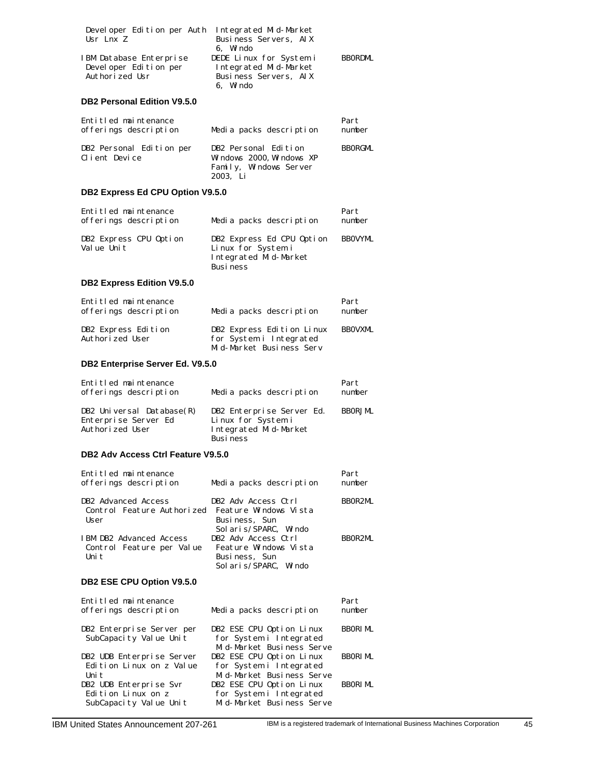| Entitled maintenance offerings description | Media packs description | Part number |
|---|---|---|
| Developer Edition per Auth Usr Lnx Z | Integrated Mid-Market Business Servers, AIX 6, Windo | |
| IBM Database Enterprise Developer Edition per Authorized Usr | DEDE Linux for System i Integrated Mid-Market Business Servers, AIX 6, Windo | BB0RDML |

**DB2 Personal Edition V9.5.0**

| Entitled maintenance offerings description | Media packs description | Part number |
|---|---|---|
| DB2 Personal Edition per Client Device | DB2 Personal Edition Windows 2000, Windows XP Family, Windows Server 2003, Li | BB0RGML |

**DB2 Express Ed CPU Option V9.5.0**

| Entitled maintenance offerings description | Media packs description | Part number |
|---|---|---|
| DB2 Express CPU Option Value Unit | DB2 Express Ed CPU Option Linux for System i Integrated Mid-Market Business | BB0VYML |

**DB2 Express Edition V9.5.0**

| Entitled maintenance offerings description | Media packs description | Part number |
|---|---|---|
| DB2 Express Edition Authorized User | DB2 Express Edition Linux for System i Integrated Mid-Market Business Serv | BB0VXML |

**DB2 Enterprise Server Ed. V9.5.0**

| Entitled maintenance offerings description | Media packs description | Part number |
|---|---|---|
| DB2 Universal Database(R) Enterprise Server Ed Authorized User | DB2 Enterprise Server Ed. Linux for System i Integrated Mid-Market Business | BB0RJML |

**DB2 Adv Access Ctrl Feature V9.5.0**

| Entitled maintenance offerings description | Media packs description | Part number |
|---|---|---|
| DB2 Advanced Access Control Feature Authorized User | DB2 Adv Access Ctrl Feature Windows Vista Business, Sun Solaris/SPARC, Windo | BB0R2ML |
| IBM DB2 Advanced Access Control Feature per Value Unit | DB2 Adv Access Ctrl Feature Windows Vista Business, Sun Solaris/SPARC, Windo | BB0R2ML |

**DB2 ESE CPU Option V9.5.0**

| Entitled maintenance offerings description | Media packs description | Part number |
|---|---|---|
| DB2 Enterprise Server per SubCapacity Value Unit | DB2 ESE CPU Option Linux for System i Integrated Mid-Market Business Serve | BB0RIML |
| DB2 UDB Enterprise Server Edition Linux on z Value Unit | DB2 ESE CPU Option Linux for System i Integrated Mid-Market Business Serve | BB0RIML |
| DB2 UDB Enterprise Svr Edition Linux on z SubCapacity Value Unit | DB2 ESE CPU Option Linux for System i Integrated Mid-Market Business Serve | BB0RIML |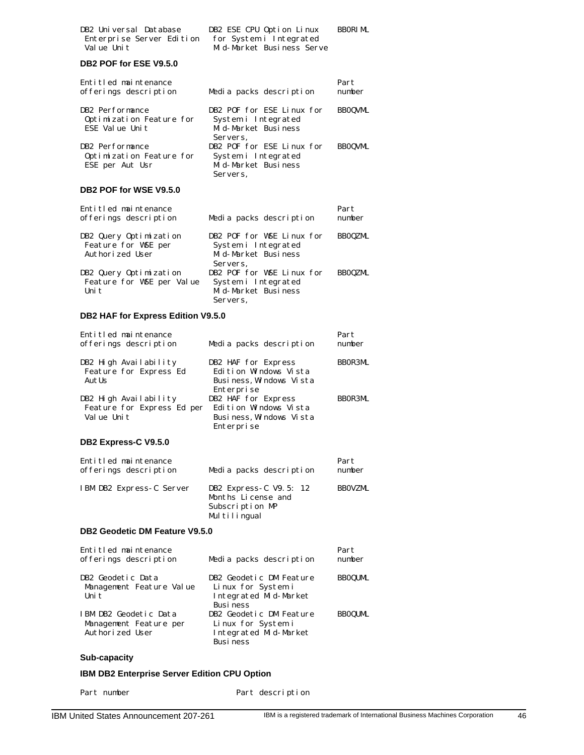| | | |
|---|---|---|
| DB2 Universal Database Enterprise Server Edition Value Unit | DB2 ESE CPU Option Linux for System i Integrated Mid-Market Business Serve | BB0RIML |

### DB2 POF for ESE V9.5.0

| Entitled maintenance offerings description | Media packs description | Part number |
|---|---|---|
| DB2 Performance Optimization Feature for ESE Value Unit | DB2 POF for ESE Linux for System i Integrated Mid-Market Business Servers, | BB0QVML |
| DB2 Performance Optimization Feature for ESE per Aut Usr | DB2 POF for ESE Linux for System i Integrated Mid-Market Business Servers, | BB0QVML |

### DB2 POF for WSE V9.5.0

| Entitled maintenance offerings description | Media packs description | Part number |
|---|---|---|
| DB2 Query Optimization Feature for WSE per Authorized User | DB2 POF for WSE Linux for System i Integrated Mid-Market Business Servers, | BB0QZML |
| DB2 Query Optimization Feature for WSE per Value Unit | DB2 POF for WSE Linux for System i Integrated Mid-Market Business Servers, | BB0QZML |

### DB2 HAF for Express Edition V9.5.0

| Entitled maintenance offerings description | Media packs description | Part number |
|---|---|---|
| DB2 High Availability Feature for Express Ed AutUs | DB2 HAF for Express Edition Windows Vista Business,Windows Vista Enterprise | BB0R3ML |
| DB2 High Availability Feature for Express Ed per Value Unit | DB2 HAF for Express Edition Windows Vista Business,Windows Vista Enterprise | BB0R3ML |

### DB2 Express-C V9.5.0

| Entitled maintenance offerings description | Media packs description | Part number |
|---|---|---|
| IBM DB2 Express-C Server | DB2 Express-C V9.5: 12 Months License and Subscription MP Multilingual | BB0VZML |

### DB2 Geodetic DM Feature V9.5.0

| Entitled maintenance offerings description | Media packs description | Part number |
|---|---|---|
| DB2 Geodetic Data Management Feature Value Unit | DB2 Geodetic DM Feature Linux for System i Integrated Mid-Market Business | BB0QUML |
| IBM DB2 Geodetic Data Management Feature per Authorized User | DB2 Geodetic DM Feature Linux for System i Integrated Mid-Market Business | BB0QUML |

### Sub-capacity

### IBM DB2 Enterprise Server Edition CPU Option

| Part number | Part description |
|---|---|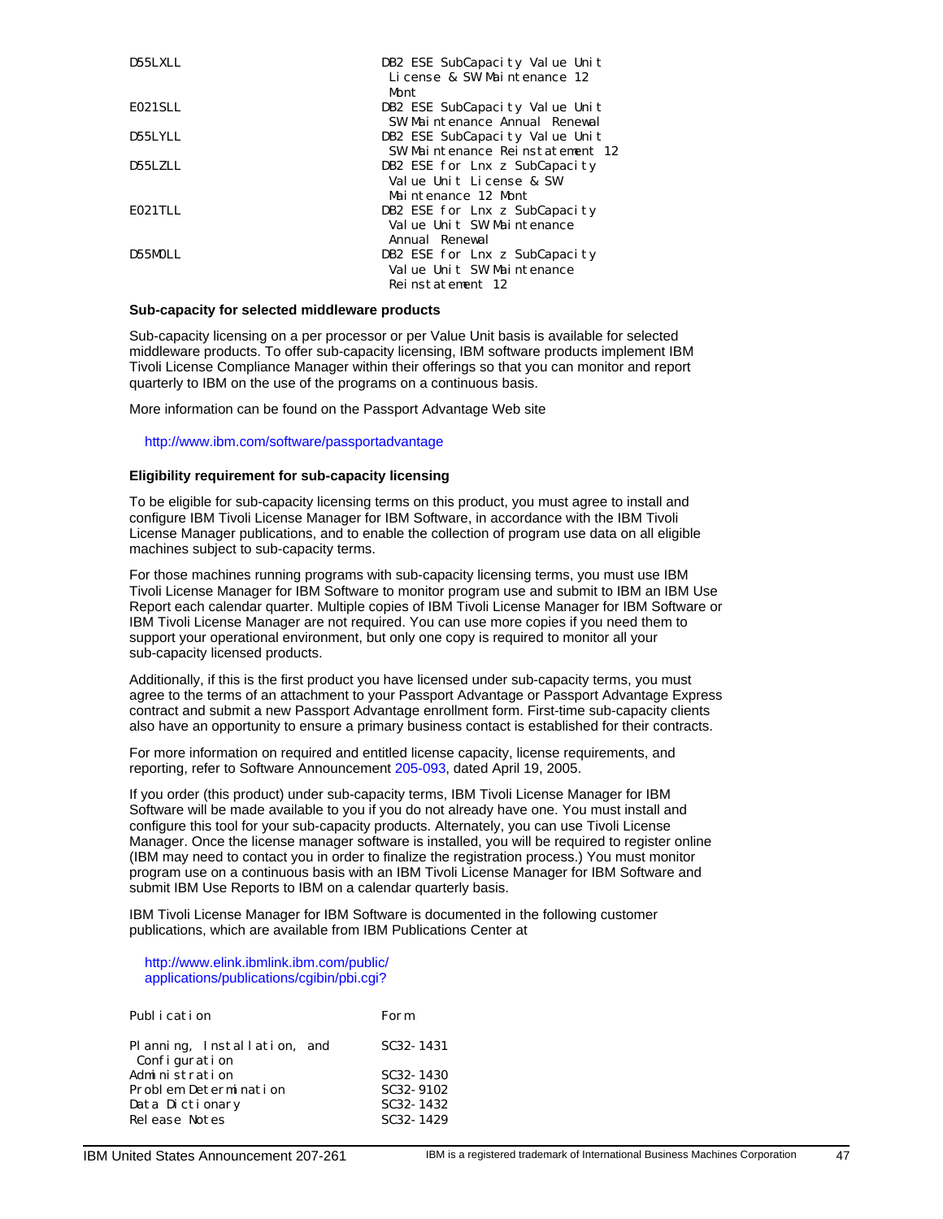| | |
|---|---|
| D55LXLL | DB2 ESE SubCapacity Value Unit License & SW Maintenance 12 Mont |
| E021SLL | DB2 ESE SubCapacity Value Unit SW Maintenance Annual Renewal |
| D55LYLL | DB2 ESE SubCapacity Value Unit SW Maintenance Reinstatement 12 |
| D55LZLL | DB2 ESE for Lnx z SubCapacity Value Unit License & SW Maintenance 12 Mont |
| E021TLL | DB2 ESE for Lnx z SubCapacity Value Unit SW Maintenance Annual Renewal |
| D55M0LL | DB2 ESE for Lnx z SubCapacity Value Unit SW Maintenance Reinstatement 12 |

**Sub-capacity for selected middleware products**

Sub-capacity licensing on a per processor or per Value Unit basis is available for selected middleware products. To offer sub-capacity licensing, IBM software products implement IBM Tivoli License Compliance Manager within their offerings so that you can monitor and report quarterly to IBM on the use of the programs on a continuous basis.

More information can be found on the Passport Advantage Web site

http://www.ibm.com/software/passportadvantage

**Eligibility requirement for sub-capacity licensing**

To be eligible for sub-capacity licensing terms on this product, you must agree to install and configure IBM Tivoli License Manager for IBM Software, in accordance with the IBM Tivoli License Manager publications, and to enable the collection of program use data on all eligible machines subject to sub-capacity terms.

For those machines running programs with sub-capacity licensing terms, you must use IBM Tivoli License Manager for IBM Software to monitor program use and submit to IBM an IBM Use Report each calendar quarter. Multiple copies of IBM Tivoli License Manager for IBM Software or IBM Tivoli License Manager are not required. You can use more copies if you need them to support your operational environment, but only one copy is required to monitor all your sub-capacity licensed products.

Additionally, if this is the first product you have licensed under sub-capacity terms, you must agree to the terms of an attachment to your Passport Advantage or Passport Advantage Express contract and submit a new Passport Advantage enrollment form. First-time sub-capacity clients also have an opportunity to ensure a primary business contact is established for their contracts.

For more information on required and entitled license capacity, license requirements, and reporting, refer to Software Announcement 205-093, dated April 19, 2005.

If you order (this product) under sub-capacity terms, IBM Tivoli License Manager for IBM Software will be made available to you if you do not already have one. You must install and configure this tool for your sub-capacity products. Alternately, you can use Tivoli License Manager. Once the license manager software is installed, you will be required to register online (IBM may need to contact you in order to finalize the registration process.) You must monitor program use on a continuous basis with an IBM Tivoli License Manager for IBM Software and submit IBM Use Reports to IBM on a calendar quarterly basis.

IBM Tivoli License Manager for IBM Software is documented in the following customer publications, which are available from IBM Publications Center at

http://www.elink.ibmlink.ibm.com/public/applications/publications/cgibin/pbi.cgi?

| Publication | Form |
|---|---|
| Planning, Installation, and Configuration | SC32-1431 |
| Administration | SC32-1430 |
| Problem Determination | SC32-9102 |
| Data Dictionary | SC32-1432 |
| Release Notes | SC32-1429 |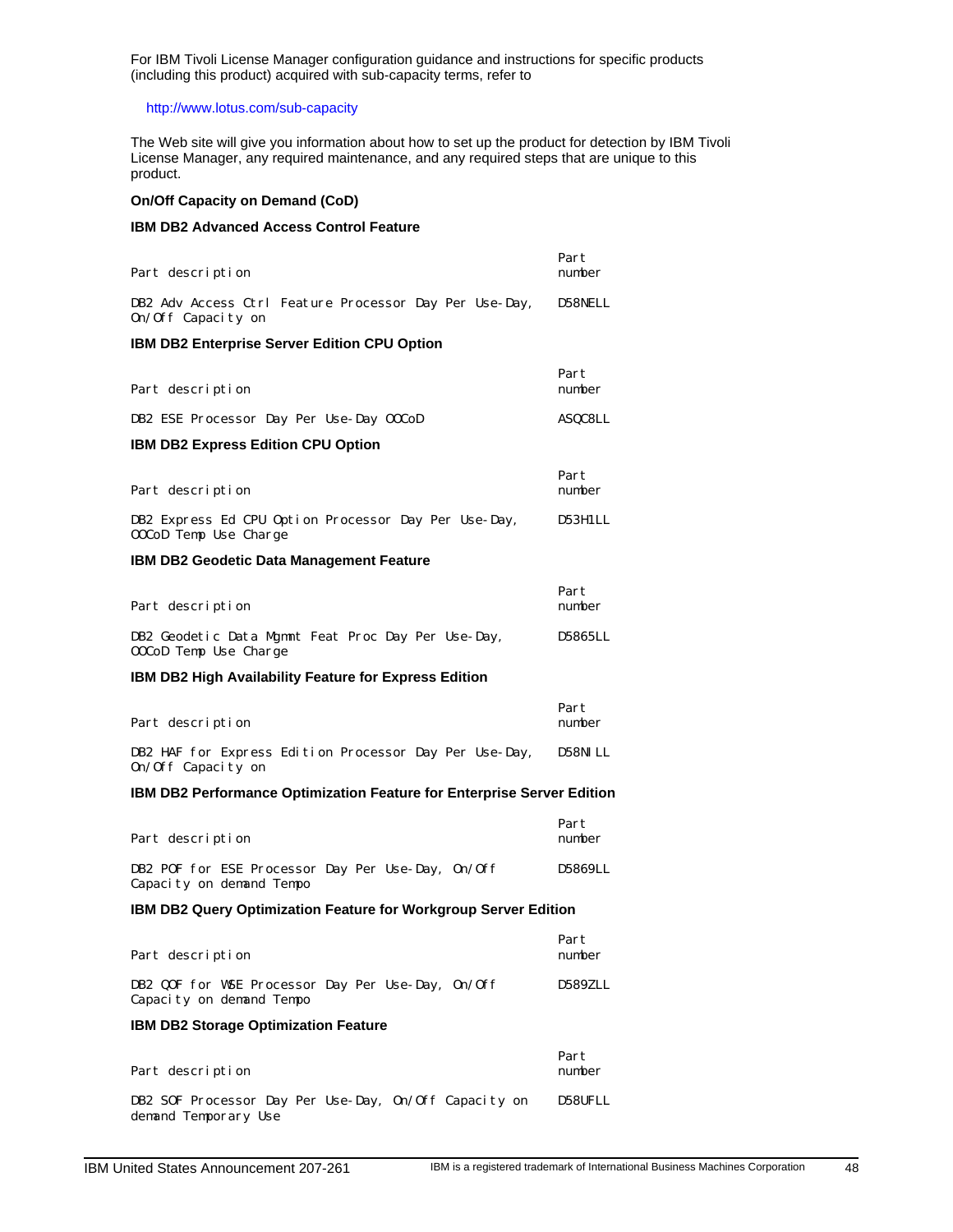For IBM Tivoli License Manager configuration guidance and instructions for specific products (including this product) acquired with sub-capacity terms, refer to

http://www.lotus.com/sub-capacity

The Web site will give you information about how to set up the product for detection by IBM Tivoli License Manager, any required maintenance, and any required steps that are unique to this product.

**On/Off Capacity on Demand (CoD)**

**IBM DB2 Advanced Access Control Feature**

| Part description | Part number |
|---|---|
| DB2 Adv Access Ctrl Feature Processor Day Per Use-Day, On/Off Capacity on | D58NELL |

**IBM DB2 Enterprise Server Edition CPU Option**

| Part description | Part number |
|---|---|
| DB2 ESE Processor Day Per Use-Day OOCoD | ASQC8LL |

**IBM DB2 Express Edition CPU Option**

| Part description | Part number |
|---|---|
| DB2 Express Ed CPU Option Processor Day Per Use-Day, OOCoD Temp Use Charge | D53H1LL |

**IBM DB2 Geodetic Data Management Feature**

| Part description | Part number |
|---|---|
| DB2 Geodetic Data Mgmnt Feat Proc Day Per Use-Day, OOCoD Temp Use Charge | D5865LL |

**IBM DB2 High Availability Feature for Express Edition**

| Part description | Part number |
|---|---|
| DB2 HAF for Express Edition Processor Day Per Use-Day, On/Off Capacity on | D58NILL |

**IBM DB2 Performance Optimization Feature for Enterprise Server Edition**

| Part description | Part number |
|---|---|
| DB2 POF for ESE Processor Day Per Use-Day, On/Off Capacity on demand Tempo | D5869LL |

**IBM DB2 Query Optimization Feature for Workgroup Server Edition**

| Part description | Part number |
|---|---|
| DB2 QOF for WSE Processor Day Per Use-Day, On/Off Capacity on demand Tempo | D589ZLL |

**IBM DB2 Storage Optimization Feature**

| Part description | Part number |
|---|---|
| DB2 SOF Processor Day Per Use-Day, On/Off Capacity on demand Temporary Use | D58UFLL |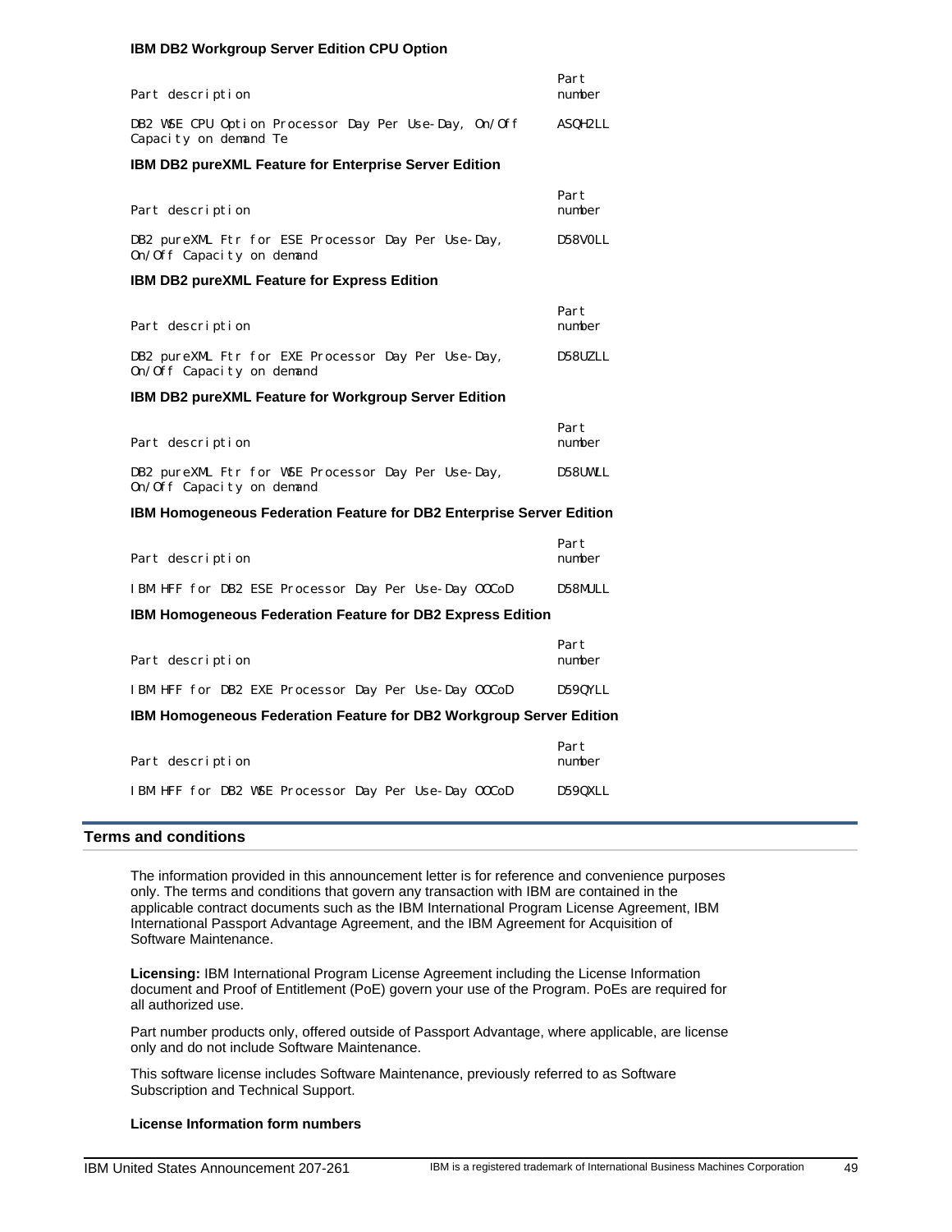**IBM DB2 Workgroup Server Edition CPU Option**

| Part description | Part number |
| --- | --- |
| DB2 WSE CPU Option Processor Day Per Use-Day, On/Off Capacity on demand Te | ASQH2LL |

**IBM DB2 pureXML Feature for Enterprise Server Edition**

| Part description | Part number |
| --- | --- |
| DB2 pureXML Ftr for ESE Processor Day Per Use-Day, On/Off Capacity on demand | D58V0LL |

**IBM DB2 pureXML Feature for Express Edition**

| Part description | Part number |
| --- | --- |
| DB2 pureXML Ftr for EXE Processor Day Per Use-Day, On/Off Capacity on demand | D58UZLL |

**IBM DB2 pureXML Feature for Workgroup Server Edition**

| Part description | Part number |
| --- | --- |
| DB2 pureXML Ftr for WSE Processor Day Per Use-Day, On/Off Capacity on demand | D58UWLL |

**IBM Homogeneous Federation Feature for DB2 Enterprise Server Edition**

| Part description | Part number |
| --- | --- |
| IBM HFF for DB2 ESE Processor Day Per Use-Day OOCoD | D58MULL |

**IBM Homogeneous Federation Feature for DB2 Express Edition**

| Part description | Part number |
| --- | --- |
| IBM HFF for DB2 EXE Processor Day Per Use-Day OOCoD | D59QYLL |

**IBM Homogeneous Federation Feature for DB2 Workgroup Server Edition**

| Part description | Part number |
| --- | --- |
| IBM HFF for DB2 WSE Processor Day Per Use-Day OOCoD | D59QXLL |

## Terms and conditions

The information provided in this announcement letter is for reference and convenience purposes only. The terms and conditions that govern any transaction with IBM are contained in the applicable contract documents such as the IBM International Program License Agreement, IBM International Passport Advantage Agreement, and the IBM Agreement for Acquisition of Software Maintenance.

**Licensing:** IBM International Program License Agreement including the License Information document and Proof of Entitlement (PoE) govern your use of the Program. PoEs are required for all authorized use.

Part number products only, offered outside of Passport Advantage, where applicable, are license only and do not include Software Maintenance.

This software license includes Software Maintenance, previously referred to as Software Subscription and Technical Support.

**License Information form numbers**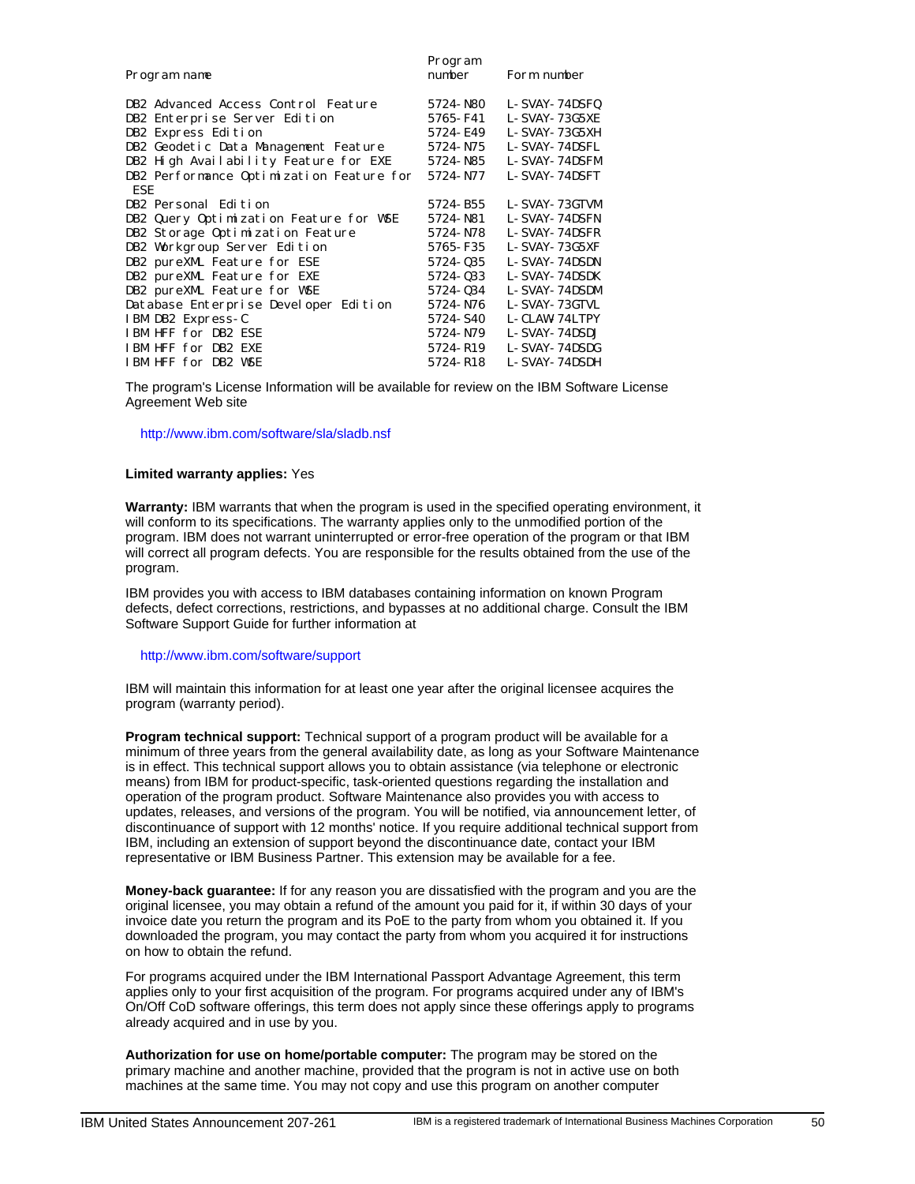| Program name | Program number | Form number |
| --- | --- | --- |
| DB2 Advanced Access Control Feature | 5724-N80 | L-SVAY-74DSFQ |
| DB2 Enterprise Server Edition | 5765-F41 | L-SVAY-73G5XE |
| DB2 Express Edition | 5724-E49 | L-SVAY-73G5XH |
| DB2 Geodetic Data Management Feature | 5724-N75 | L-SVAY-74DSFL |
| DB2 High Availability Feature for EXE | 5724-N85 | L-SVAY-74DSFM |
| DB2 Performance Optimization Feature for ESE | 5724-N77 | L-SVAY-74DSFT |
| DB2 Personal Edition | 5724-B55 | L-SVAY-73GTVM |
| DB2 Query Optimization Feature for WSE | 5724-N81 | L-SVAY-74DSFN |
| DB2 Storage Optimization Feature | 5724-N78 | L-SVAY-74DSFR |
| DB2 Workgroup Server Edition | 5765-F35 | L-SVAY-73G5XF |
| DB2 pureXML Feature for ESE | 5724-Q35 | L-SVAY-74DSDN |
| DB2 pureXML Feature for EXE | 5724-Q33 | L-SVAY-74DSDK |
| DB2 pureXML Feature for WSE | 5724-Q34 | L-SVAY-74DSDM |
| Database Enterprise Developer Edition | 5724-N76 | L-SVAY-73GTVL |
| IBM DB2 Express-C | 5724-S40 | L-CLAW-74LTPY |
| IBM HFF for DB2 ESE | 5724-N79 | L-SVAY-74DSDJ |
| IBM HFF for DB2 EXE | 5724-R19 | L-SVAY-74DSDG |
| IBM HFF for DB2 WSE | 5724-R18 | L-SVAY-74DSDH |

The program's License Information will be available for review on the IBM Software License Agreement Web site

http://www.ibm.com/software/sla/sladb.nsf

**Limited warranty applies:** Yes

**Warranty:** IBM warrants that when the program is used in the specified operating environment, it will conform to its specifications. The warranty applies only to the unmodified portion of the program. IBM does not warrant uninterrupted or error-free operation of the program or that IBM will correct all program defects. You are responsible for the results obtained from the use of the program.

IBM provides you with access to IBM databases containing information on known Program defects, defect corrections, restrictions, and bypasses at no additional charge. Consult the IBM Software Support Guide for further information at

http://www.ibm.com/software/support

IBM will maintain this information for at least one year after the original licensee acquires the program (warranty period).

**Program technical support:** Technical support of a program product will be available for a minimum of three years from the general availability date, as long as your Software Maintenance is in effect. This technical support allows you to obtain assistance (via telephone or electronic means) from IBM for product-specific, task-oriented questions regarding the installation and operation of the program product. Software Maintenance also provides you with access to updates, releases, and versions of the program. You will be notified, via announcement letter, of discontinuance of support with 12 months' notice. If you require additional technical support from IBM, including an extension of support beyond the discontinuance date, contact your IBM representative or IBM Business Partner. This extension may be available for a fee.

**Money-back guarantee:** If for any reason you are dissatisfied with the program and you are the original licensee, you may obtain a refund of the amount you paid for it, if within 30 days of your invoice date you return the program and its PoE to the party from whom you obtained it. If you downloaded the program, you may contact the party from whom you acquired it for instructions on how to obtain the refund.

For programs acquired under the IBM International Passport Advantage Agreement, this term applies only to your first acquisition of the program. For programs acquired under any of IBM's On/Off CoD software offerings, this term does not apply since these offerings apply to programs already acquired and in use by you.

**Authorization for use on home/portable computer:** The program may be stored on the primary machine and another machine, provided that the program is not in active use on both machines at the same time. You may not copy and use this program on another computer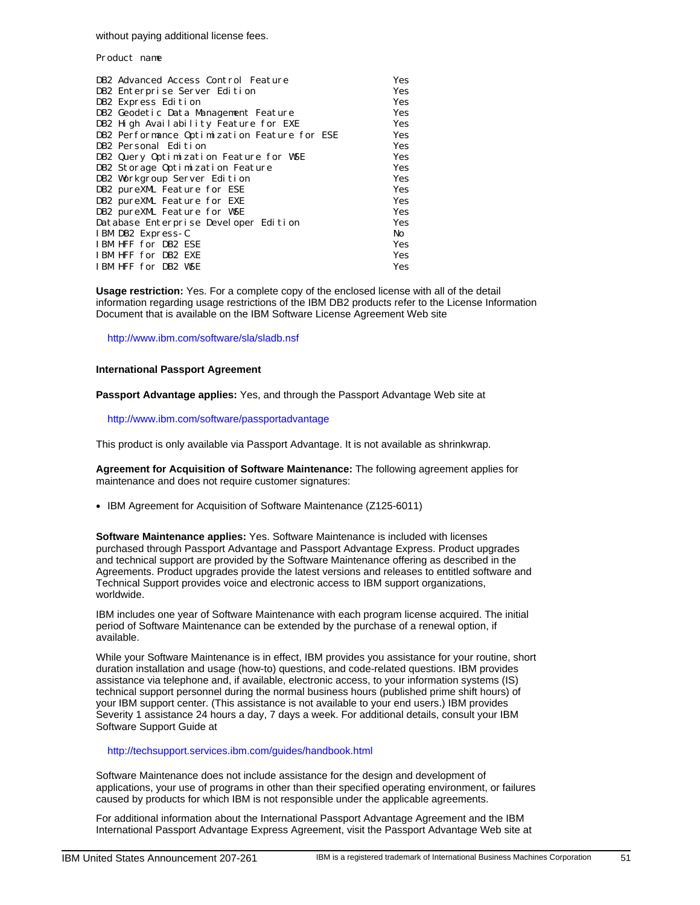without paying additional license fees.

| Product name | |
|---|---|
| DB2 Advanced Access Control Feature | Yes |
| DB2 Enterprise Server Edition | Yes |
| DB2 Express Edition | Yes |
| DB2 Geodetic Data Management Feature | Yes |
| DB2 High Availability Feature for EXE | Yes |
| DB2 Performance Optimization Feature for ESE | Yes |
| DB2 Personal Edition | Yes |
| DB2 Query Optimization Feature for WSE | Yes |
| DB2 Storage Optimization Feature | Yes |
| DB2 Workgroup Server Edition | Yes |
| DB2 pureXML Feature for ESE | Yes |
| DB2 pureXML Feature for EXE | Yes |
| DB2 pureXML Feature for WSE | Yes |
| Database Enterprise Developer Edition | Yes |
| IBM DB2 Express-C | No |
| IBM HFF for DB2 ESE | Yes |
| IBM HFF for DB2 EXE | Yes |
| IBM HFF for DB2 WSE | Yes |

**Usage restriction:** Yes. For a complete copy of the enclosed license with all of the detail information regarding usage restrictions of the IBM DB2 products refer to the License Information Document that is available on the IBM Software License Agreement Web site

http://www.ibm.com/software/sla/sladb.nsf

**International Passport Agreement**

**Passport Advantage applies:** Yes, and through the Passport Advantage Web site at

http://www.ibm.com/software/passportadvantage

This product is only available via Passport Advantage. It is not available as shrinkwrap.

**Agreement for Acquisition of Software Maintenance:** The following agreement applies for maintenance and does not require customer signatures:

- IBM Agreement for Acquisition of Software Maintenance (Z125-6011)

**Software Maintenance applies:** Yes. Software Maintenance is included with licenses purchased through Passport Advantage and Passport Advantage Express. Product upgrades and technical support are provided by the Software Maintenance offering as described in the Agreements. Product upgrades provide the latest versions and releases to entitled software and Technical Support provides voice and electronic access to IBM support organizations, worldwide.

IBM includes one year of Software Maintenance with each program license acquired. The initial period of Software Maintenance can be extended by the purchase of a renewal option, if available.

While your Software Maintenance is in effect, IBM provides you assistance for your routine, short duration installation and usage (how-to) questions, and code-related questions. IBM provides assistance via telephone and, if available, electronic access, to your information systems (IS) technical support personnel during the normal business hours (published prime shift hours) of your IBM support center. (This assistance is not available to your end users.) IBM provides Severity 1 assistance 24 hours a day, 7 days a week. For additional details, consult your IBM Software Support Guide at

http://techsupport.services.ibm.com/guides/handbook.html

Software Maintenance does not include assistance for the design and development of applications, your use of programs in other than their specified operating environment, or failures caused by products for which IBM is not responsible under the applicable agreements.

For additional information about the International Passport Advantage Agreement and the IBM International Passport Advantage Express Agreement, visit the Passport Advantage Web site at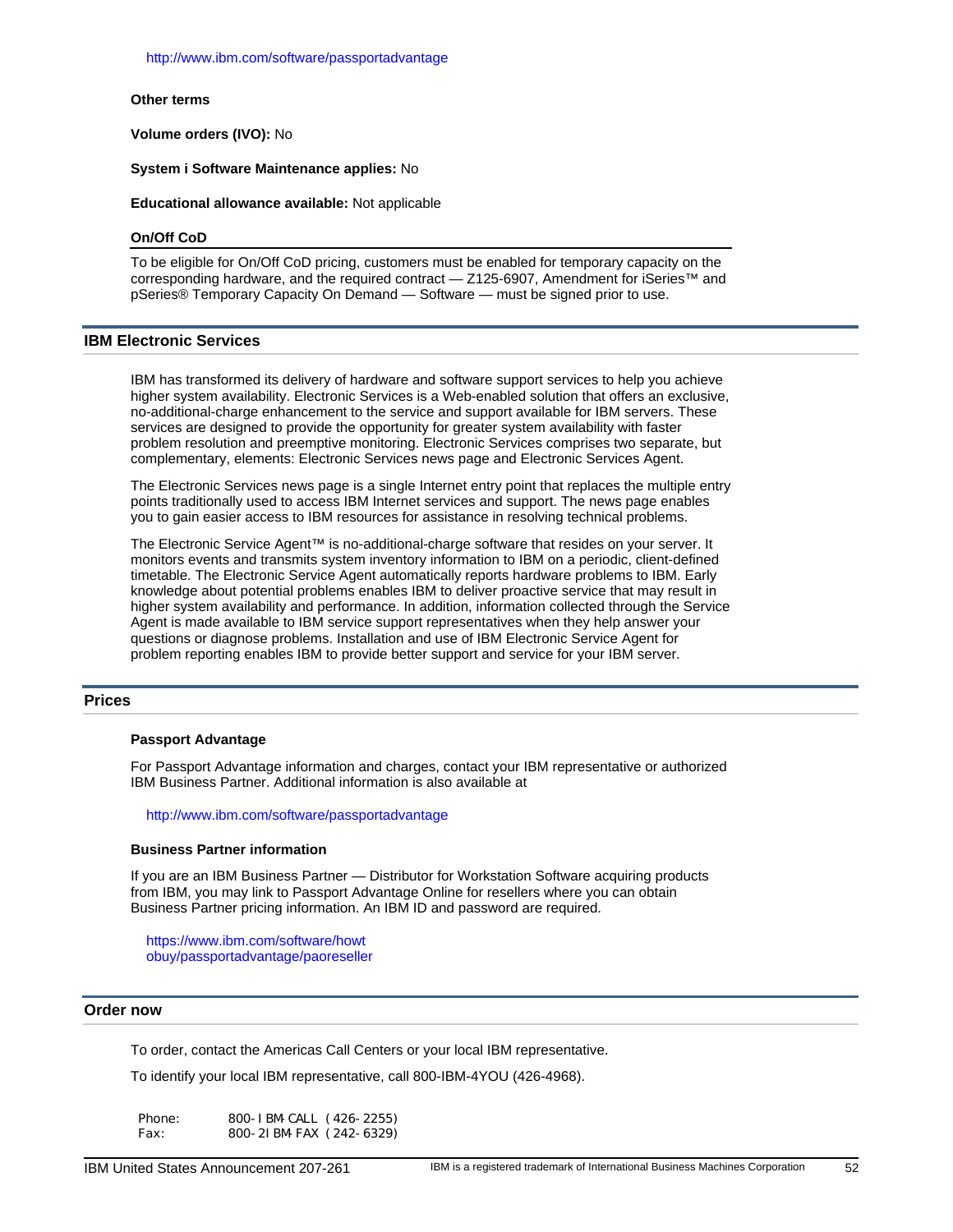http://www.ibm.com/software/passportadvantage

**Other terms**

**Volume orders (IVO):** No

**System i Software Maintenance applies:** No

**Educational allowance available:** Not applicable

**On/Off CoD**

To be eligible for On/Off CoD pricing, customers must be enabled for temporary capacity on the corresponding hardware, and the required contract — Z125-6907, Amendment for iSeries™ and pSeries® Temporary Capacity On Demand — Software — must be signed prior to use.

## IBM Electronic Services

IBM has transformed its delivery of hardware and software support services to help you achieve higher system availability. Electronic Services is a Web-enabled solution that offers an exclusive, no-additional-charge enhancement to the service and support available for IBM servers. These services are designed to provide the opportunity for greater system availability with faster problem resolution and preemptive monitoring. Electronic Services comprises two separate, but complementary, elements: Electronic Services news page and Electronic Services Agent.

The Electronic Services news page is a single Internet entry point that replaces the multiple entry points traditionally used to access IBM Internet services and support. The news page enables you to gain easier access to IBM resources for assistance in resolving technical problems.

The Electronic Service Agent™ is no-additional-charge software that resides on your server. It monitors events and transmits system inventory information to IBM on a periodic, client-defined timetable. The Electronic Service Agent automatically reports hardware problems to IBM. Early knowledge about potential problems enables IBM to deliver proactive service that may result in higher system availability and performance. In addition, information collected through the Service Agent is made available to IBM service support representatives when they help answer your questions or diagnose problems. Installation and use of IBM Electronic Service Agent for problem reporting enables IBM to provide better support and service for your IBM server.

## Prices

**Passport Advantage**

For Passport Advantage information and charges, contact your IBM representative or authorized IBM Business Partner. Additional information is also available at

http://www.ibm.com/software/passportadvantage

**Business Partner information**

If you are an IBM Business Partner — Distributor for Workstation Software acquiring products from IBM, you may link to Passport Advantage Online for resellers where you can obtain Business Partner pricing information. An IBM ID and password are required.

https://www.ibm.com/software/howtobuy/passportadvantage/paoreseller

## Order now

To order, contact the Americas Call Centers or your local IBM representative.

To identify your local IBM representative, call 800-IBM-4YOU (426-4968).

```
Phone:      800-IBM-CALL (426-2255)
Fax:        800-2IBM-FAX (242-6329)
```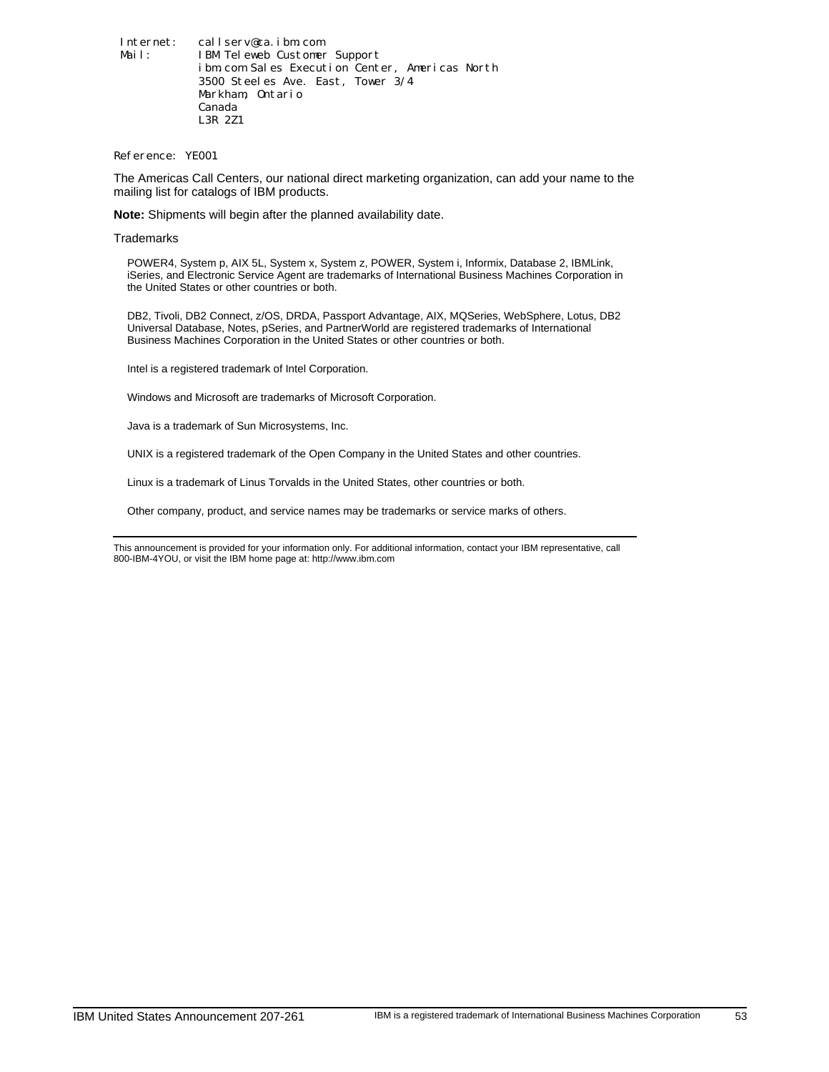```
Internet:   callserv@ca.ibm.com
Mail:       IBM Teleweb Customer Support
            ibm.com Sales Execution Center, Americas North
            3500 Steeles Ave. East, Tower 3/4
            Markham, Ontario
            Canada
            L3R 2Z1
```

```
Reference: YE001
```

The Americas Call Centers, our national direct marketing organization, can add your name to the mailing list for catalogs of IBM products.

**Note:** Shipments will begin after the planned availability date.

Trademarks

POWER4, System p, AIX 5L, System x, System z, POWER, System i, Informix, Database 2, IBMLink, iSeries, and Electronic Service Agent are trademarks of International Business Machines Corporation in the United States or other countries or both.

DB2, Tivoli, DB2 Connect, z/OS, DRDA, Passport Advantage, AIX, MQSeries, WebSphere, Lotus, DB2 Universal Database, Notes, pSeries, and PartnerWorld are registered trademarks of International Business Machines Corporation in the United States or other countries or both.

Intel is a registered trademark of Intel Corporation.

Windows and Microsoft are trademarks of Microsoft Corporation.

Java is a trademark of Sun Microsystems, Inc.

UNIX is a registered trademark of the Open Company in the United States and other countries.

Linux is a trademark of Linus Torvalds in the United States, other countries or both.

Other company, product, and service names may be trademarks or service marks of others.

---

This announcement is provided for your information only. For additional information, contact your IBM representative, call 800-IBM-4YOU, or visit the IBM home page at: http://www.ibm.com